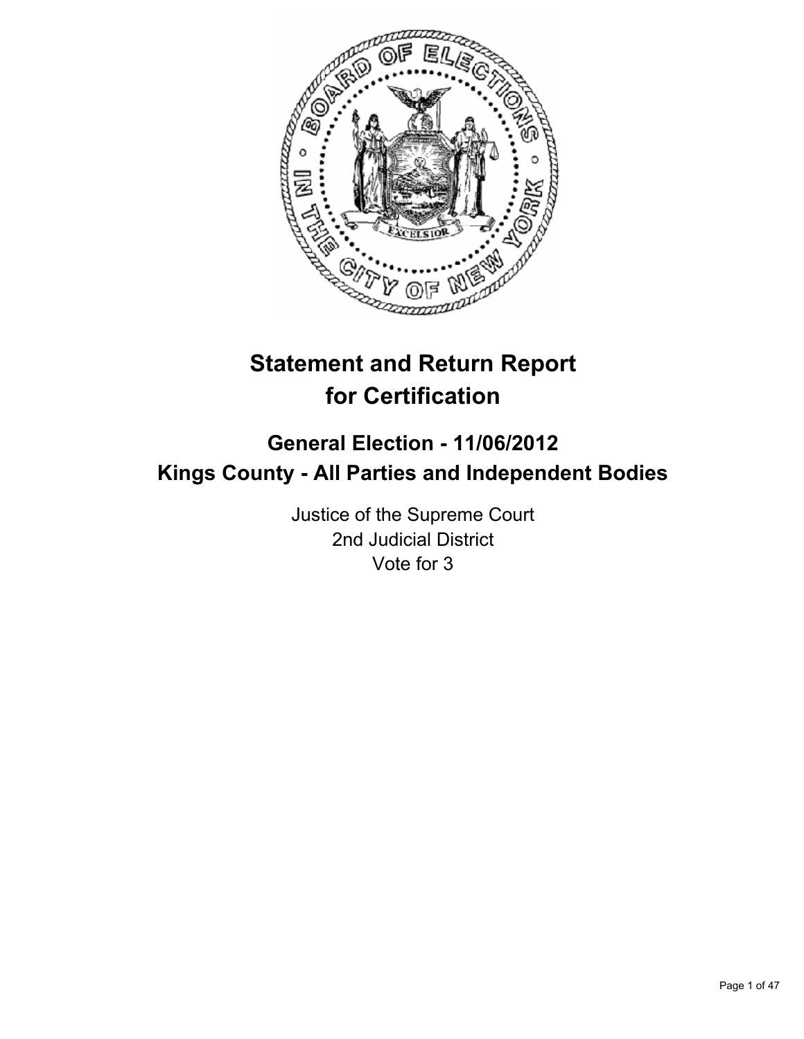# Statement and Return Report for Certification

## General Election - 11/06/2012
## Kings County - All Parties and Independent Bodies

Justice of the Supreme Court
2nd Judicial District
Vote for 3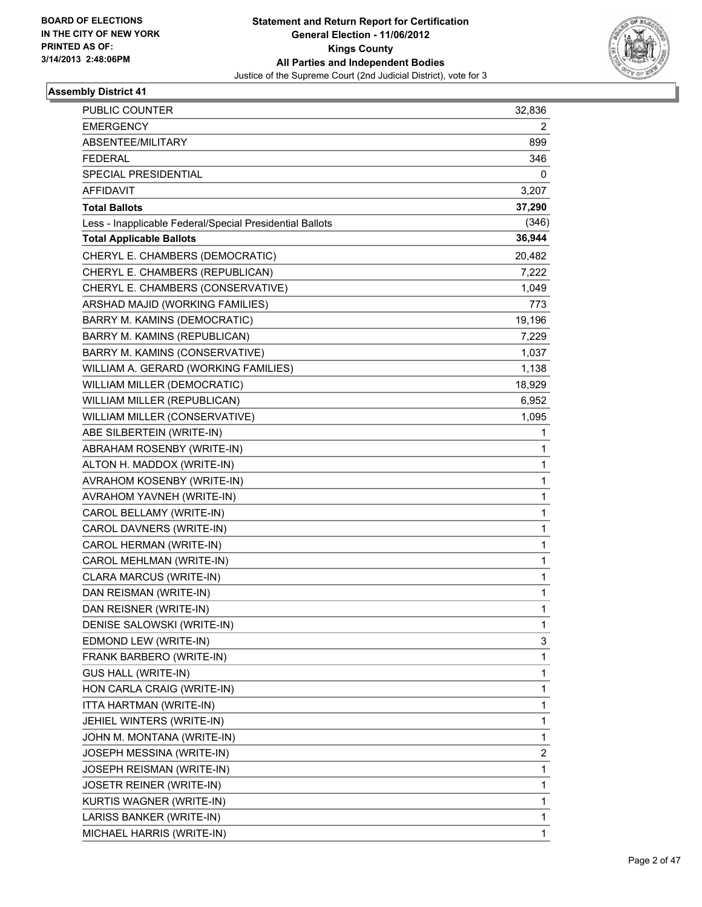BOARD OF ELECTIONS
IN THE CITY OF NEW YORK
PRINTED AS OF:
3/14/2013 2:48:06PM

**Statement and Return Report for Certification**
**General Election - 11/06/2012**
**Kings County**
**All Parties and Independent Bodies**
Justice of the Supreme Court (2nd Judicial District), vote for 3

### Assembly District 41

| | |
|---|---|
| PUBLIC COUNTER | 32,836 |
| EMERGENCY | 2 |
| ABSENTEE/MILITARY | 899 |
| FEDERAL | 346 |
| SPECIAL PRESIDENTIAL | 0 |
| AFFIDAVIT | 3,207 |
| **Total Ballots** | **37,290** |
| Less - Inapplicable Federal/Special Presidential Ballots | (346) |
| **Total Applicable Ballots** | **36,944** |
| CHERYL E. CHAMBERS (DEMOCRATIC) | 20,482 |
| CHERYL E. CHAMBERS (REPUBLICAN) | 7,222 |
| CHERYL E. CHAMBERS (CONSERVATIVE) | 1,049 |
| ARSHAD MAJID (WORKING FAMILIES) | 773 |
| BARRY M. KAMINS (DEMOCRATIC) | 19,196 |
| BARRY M. KAMINS (REPUBLICAN) | 7,229 |
| BARRY M. KAMINS (CONSERVATIVE) | 1,037 |
| WILLIAM A. GERARD (WORKING FAMILIES) | 1,138 |
| WILLIAM MILLER (DEMOCRATIC) | 18,929 |
| WILLIAM MILLER (REPUBLICAN) | 6,952 |
| WILLIAM MILLER (CONSERVATIVE) | 1,095 |
| ABE SILBERTEIN (WRITE-IN) | 1 |
| ABRAHAM ROSENBY (WRITE-IN) | 1 |
| ALTON H. MADDOX (WRITE-IN) | 1 |
| AVRAHOM KOSENBY (WRITE-IN) | 1 |
| AVRAHOM YAVNEH (WRITE-IN) | 1 |
| CAROL BELLAMY (WRITE-IN) | 1 |
| CAROL DAVNERS (WRITE-IN) | 1 |
| CAROL HERMAN (WRITE-IN) | 1 |
| CAROL MEHLMAN (WRITE-IN) | 1 |
| CLARA MARCUS (WRITE-IN) | 1 |
| DAN REISMAN (WRITE-IN) | 1 |
| DAN REISNER (WRITE-IN) | 1 |
| DENISE SALOWSKI (WRITE-IN) | 1 |
| EDMOND LEW (WRITE-IN) | 3 |
| FRANK BARBERO (WRITE-IN) | 1 |
| GUS HALL (WRITE-IN) | 1 |
| HON CARLA CRAIG (WRITE-IN) | 1 |
| ITTA HARTMAN (WRITE-IN) | 1 |
| JEHIEL WINTERS (WRITE-IN) | 1 |
| JOHN M. MONTANA (WRITE-IN) | 1 |
| JOSEPH MESSINA (WRITE-IN) | 2 |
| JOSEPH REISMAN (WRITE-IN) | 1 |
| JOSETR REINER (WRITE-IN) | 1 |
| KURTIS WAGNER (WRITE-IN) | 1 |
| LARISS BANKER (WRITE-IN) | 1 |
| MICHAEL HARRIS (WRITE-IN) | 1 |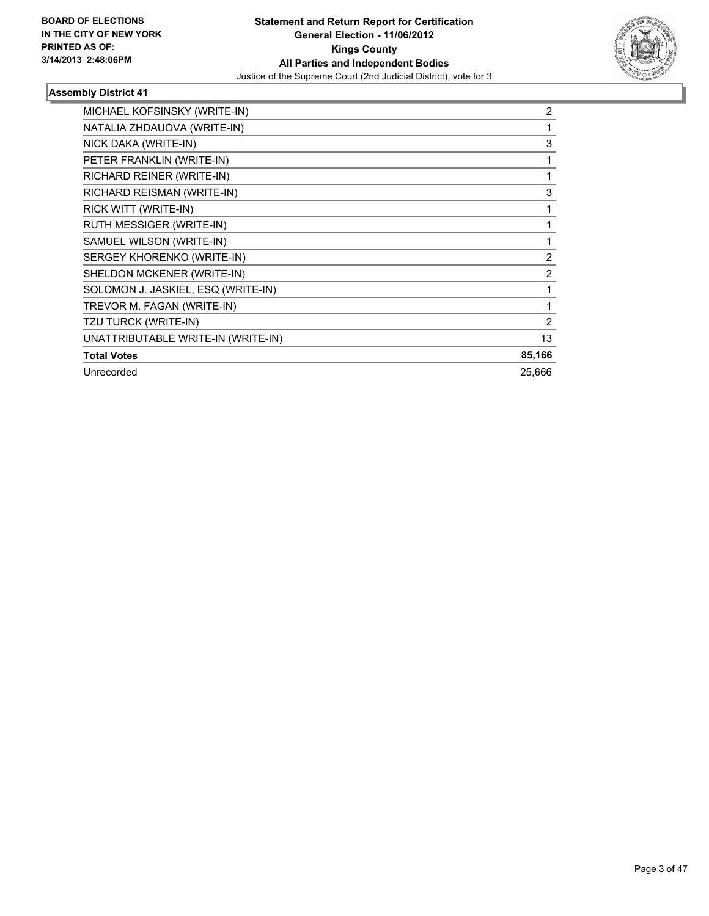**Statement and Return Report for Certification**
**General Election - 11/06/2012**
**Kings County**
**All Parties and Independent Bodies**
Justice of the Supreme Court (2nd Judicial District), vote for 3

**BOARD OF ELECTIONS IN THE CITY OF NEW YORK PRINTED AS OF: 3/14/2013 2:48:06PM**

### Assembly District 41

| | |
|---|---|
| MICHAEL KOFSINSKY (WRITE-IN) | 2 |
| NATALIA ZHDAUOVA (WRITE-IN) | 1 |
| NICK DAKA (WRITE-IN) | 3 |
| PETER FRANKLIN (WRITE-IN) | 1 |
| RICHARD REINER (WRITE-IN) | 1 |
| RICHARD REISMAN (WRITE-IN) | 3 |
| RICK WITT (WRITE-IN) | 1 |
| RUTH MESSIGER (WRITE-IN) | 1 |
| SAMUEL WILSON (WRITE-IN) | 1 |
| SERGEY KHORENKO (WRITE-IN) | 2 |
| SHELDON MCKENER (WRITE-IN) | 2 |
| SOLOMON J. JASKIEL, ESQ (WRITE-IN) | 1 |
| TREVOR M. FAGAN (WRITE-IN) | 1 |
| TZU TURCK (WRITE-IN) | 2 |
| UNATTRIBUTABLE WRITE-IN (WRITE-IN) | 13 |
| **Total Votes** | **85,166** |
| Unrecorded | 25,666 |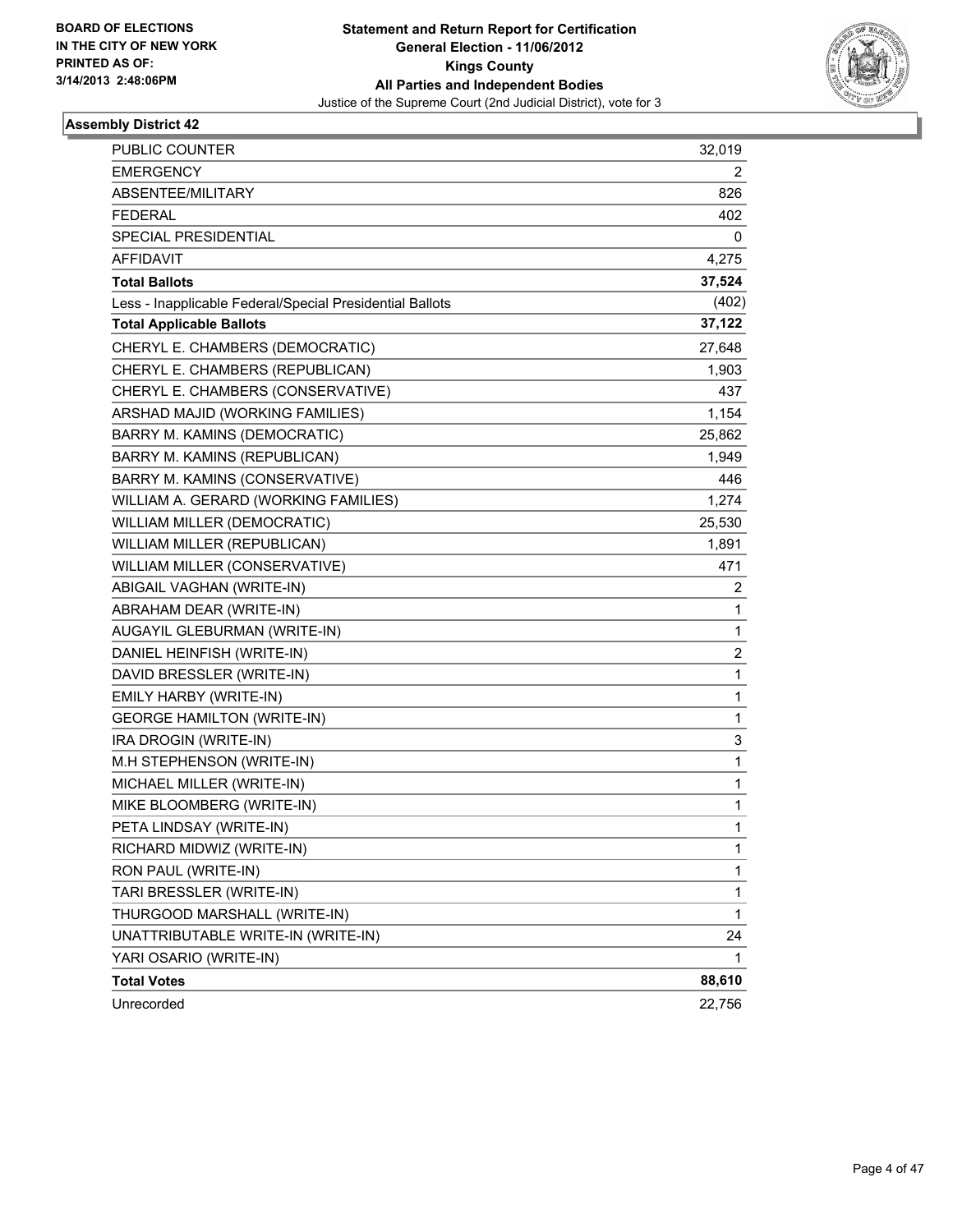**BOARD OF ELECTIONS IN THE CITY OF NEW YORK PRINTED AS OF: 3/14/2013 2:48:06PM**

**Statement and Return Report for Certification**
**General Election - 11/06/2012**
**Kings County**
**All Parties and Independent Bodies**
Justice of the Supreme Court (2nd Judicial District), vote for 3

### Assembly District 42

| | |
|---|---|
| PUBLIC COUNTER | 32,019 |
| EMERGENCY | 2 |
| ABSENTEE/MILITARY | 826 |
| FEDERAL | 402 |
| SPECIAL PRESIDENTIAL | 0 |
| AFFIDAVIT | 4,275 |
| **Total Ballots** | **37,524** |
| Less - Inapplicable Federal/Special Presidential Ballots | (402) |
| **Total Applicable Ballots** | **37,122** |
| CHERYL E. CHAMBERS (DEMOCRATIC) | 27,648 |
| CHERYL E. CHAMBERS (REPUBLICAN) | 1,903 |
| CHERYL E. CHAMBERS (CONSERVATIVE) | 437 |
| ARSHAD MAJID (WORKING FAMILIES) | 1,154 |
| BARRY M. KAMINS (DEMOCRATIC) | 25,862 |
| BARRY M. KAMINS (REPUBLICAN) | 1,949 |
| BARRY M. KAMINS (CONSERVATIVE) | 446 |
| WILLIAM A. GERARD (WORKING FAMILIES) | 1,274 |
| WILLIAM MILLER (DEMOCRATIC) | 25,530 |
| WILLIAM MILLER (REPUBLICAN) | 1,891 |
| WILLIAM MILLER (CONSERVATIVE) | 471 |
| ABIGAIL VAGHAN (WRITE-IN) | 2 |
| ABRAHAM DEAR (WRITE-IN) | 1 |
| AUGAYIL GLEBURMAN (WRITE-IN) | 1 |
| DANIEL HEINFISH (WRITE-IN) | 2 |
| DAVID BRESSLER (WRITE-IN) | 1 |
| EMILY HARBY (WRITE-IN) | 1 |
| GEORGE HAMILTON (WRITE-IN) | 1 |
| IRA DROGIN (WRITE-IN) | 3 |
| M.H STEPHENSON (WRITE-IN) | 1 |
| MICHAEL MILLER (WRITE-IN) | 1 |
| MIKE BLOOMBERG (WRITE-IN) | 1 |
| PETA LINDSAY (WRITE-IN) | 1 |
| RICHARD MIDWIZ (WRITE-IN) | 1 |
| RON PAUL (WRITE-IN) | 1 |
| TARI BRESSLER (WRITE-IN) | 1 |
| THURGOOD MARSHALL (WRITE-IN) | 1 |
| UNATTRIBUTABLE WRITE-IN (WRITE-IN) | 24 |
| YARI OSARIO (WRITE-IN) | 1 |
| **Total Votes** | **88,610** |
| Unrecorded | 22,756 |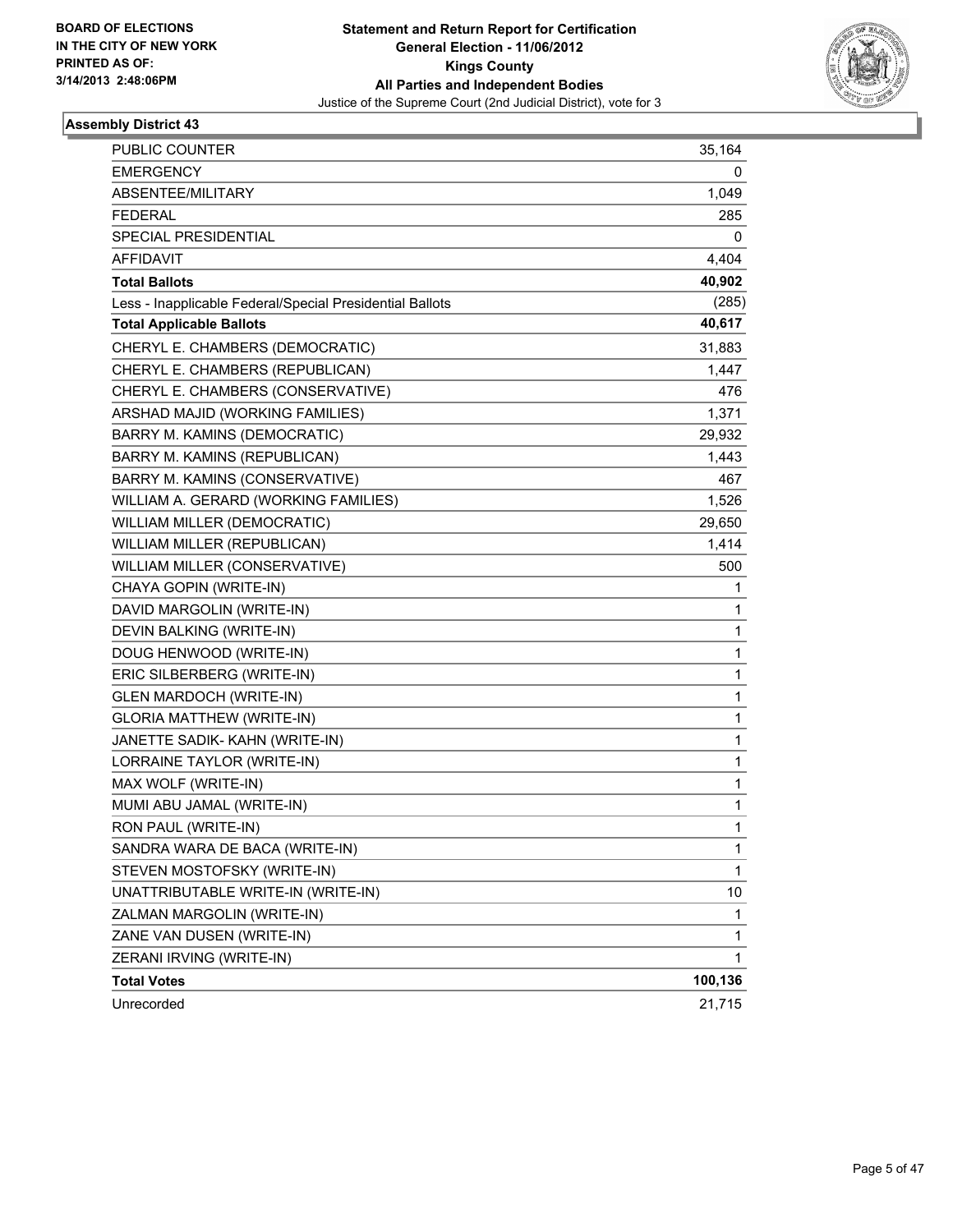**BOARD OF ELECTIONS IN THE CITY OF NEW YORK PRINTED AS OF: 3/14/2013 2:48:06PM**

**Statement and Return Report for Certification**
**General Election - 11/06/2012**
**Kings County**
**All Parties and Independent Bodies**
Justice of the Supreme Court (2nd Judicial District), vote for 3

### Assembly District 43

| | |
|---|---|
| PUBLIC COUNTER | 35,164 |
| EMERGENCY | 0 |
| ABSENTEE/MILITARY | 1,049 |
| FEDERAL | 285 |
| SPECIAL PRESIDENTIAL | 0 |
| AFFIDAVIT | 4,404 |
| **Total Ballots** | **40,902** |
| Less - Inapplicable Federal/Special Presidential Ballots | (285) |
| **Total Applicable Ballots** | **40,617** |
| CHERYL E. CHAMBERS (DEMOCRATIC) | 31,883 |
| CHERYL E. CHAMBERS (REPUBLICAN) | 1,447 |
| CHERYL E. CHAMBERS (CONSERVATIVE) | 476 |
| ARSHAD MAJID (WORKING FAMILIES) | 1,371 |
| BARRY M. KAMINS (DEMOCRATIC) | 29,932 |
| BARRY M. KAMINS (REPUBLICAN) | 1,443 |
| BARRY M. KAMINS (CONSERVATIVE) | 467 |
| WILLIAM A. GERARD (WORKING FAMILIES) | 1,526 |
| WILLIAM MILLER (DEMOCRATIC) | 29,650 |
| WILLIAM MILLER (REPUBLICAN) | 1,414 |
| WILLIAM MILLER (CONSERVATIVE) | 500 |
| CHAYA GOPIN (WRITE-IN) | 1 |
| DAVID MARGOLIN (WRITE-IN) | 1 |
| DEVIN BALKING (WRITE-IN) | 1 |
| DOUG HENWOOD (WRITE-IN) | 1 |
| ERIC SILBERBERG (WRITE-IN) | 1 |
| GLEN MARDOCH (WRITE-IN) | 1 |
| GLORIA MATTHEW (WRITE-IN) | 1 |
| JANETTE SADIK- KAHN (WRITE-IN) | 1 |
| LORRAINE TAYLOR (WRITE-IN) | 1 |
| MAX WOLF (WRITE-IN) | 1 |
| MUMI ABU JAMAL (WRITE-IN) | 1 |
| RON PAUL (WRITE-IN) | 1 |
| SANDRA WARA DE BACA (WRITE-IN) | 1 |
| STEVEN MOSTOFSKY (WRITE-IN) | 1 |
| UNATTRIBUTABLE WRITE-IN (WRITE-IN) | 10 |
| ZALMAN MARGOLIN (WRITE-IN) | 1 |
| ZANE VAN DUSEN (WRITE-IN) | 1 |
| ZERANI IRVING (WRITE-IN) | 1 |
| **Total Votes** | **100,136** |
| Unrecorded | 21,715 |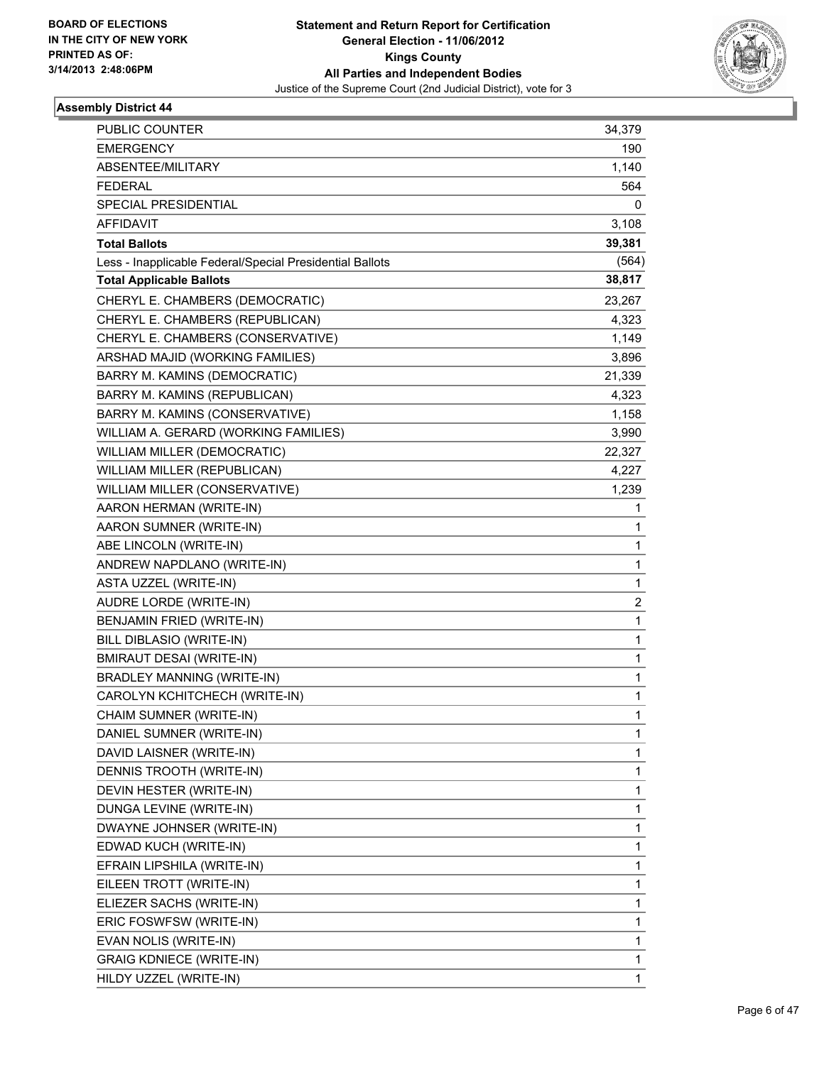BOARD OF ELECTIONS
IN THE CITY OF NEW YORK
PRINTED AS OF:
3/14/2013 2:48:06PM

**Statement and Return Report for Certification**
**General Election - 11/06/2012**
**Kings County**
**All Parties and Independent Bodies**
Justice of the Supreme Court (2nd Judicial District), vote for 3

### Assembly District 44

| | |
|---|---|
| PUBLIC COUNTER | 34,379 |
| EMERGENCY | 190 |
| ABSENTEE/MILITARY | 1,140 |
| FEDERAL | 564 |
| SPECIAL PRESIDENTIAL | 0 |
| AFFIDAVIT | 3,108 |
| **Total Ballots** | **39,381** |
| Less - Inapplicable Federal/Special Presidential Ballots | (564) |
| **Total Applicable Ballots** | **38,817** |
| CHERYL E. CHAMBERS (DEMOCRATIC) | 23,267 |
| CHERYL E. CHAMBERS (REPUBLICAN) | 4,323 |
| CHERYL E. CHAMBERS (CONSERVATIVE) | 1,149 |
| ARSHAD MAJID (WORKING FAMILIES) | 3,896 |
| BARRY M. KAMINS (DEMOCRATIC) | 21,339 |
| BARRY M. KAMINS (REPUBLICAN) | 4,323 |
| BARRY M. KAMINS (CONSERVATIVE) | 1,158 |
| WILLIAM A. GERARD (WORKING FAMILIES) | 3,990 |
| WILLIAM MILLER (DEMOCRATIC) | 22,327 |
| WILLIAM MILLER (REPUBLICAN) | 4,227 |
| WILLIAM MILLER (CONSERVATIVE) | 1,239 |
| AARON HERMAN (WRITE-IN) | 1 |
| AARON SUMNER (WRITE-IN) | 1 |
| ABE LINCOLN (WRITE-IN) | 1 |
| ANDREW NAPDLANO (WRITE-IN) | 1 |
| ASTA UZZEL (WRITE-IN) | 1 |
| AUDRE LORDE (WRITE-IN) | 2 |
| BENJAMIN FRIED (WRITE-IN) | 1 |
| BILL DIBLASIO (WRITE-IN) | 1 |
| BMIRAUT DESAI (WRITE-IN) | 1 |
| BRADLEY MANNING (WRITE-IN) | 1 |
| CAROLYN KCHITCHECH (WRITE-IN) | 1 |
| CHAIM SUMNER (WRITE-IN) | 1 |
| DANIEL SUMNER (WRITE-IN) | 1 |
| DAVID LAISNER (WRITE-IN) | 1 |
| DENNIS TROOTH (WRITE-IN) | 1 |
| DEVIN HESTER (WRITE-IN) | 1 |
| DUNGA LEVINE (WRITE-IN) | 1 |
| DWAYNE JOHNSER (WRITE-IN) | 1 |
| EDWAD KUCH (WRITE-IN) | 1 |
| EFRAIN LIPSHILA (WRITE-IN) | 1 |
| EILEEN TROTT (WRITE-IN) | 1 |
| ELIEZER SACHS (WRITE-IN) | 1 |
| ERIC FOSWFSW (WRITE-IN) | 1 |
| EVAN NOLIS (WRITE-IN) | 1 |
| GRAIG KDNIECE (WRITE-IN) | 1 |
| HILDY UZZEL (WRITE-IN) | 1 |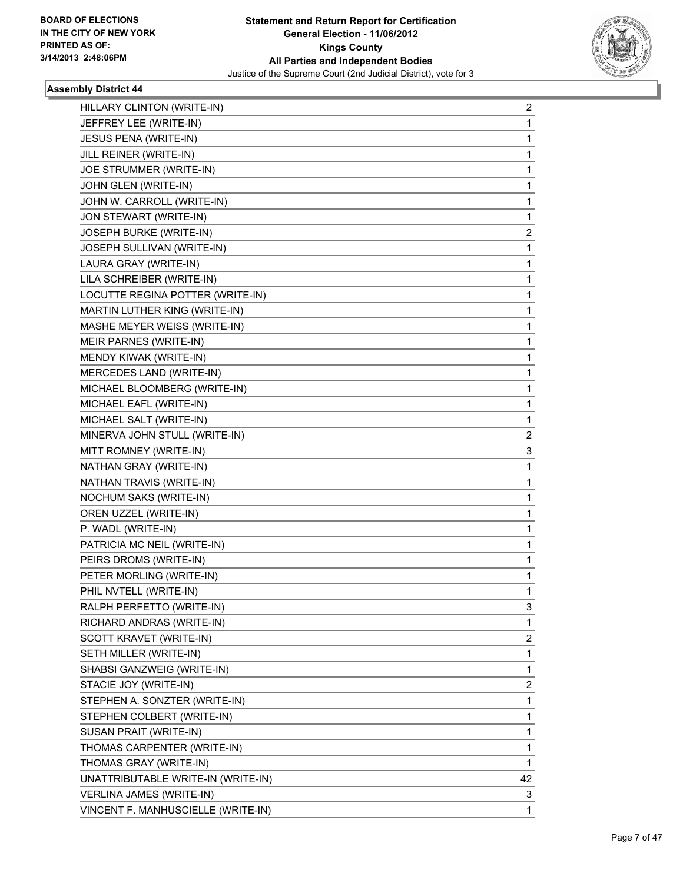**BOARD OF ELECTIONS IN THE CITY OF NEW YORK PRINTED AS OF: 3/14/2013 2:48:06PM**

**Statement and Return Report for Certification**
**General Election - 11/06/2012**
**Kings County**
**All Parties and Independent Bodies**
Justice of the Supreme Court (2nd Judicial District), vote for 3

### Assembly District 44

| | |
|---|---|
| HILLARY CLINTON (WRITE-IN) | 2 |
| JEFFREY LEE (WRITE-IN) | 1 |
| JESUS PENA (WRITE-IN) | 1 |
| JILL REINER (WRITE-IN) | 1 |
| JOE STRUMMER (WRITE-IN) | 1 |
| JOHN GLEN (WRITE-IN) | 1 |
| JOHN W. CARROLL (WRITE-IN) | 1 |
| JON STEWART (WRITE-IN) | 1 |
| JOSEPH BURKE (WRITE-IN) | 2 |
| JOSEPH SULLIVAN (WRITE-IN) | 1 |
| LAURA GRAY (WRITE-IN) | 1 |
| LILA SCHREIBER (WRITE-IN) | 1 |
| LOCUTTE REGINA POTTER (WRITE-IN) | 1 |
| MARTIN LUTHER KING (WRITE-IN) | 1 |
| MASHE MEYER WEISS (WRITE-IN) | 1 |
| MEIR PARNES (WRITE-IN) | 1 |
| MENDY KIWAK (WRITE-IN) | 1 |
| MERCEDES LAND (WRITE-IN) | 1 |
| MICHAEL BLOOMBERG (WRITE-IN) | 1 |
| MICHAEL EAFL (WRITE-IN) | 1 |
| MICHAEL SALT (WRITE-IN) | 1 |
| MINERVA JOHN STULL (WRITE-IN) | 2 |
| MITT ROMNEY (WRITE-IN) | 3 |
| NATHAN GRAY (WRITE-IN) | 1 |
| NATHAN TRAVIS (WRITE-IN) | 1 |
| NOCHUM SAKS (WRITE-IN) | 1 |
| OREN UZZEL (WRITE-IN) | 1 |
| P. WADL (WRITE-IN) | 1 |
| PATRICIA MC NEIL (WRITE-IN) | 1 |
| PEIRS DROMS (WRITE-IN) | 1 |
| PETER MORLING (WRITE-IN) | 1 |
| PHIL NVTELL (WRITE-IN) | 1 |
| RALPH PERFETTO (WRITE-IN) | 3 |
| RICHARD ANDRAS (WRITE-IN) | 1 |
| SCOTT KRAVET (WRITE-IN) | 2 |
| SETH MILLER (WRITE-IN) | 1 |
| SHABSI GANZWEIG (WRITE-IN) | 1 |
| STACIE JOY (WRITE-IN) | 2 |
| STEPHEN A. SONZTER (WRITE-IN) | 1 |
| STEPHEN COLBERT (WRITE-IN) | 1 |
| SUSAN PRAIT (WRITE-IN) | 1 |
| THOMAS CARPENTER (WRITE-IN) | 1 |
| THOMAS GRAY (WRITE-IN) | 1 |
| UNATTRIBUTABLE WRITE-IN (WRITE-IN) | 42 |
| VERLINA JAMES (WRITE-IN) | 3 |
| VINCENT F. MANHUSCIELLE (WRITE-IN) | 1 |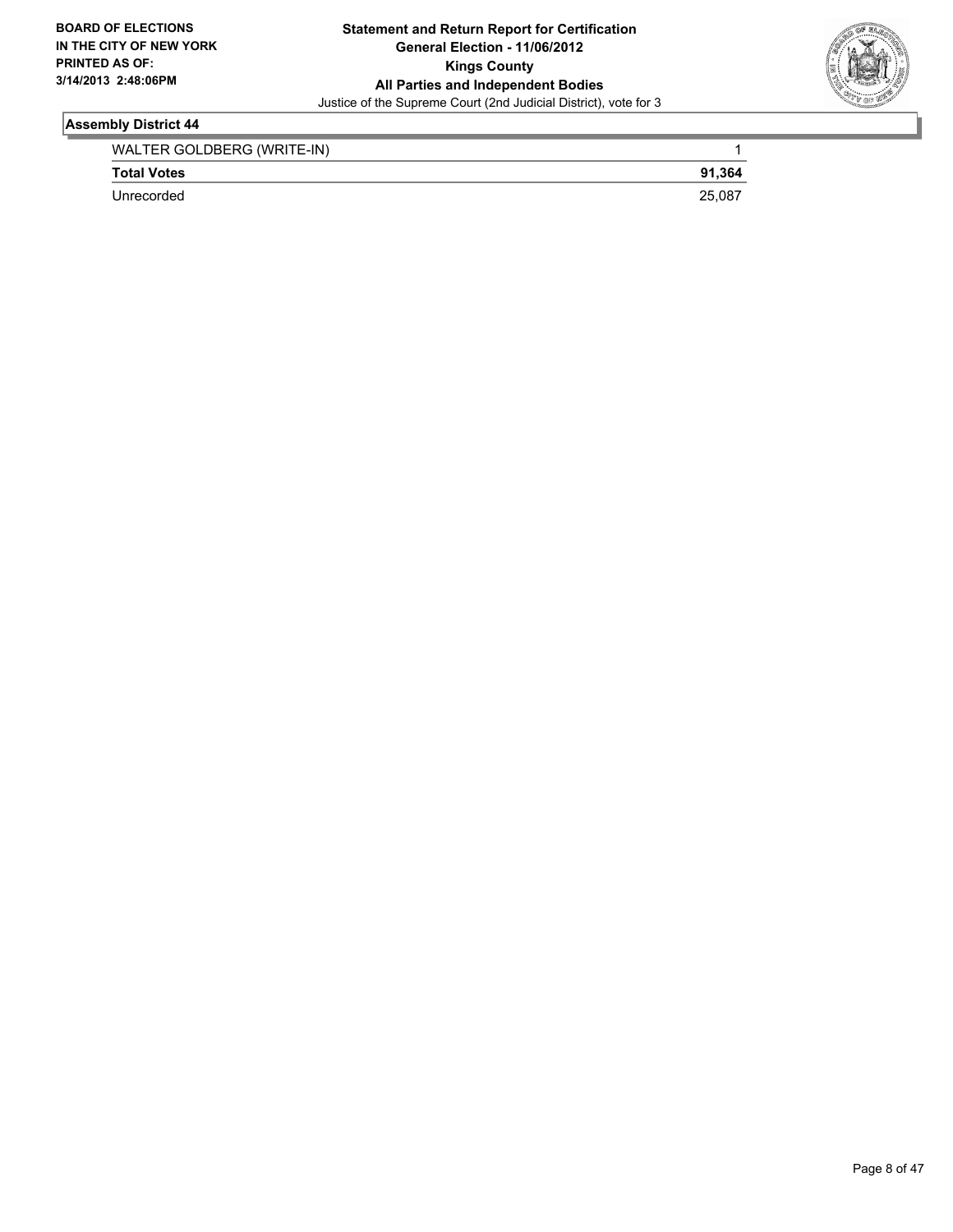## Assembly District 44

| | |
|---|---|
| WALTER GOLDBERG (WRITE-IN) | 1 |
| **Total Votes** | **91,364** |
| Unrecorded | 25,087 |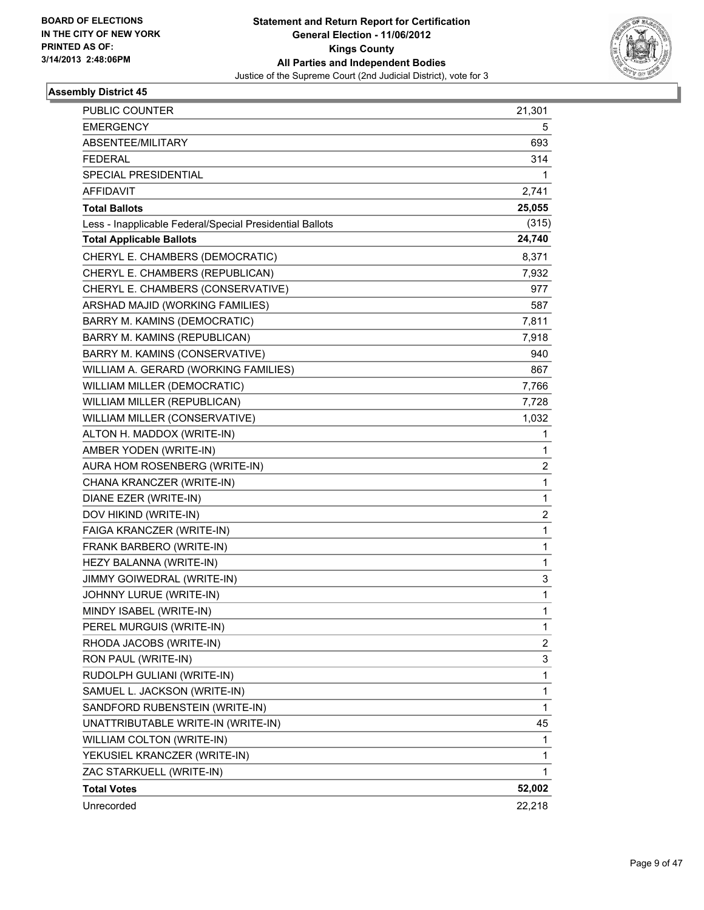BOARD OF ELECTIONS
IN THE CITY OF NEW YORK
PRINTED AS OF:
3/14/2013 2:48:06PM

**Statement and Return Report for Certification**
**General Election - 11/06/2012**
**Kings County**
**All Parties and Independent Bodies**
Justice of the Supreme Court (2nd Judicial District), vote for 3

## Assembly District 45

| | |
|---|---|
| PUBLIC COUNTER | 21,301 |
| EMERGENCY | 5 |
| ABSENTEE/MILITARY | 693 |
| FEDERAL | 314 |
| SPECIAL PRESIDENTIAL | 1 |
| AFFIDAVIT | 2,741 |
| **Total Ballots** | **25,055** |
| Less - Inapplicable Federal/Special Presidential Ballots | (315) |
| **Total Applicable Ballots** | **24,740** |
| CHERYL E. CHAMBERS (DEMOCRATIC) | 8,371 |
| CHERYL E. CHAMBERS (REPUBLICAN) | 7,932 |
| CHERYL E. CHAMBERS (CONSERVATIVE) | 977 |
| ARSHAD MAJID (WORKING FAMILIES) | 587 |
| BARRY M. KAMINS (DEMOCRATIC) | 7,811 |
| BARRY M. KAMINS (REPUBLICAN) | 7,918 |
| BARRY M. KAMINS (CONSERVATIVE) | 940 |
| WILLIAM A. GERARD (WORKING FAMILIES) | 867 |
| WILLIAM MILLER (DEMOCRATIC) | 7,766 |
| WILLIAM MILLER (REPUBLICAN) | 7,728 |
| WILLIAM MILLER (CONSERVATIVE) | 1,032 |
| ALTON H. MADDOX (WRITE-IN) | 1 |
| AMBER YODEN (WRITE-IN) | 1 |
| AURA HOM ROSENBERG (WRITE-IN) | 2 |
| CHANA KRANCZER (WRITE-IN) | 1 |
| DIANE EZER (WRITE-IN) | 1 |
| DOV HIKIND (WRITE-IN) | 2 |
| FAIGA KRANCZER (WRITE-IN) | 1 |
| FRANK BARBERO (WRITE-IN) | 1 |
| HEZY BALANNA (WRITE-IN) | 1 |
| JIMMY GOIWEDRAL (WRITE-IN) | 3 |
| JOHNNY LURUE (WRITE-IN) | 1 |
| MINDY ISABEL (WRITE-IN) | 1 |
| PEREL MURGUIS (WRITE-IN) | 1 |
| RHODA JACOBS (WRITE-IN) | 2 |
| RON PAUL (WRITE-IN) | 3 |
| RUDOLPH GULIANI (WRITE-IN) | 1 |
| SAMUEL L. JACKSON (WRITE-IN) | 1 |
| SANDFORD RUBENSTEIN (WRITE-IN) | 1 |
| UNATTRIBUTABLE WRITE-IN (WRITE-IN) | 45 |
| WILLIAM COLTON (WRITE-IN) | 1 |
| YEKUSIEL KRANCZER (WRITE-IN) | 1 |
| ZAC STARKUELL (WRITE-IN) | 1 |
| **Total Votes** | **52,002** |
| Unrecorded | 22,218 |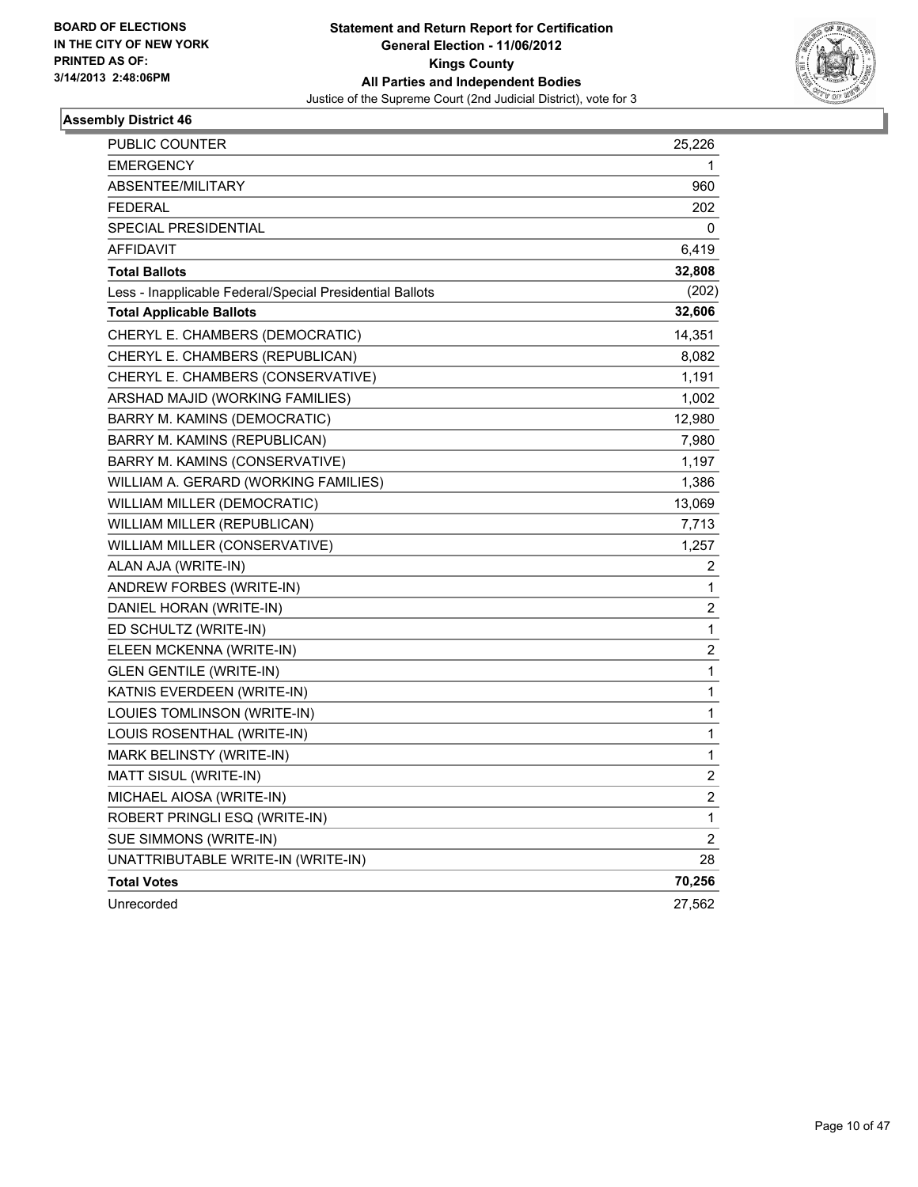**BOARD OF ELECTIONS**
**IN THE CITY OF NEW YORK**
**PRINTED AS OF:**
**3/14/2013 2:48:06PM**

**Statement and Return Report for Certification**
**General Election - 11/06/2012**
**Kings County**
**All Parties and Independent Bodies**
Justice of the Supreme Court (2nd Judicial District), vote for 3

### Assembly District 46

| | |
|---|---|
| PUBLIC COUNTER | 25,226 |
| EMERGENCY | 1 |
| ABSENTEE/MILITARY | 960 |
| FEDERAL | 202 |
| SPECIAL PRESIDENTIAL | 0 |
| AFFIDAVIT | 6,419 |
| **Total Ballots** | **32,808** |
| Less - Inapplicable Federal/Special Presidential Ballots | (202) |
| **Total Applicable Ballots** | **32,606** |
| CHERYL E. CHAMBERS (DEMOCRATIC) | 14,351 |
| CHERYL E. CHAMBERS (REPUBLICAN) | 8,082 |
| CHERYL E. CHAMBERS (CONSERVATIVE) | 1,191 |
| ARSHAD MAJID (WORKING FAMILIES) | 1,002 |
| BARRY M. KAMINS (DEMOCRATIC) | 12,980 |
| BARRY M. KAMINS (REPUBLICAN) | 7,980 |
| BARRY M. KAMINS (CONSERVATIVE) | 1,197 |
| WILLIAM A. GERARD (WORKING FAMILIES) | 1,386 |
| WILLIAM MILLER (DEMOCRATIC) | 13,069 |
| WILLIAM MILLER (REPUBLICAN) | 7,713 |
| WILLIAM MILLER (CONSERVATIVE) | 1,257 |
| ALAN AJA (WRITE-IN) | 2 |
| ANDREW FORBES (WRITE-IN) | 1 |
| DANIEL HORAN (WRITE-IN) | 2 |
| ED SCHULTZ (WRITE-IN) | 1 |
| ELEEN MCKENNA (WRITE-IN) | 2 |
| GLEN GENTILE (WRITE-IN) | 1 |
| KATNIS EVERDEEN (WRITE-IN) | 1 |
| LOUIES TOMLINSON (WRITE-IN) | 1 |
| LOUIS ROSENTHAL (WRITE-IN) | 1 |
| MARK BELINSTY (WRITE-IN) | 1 |
| MATT SISUL (WRITE-IN) | 2 |
| MICHAEL AIOSA (WRITE-IN) | 2 |
| ROBERT PRINGLI ESQ (WRITE-IN) | 1 |
| SUE SIMMONS (WRITE-IN) | 2 |
| UNATTRIBUTABLE WRITE-IN (WRITE-IN) | 28 |
| **Total Votes** | **70,256** |
| Unrecorded | 27,562 |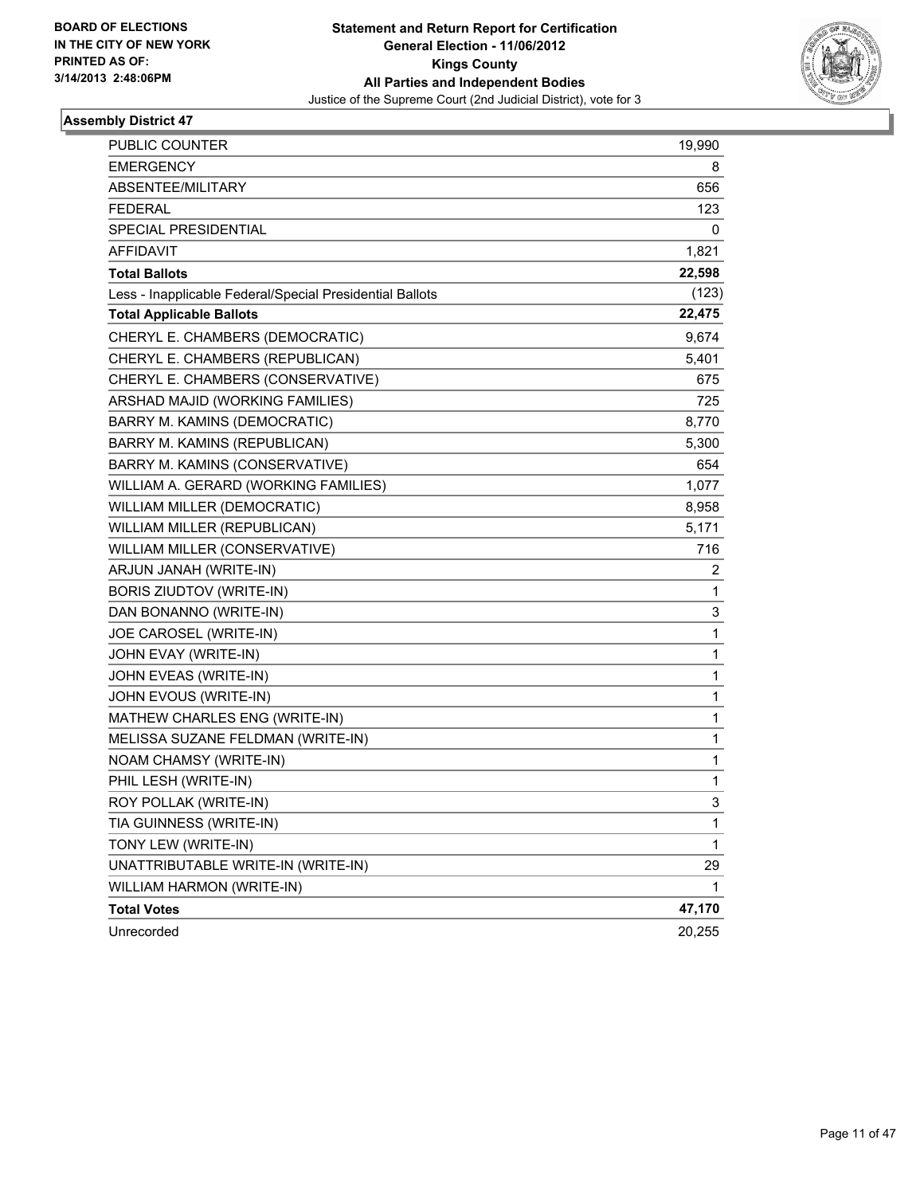BOARD OF ELECTIONS
IN THE CITY OF NEW YORK
PRINTED AS OF:
3/14/2013 2:48:06PM

**Statement and Return Report for Certification**
**General Election - 11/06/2012**
**Kings County**
**All Parties and Independent Bodies**
Justice of the Supreme Court (2nd Judicial District), vote for 3

### Assembly District 47

| | |
|---|---|
| PUBLIC COUNTER | 19,990 |
| EMERGENCY | 8 |
| ABSENTEE/MILITARY | 656 |
| FEDERAL | 123 |
| SPECIAL PRESIDENTIAL | 0 |
| AFFIDAVIT | 1,821 |
| **Total Ballots** | **22,598** |
| Less - Inapplicable Federal/Special Presidential Ballots | (123) |
| **Total Applicable Ballots** | **22,475** |
| CHERYL E. CHAMBERS (DEMOCRATIC) | 9,674 |
| CHERYL E. CHAMBERS (REPUBLICAN) | 5,401 |
| CHERYL E. CHAMBERS (CONSERVATIVE) | 675 |
| ARSHAD MAJID (WORKING FAMILIES) | 725 |
| BARRY M. KAMINS (DEMOCRATIC) | 8,770 |
| BARRY M. KAMINS (REPUBLICAN) | 5,300 |
| BARRY M. KAMINS (CONSERVATIVE) | 654 |
| WILLIAM A. GERARD (WORKING FAMILIES) | 1,077 |
| WILLIAM MILLER (DEMOCRATIC) | 8,958 |
| WILLIAM MILLER (REPUBLICAN) | 5,171 |
| WILLIAM MILLER (CONSERVATIVE) | 716 |
| ARJUN JANAH (WRITE-IN) | 2 |
| BORIS ZIUDTOV (WRITE-IN) | 1 |
| DAN BONANNO (WRITE-IN) | 3 |
| JOE CAROSEL (WRITE-IN) | 1 |
| JOHN EVAY (WRITE-IN) | 1 |
| JOHN EVEAS (WRITE-IN) | 1 |
| JOHN EVOUS (WRITE-IN) | 1 |
| MATHEW CHARLES ENG (WRITE-IN) | 1 |
| MELISSA SUZANE FELDMAN (WRITE-IN) | 1 |
| NOAM CHAMSY (WRITE-IN) | 1 |
| PHIL LESH (WRITE-IN) | 1 |
| ROY POLLAK (WRITE-IN) | 3 |
| TIA GUINNESS (WRITE-IN) | 1 |
| TONY LEW (WRITE-IN) | 1 |
| UNATTRIBUTABLE WRITE-IN (WRITE-IN) | 29 |
| WILLIAM HARMON (WRITE-IN) | 1 |
| **Total Votes** | **47,170** |
| Unrecorded | 20,255 |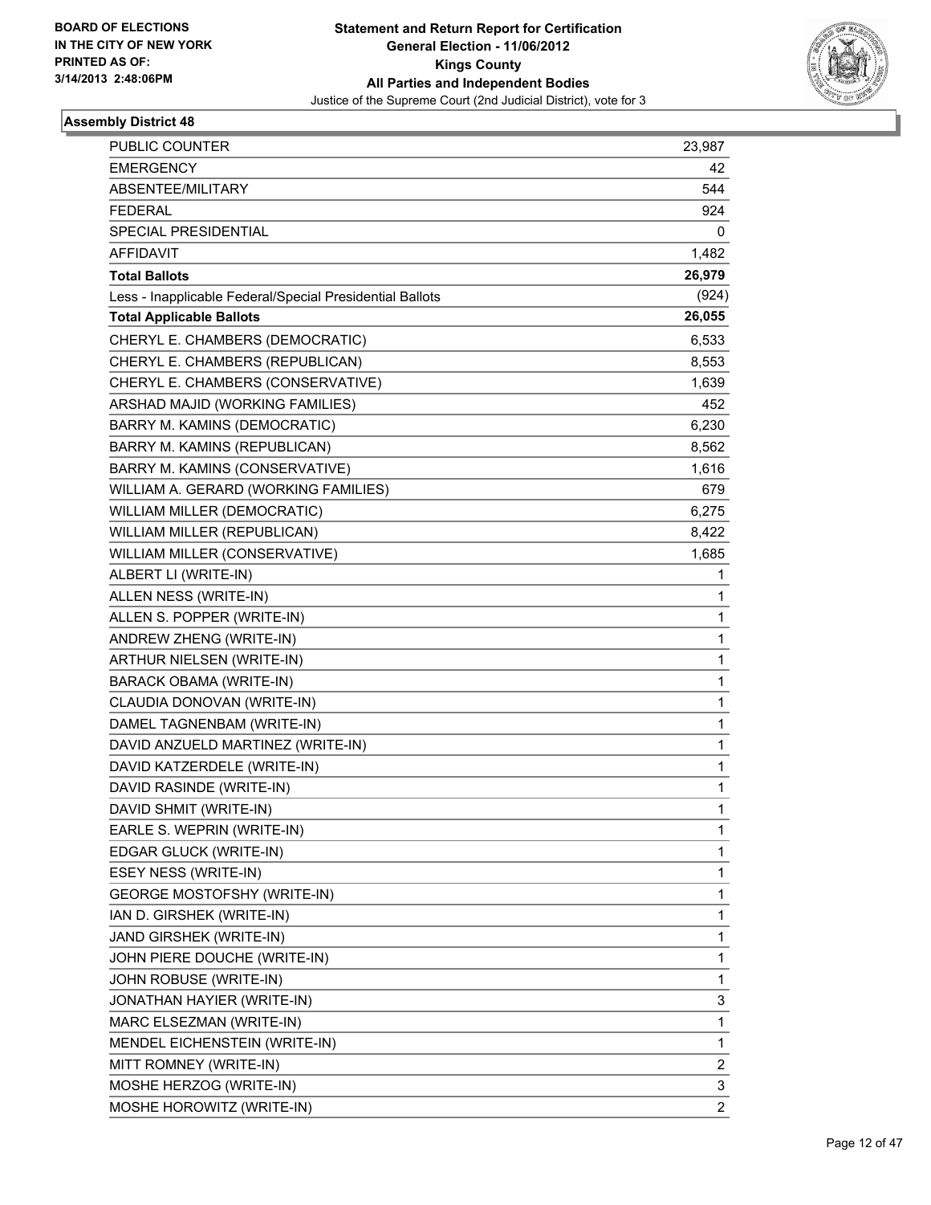**BOARD OF ELECTIONS IN THE CITY OF NEW YORK PRINTED AS OF: 3/14/2013 2:48:06PM**

# Statement and Return Report for Certification
## General Election - 11/06/2012
## Kings County
## All Parties and Independent Bodies
Justice of the Supreme Court (2nd Judicial District), vote for 3

### Assembly District 48

| | |
|---|---|
| PUBLIC COUNTER | 23,987 |
| EMERGENCY | 42 |
| ABSENTEE/MILITARY | 544 |
| FEDERAL | 924 |
| SPECIAL PRESIDENTIAL | 0 |
| AFFIDAVIT | 1,482 |
| **Total Ballots** | **26,979** |
| Less - Inapplicable Federal/Special Presidential Ballots | (924) |
| **Total Applicable Ballots** | **26,055** |
| CHERYL E. CHAMBERS (DEMOCRATIC) | 6,533 |
| CHERYL E. CHAMBERS (REPUBLICAN) | 8,553 |
| CHERYL E. CHAMBERS (CONSERVATIVE) | 1,639 |
| ARSHAD MAJID (WORKING FAMILIES) | 452 |
| BARRY M. KAMINS (DEMOCRATIC) | 6,230 |
| BARRY M. KAMINS (REPUBLICAN) | 8,562 |
| BARRY M. KAMINS (CONSERVATIVE) | 1,616 |
| WILLIAM A. GERARD (WORKING FAMILIES) | 679 |
| WILLIAM MILLER (DEMOCRATIC) | 6,275 |
| WILLIAM MILLER (REPUBLICAN) | 8,422 |
| WILLIAM MILLER (CONSERVATIVE) | 1,685 |
| ALBERT LI (WRITE-IN) | 1 |
| ALLEN NESS (WRITE-IN) | 1 |
| ALLEN S. POPPER (WRITE-IN) | 1 |
| ANDREW ZHENG (WRITE-IN) | 1 |
| ARTHUR NIELSEN (WRITE-IN) | 1 |
| BARACK OBAMA (WRITE-IN) | 1 |
| CLAUDIA DONOVAN (WRITE-IN) | 1 |
| DAMEL TAGNENBAM (WRITE-IN) | 1 |
| DAVID ANZUELD MARTINEZ (WRITE-IN) | 1 |
| DAVID KATZERDELE (WRITE-IN) | 1 |
| DAVID RASINDE (WRITE-IN) | 1 |
| DAVID SHMIT (WRITE-IN) | 1 |
| EARLE S. WEPRIN (WRITE-IN) | 1 |
| EDGAR GLUCK (WRITE-IN) | 1 |
| ESEY NESS (WRITE-IN) | 1 |
| GEORGE MOSTOFSHY (WRITE-IN) | 1 |
| IAN D. GIRSHEK (WRITE-IN) | 1 |
| JAND GIRSHEK (WRITE-IN) | 1 |
| JOHN PIERE DOUCHE (WRITE-IN) | 1 |
| JOHN ROBUSE (WRITE-IN) | 1 |
| JONATHAN HAYIER (WRITE-IN) | 3 |
| MARC ELSEZMAN (WRITE-IN) | 1 |
| MENDEL EICHENSTEIN (WRITE-IN) | 1 |
| MITT ROMNEY (WRITE-IN) | 2 |
| MOSHE HERZOG (WRITE-IN) | 3 |
| MOSHE HOROWITZ (WRITE-IN) | 2 |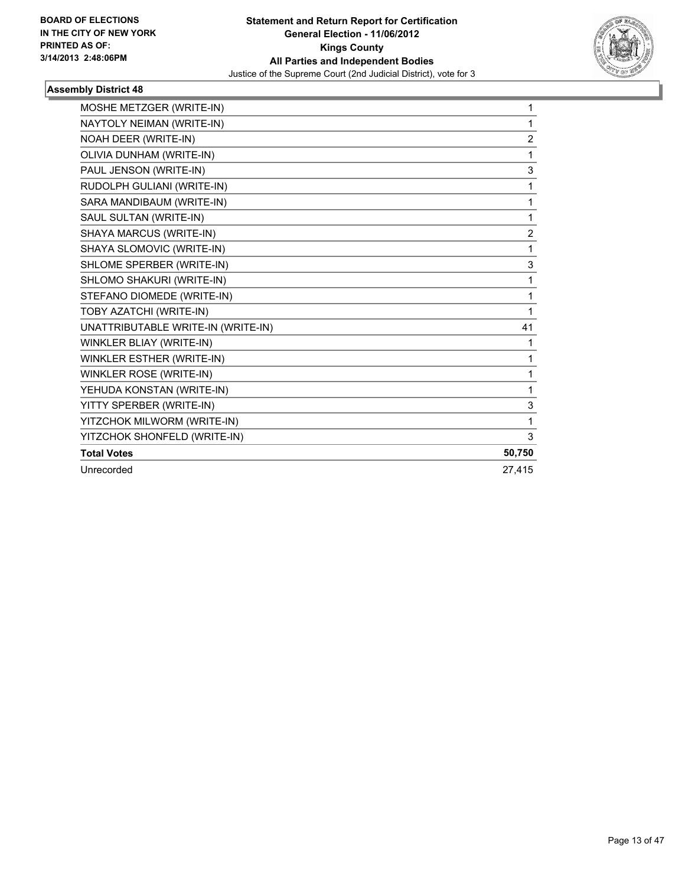**BOARD OF ELECTIONS IN THE CITY OF NEW YORK PRINTED AS OF: 3/14/2013 2:48:06PM**

**Statement and Return Report for Certification General Election - 11/06/2012 Kings County All Parties and Independent Bodies**

Justice of the Supreme Court (2nd Judicial District), vote for 3

### Assembly District 48

| | |
|---|---|
| MOSHE METZGER (WRITE-IN) | 1 |
| NAYTOLY NEIMAN (WRITE-IN) | 1 |
| NOAH DEER (WRITE-IN) | 2 |
| OLIVIA DUNHAM (WRITE-IN) | 1 |
| PAUL JENSON (WRITE-IN) | 3 |
| RUDOLPH GULIANI (WRITE-IN) | 1 |
| SARA MANDIBAUM (WRITE-IN) | 1 |
| SAUL SULTAN (WRITE-IN) | 1 |
| SHAYA MARCUS (WRITE-IN) | 2 |
| SHAYA SLOMOVIC (WRITE-IN) | 1 |
| SHLOME SPERBER (WRITE-IN) | 3 |
| SHLOMO SHAKURI (WRITE-IN) | 1 |
| STEFANO DIOMEDE (WRITE-IN) | 1 |
| TOBY AZATCHI (WRITE-IN) | 1 |
| UNATTRIBUTABLE WRITE-IN (WRITE-IN) | 41 |
| WINKLER BLIAY (WRITE-IN) | 1 |
| WINKLER ESTHER (WRITE-IN) | 1 |
| WINKLER ROSE (WRITE-IN) | 1 |
| YEHUDA KONSTAN (WRITE-IN) | 1 |
| YITTY SPERBER (WRITE-IN) | 3 |
| YITZCHOK MILWORM (WRITE-IN) | 1 |
| YITZCHOK SHONFELD (WRITE-IN) | 3 |
| **Total Votes** | **50,750** |
| Unrecorded | 27,415 |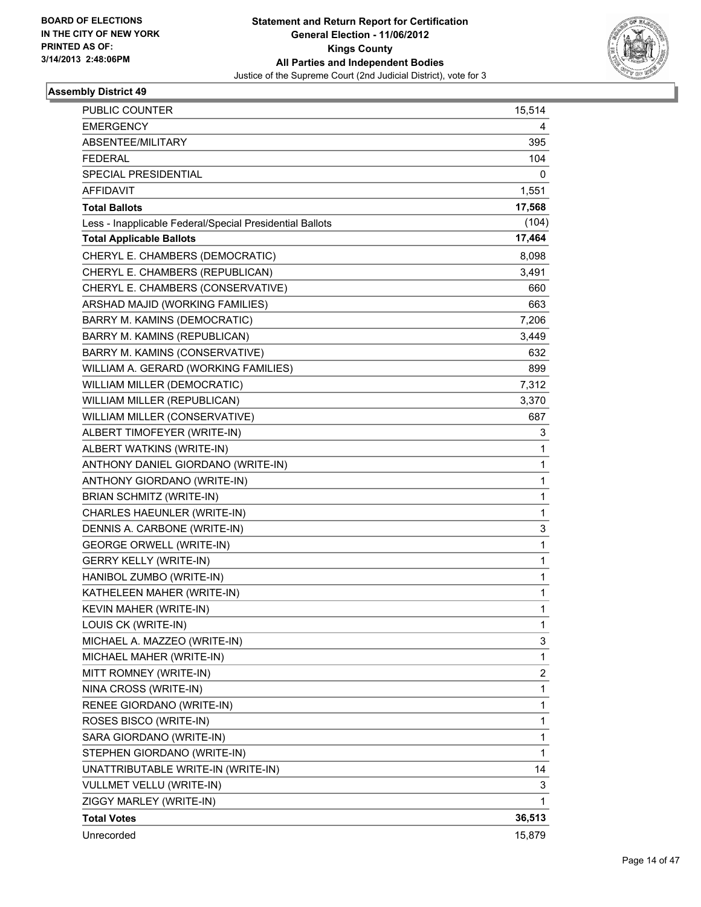BOARD OF ELECTIONS
IN THE CITY OF NEW YORK
PRINTED AS OF:
3/14/2013 2:48:06PM

**Statement and Return Report for Certification**
**General Election - 11/06/2012**
**Kings County**
**All Parties and Independent Bodies**
Justice of the Supreme Court (2nd Judicial District), vote for 3

### Assembly District 49

| | |
|---|---|
| PUBLIC COUNTER | 15,514 |
| EMERGENCY | 4 |
| ABSENTEE/MILITARY | 395 |
| FEDERAL | 104 |
| SPECIAL PRESIDENTIAL | 0 |
| AFFIDAVIT | 1,551 |
| **Total Ballots** | **17,568** |
| Less - Inapplicable Federal/Special Presidential Ballots | (104) |
| **Total Applicable Ballots** | **17,464** |
| CHERYL E. CHAMBERS (DEMOCRATIC) | 8,098 |
| CHERYL E. CHAMBERS (REPUBLICAN) | 3,491 |
| CHERYL E. CHAMBERS (CONSERVATIVE) | 660 |
| ARSHAD MAJID (WORKING FAMILIES) | 663 |
| BARRY M. KAMINS (DEMOCRATIC) | 7,206 |
| BARRY M. KAMINS (REPUBLICAN) | 3,449 |
| BARRY M. KAMINS (CONSERVATIVE) | 632 |
| WILLIAM A. GERARD (WORKING FAMILIES) | 899 |
| WILLIAM MILLER (DEMOCRATIC) | 7,312 |
| WILLIAM MILLER (REPUBLICAN) | 3,370 |
| WILLIAM MILLER (CONSERVATIVE) | 687 |
| ALBERT TIMOFEYER (WRITE-IN) | 3 |
| ALBERT WATKINS (WRITE-IN) | 1 |
| ANTHONY DANIEL GIORDANO (WRITE-IN) | 1 |
| ANTHONY GIORDANO (WRITE-IN) | 1 |
| BRIAN SCHMITZ (WRITE-IN) | 1 |
| CHARLES HAEUNLER (WRITE-IN) | 1 |
| DENNIS A. CARBONE (WRITE-IN) | 3 |
| GEORGE ORWELL (WRITE-IN) | 1 |
| GERRY KELLY (WRITE-IN) | 1 |
| HANIBOL ZUMBO (WRITE-IN) | 1 |
| KATHELEEN MAHER (WRITE-IN) | 1 |
| KEVIN MAHER (WRITE-IN) | 1 |
| LOUIS CK (WRITE-IN) | 1 |
| MICHAEL A. MAZZEO (WRITE-IN) | 3 |
| MICHAEL MAHER (WRITE-IN) | 1 |
| MITT ROMNEY (WRITE-IN) | 2 |
| NINA CROSS (WRITE-IN) | 1 |
| RENEE GIORDANO (WRITE-IN) | 1 |
| ROSES BISCO (WRITE-IN) | 1 |
| SARA GIORDANO (WRITE-IN) | 1 |
| STEPHEN GIORDANO (WRITE-IN) | 1 |
| UNATTRIBUTABLE WRITE-IN (WRITE-IN) | 14 |
| VULLMET VELLU (WRITE-IN) | 3 |
| ZIGGY MARLEY (WRITE-IN) | 1 |
| **Total Votes** | **36,513** |
| Unrecorded | 15,879 |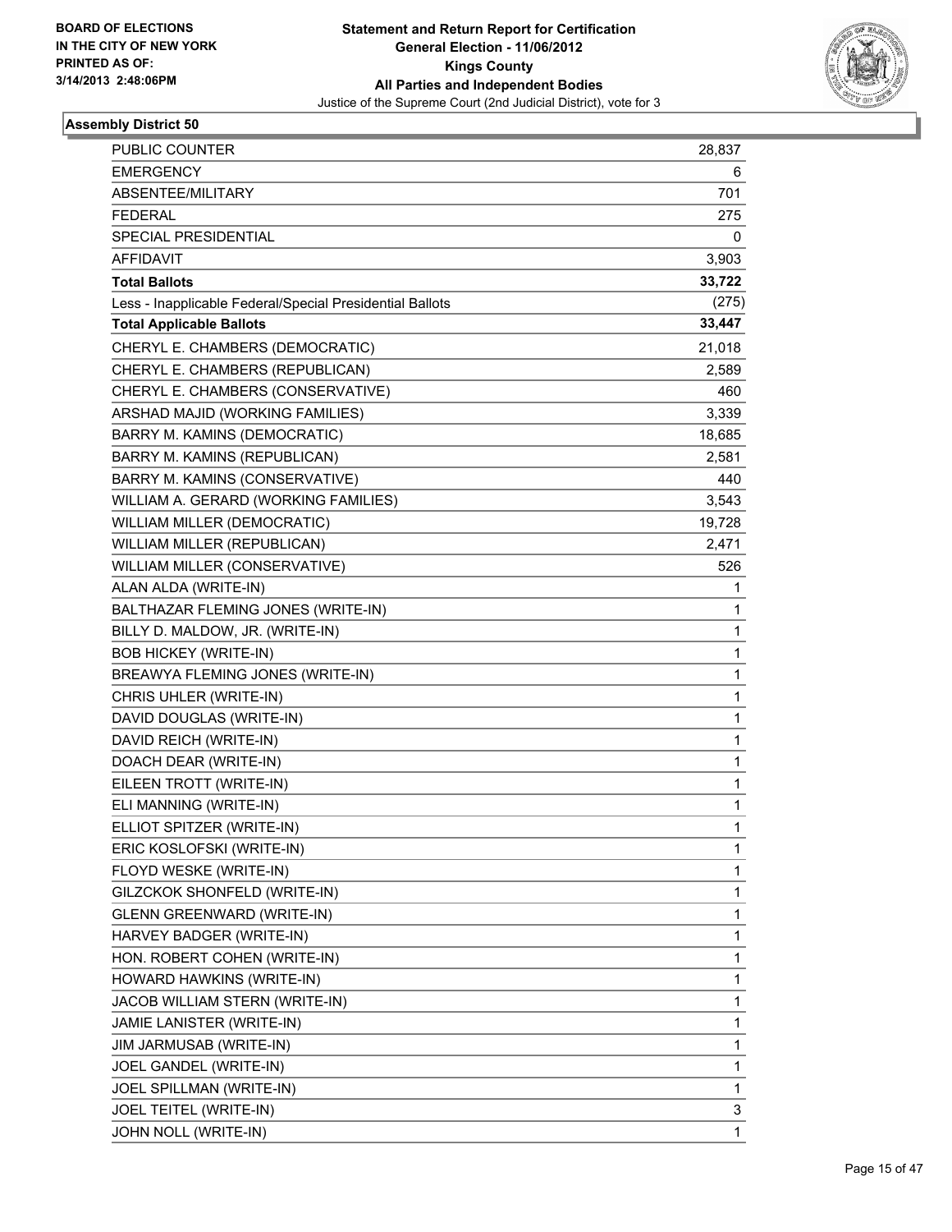BOARD OF ELECTIONS
IN THE CITY OF NEW YORK
PRINTED AS OF:
3/14/2013 2:48:06PM

**Statement and Return Report for Certification**
**General Election - 11/06/2012**
**Kings County**
**All Parties and Independent Bodies**
Justice of the Supreme Court (2nd Judicial District), vote for 3

### Assembly District 50

| | |
|---|---|
| PUBLIC COUNTER | 28,837 |
| EMERGENCY | 6 |
| ABSENTEE/MILITARY | 701 |
| FEDERAL | 275 |
| SPECIAL PRESIDENTIAL | 0 |
| AFFIDAVIT | 3,903 |
| **Total Ballots** | **33,722** |
| Less - Inapplicable Federal/Special Presidential Ballots | (275) |
| **Total Applicable Ballots** | **33,447** |
| CHERYL E. CHAMBERS (DEMOCRATIC) | 21,018 |
| CHERYL E. CHAMBERS (REPUBLICAN) | 2,589 |
| CHERYL E. CHAMBERS (CONSERVATIVE) | 460 |
| ARSHAD MAJID (WORKING FAMILIES) | 3,339 |
| BARRY M. KAMINS (DEMOCRATIC) | 18,685 |
| BARRY M. KAMINS (REPUBLICAN) | 2,581 |
| BARRY M. KAMINS (CONSERVATIVE) | 440 |
| WILLIAM A. GERARD (WORKING FAMILIES) | 3,543 |
| WILLIAM MILLER (DEMOCRATIC) | 19,728 |
| WILLIAM MILLER (REPUBLICAN) | 2,471 |
| WILLIAM MILLER (CONSERVATIVE) | 526 |
| ALAN ALDA (WRITE-IN) | 1 |
| BALTHAZAR FLEMING JONES (WRITE-IN) | 1 |
| BILLY D. MALDOW, JR. (WRITE-IN) | 1 |
| BOB HICKEY (WRITE-IN) | 1 |
| BREAWYA FLEMING JONES (WRITE-IN) | 1 |
| CHRIS UHLER (WRITE-IN) | 1 |
| DAVID DOUGLAS (WRITE-IN) | 1 |
| DAVID REICH (WRITE-IN) | 1 |
| DOACH DEAR (WRITE-IN) | 1 |
| EILEEN TROTT (WRITE-IN) | 1 |
| ELI MANNING (WRITE-IN) | 1 |
| ELLIOT SPITZER (WRITE-IN) | 1 |
| ERIC KOSLOFSKI (WRITE-IN) | 1 |
| FLOYD WESKE (WRITE-IN) | 1 |
| GILZCKOK SHONFELD (WRITE-IN) | 1 |
| GLENN GREENWARD (WRITE-IN) | 1 |
| HARVEY BADGER (WRITE-IN) | 1 |
| HON. ROBERT COHEN (WRITE-IN) | 1 |
| HOWARD HAWKINS (WRITE-IN) | 1 |
| JACOB WILLIAM STERN (WRITE-IN) | 1 |
| JAMIE LANISTER (WRITE-IN) | 1 |
| JIM JARMUSAB (WRITE-IN) | 1 |
| JOEL GANDEL (WRITE-IN) | 1 |
| JOEL SPILLMAN (WRITE-IN) | 1 |
| JOEL TEITEL (WRITE-IN) | 3 |
| JOHN NOLL (WRITE-IN) | 1 |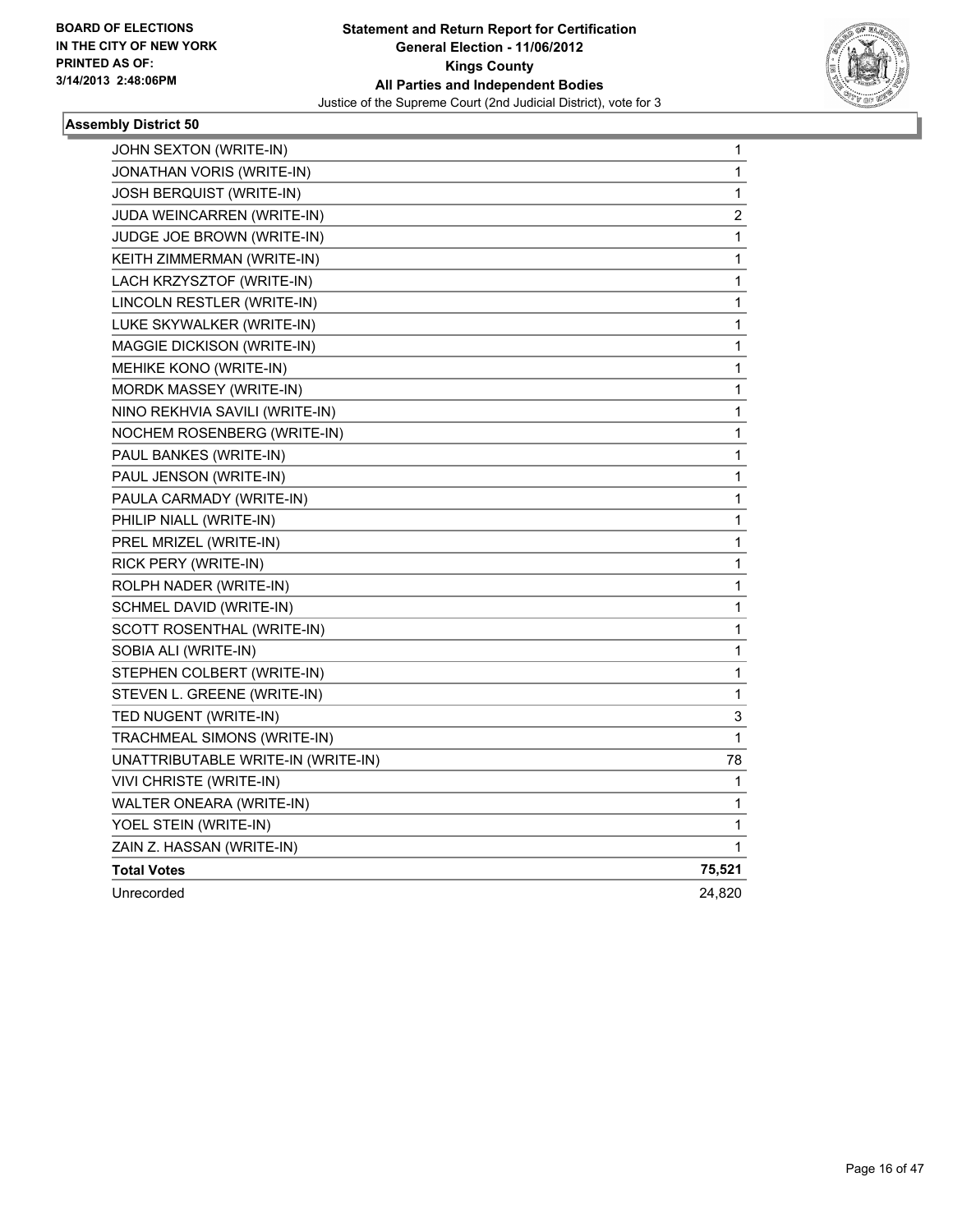**Statement and Return Report for Certification**
**General Election - 11/06/2012**
**Kings County**
**All Parties and Independent Bodies**
Justice of the Supreme Court (2nd Judicial District), vote for 3

BOARD OF ELECTIONS
IN THE CITY OF NEW YORK
PRINTED AS OF:
3/14/2013 2:48:06PM

### Assembly District 50

| | |
|---|---|
| JOHN SEXTON (WRITE-IN) | 1 |
| JONATHAN VORIS (WRITE-IN) | 1 |
| JOSH BERQUIST (WRITE-IN) | 1 |
| JUDA WEINCARREN (WRITE-IN) | 2 |
| JUDGE JOE BROWN (WRITE-IN) | 1 |
| KEITH ZIMMERMAN (WRITE-IN) | 1 |
| LACH KRZYSZTOF (WRITE-IN) | 1 |
| LINCOLN RESTLER (WRITE-IN) | 1 |
| LUKE SKYWALKER (WRITE-IN) | 1 |
| MAGGIE DICKISON (WRITE-IN) | 1 |
| MEHIKE KONO (WRITE-IN) | 1 |
| MORDK MASSEY (WRITE-IN) | 1 |
| NINO REKHVIA SAVILI (WRITE-IN) | 1 |
| NOCHEM ROSENBERG (WRITE-IN) | 1 |
| PAUL BANKES (WRITE-IN) | 1 |
| PAUL JENSON (WRITE-IN) | 1 |
| PAULA CARMADY (WRITE-IN) | 1 |
| PHILIP NIALL (WRITE-IN) | 1 |
| PREL MRIZEL (WRITE-IN) | 1 |
| RICK PERY (WRITE-IN) | 1 |
| ROLPH NADER (WRITE-IN) | 1 |
| SCHMEL DAVID (WRITE-IN) | 1 |
| SCOTT ROSENTHAL (WRITE-IN) | 1 |
| SOBIA ALI (WRITE-IN) | 1 |
| STEPHEN COLBERT (WRITE-IN) | 1 |
| STEVEN L. GREENE (WRITE-IN) | 1 |
| TED NUGENT (WRITE-IN) | 3 |
| TRACHMEAL SIMONS (WRITE-IN) | 1 |
| UNATTRIBUTABLE WRITE-IN (WRITE-IN) | 78 |
| VIVI CHRISTE (WRITE-IN) | 1 |
| WALTER ONEARA (WRITE-IN) | 1 |
| YOEL STEIN (WRITE-IN) | 1 |
| ZAIN Z. HASSAN (WRITE-IN) | 1 |
| **Total Votes** | **75,521** |
| Unrecorded | 24,820 |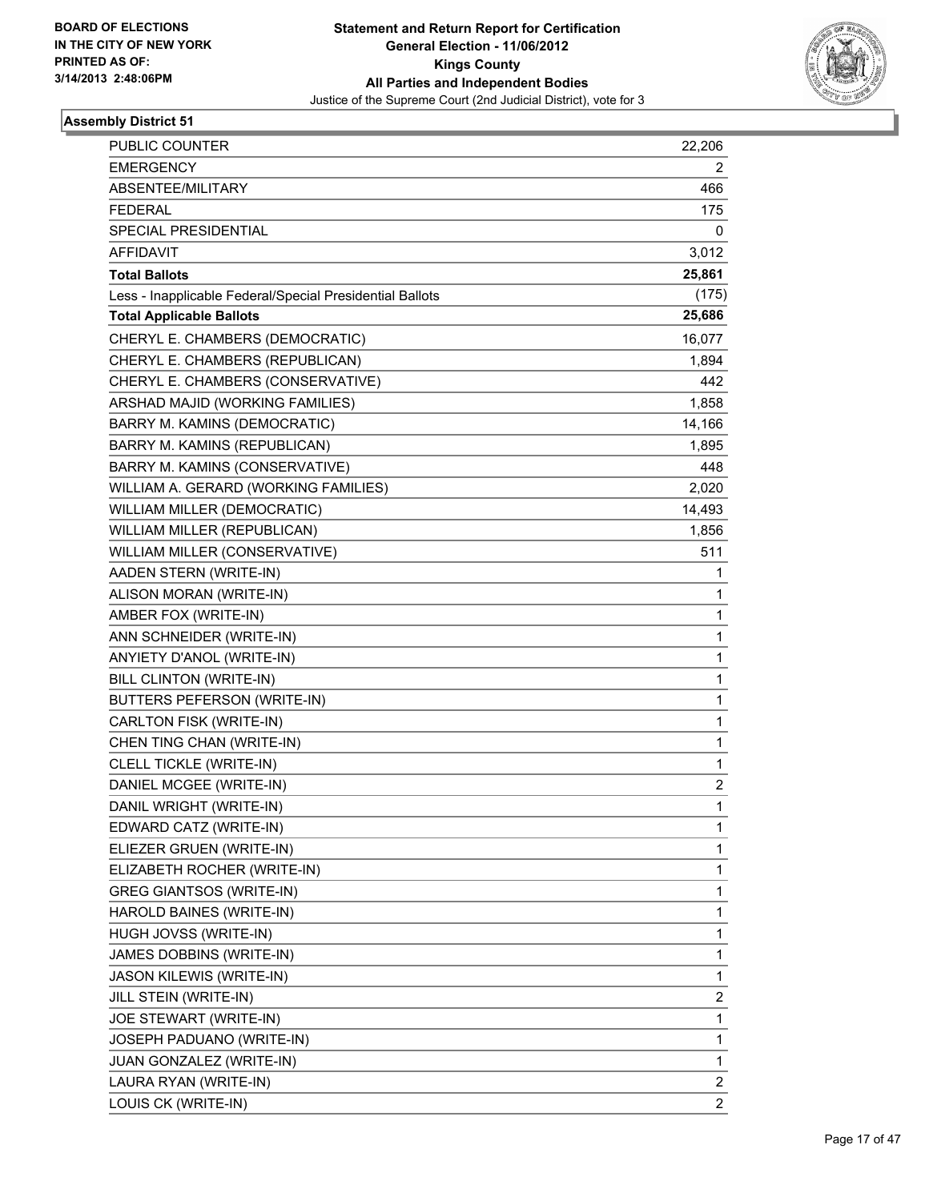BOARD OF ELECTIONS
IN THE CITY OF NEW YORK
PRINTED AS OF:
3/14/2013 2:48:06PM

**Statement and Return Report for Certification**
**General Election - 11/06/2012**
**Kings County**
**All Parties and Independent Bodies**
Justice of the Supreme Court (2nd Judicial District), vote for 3

### Assembly District 51

| | |
|---|---|
| PUBLIC COUNTER | 22,206 |
| EMERGENCY | 2 |
| ABSENTEE/MILITARY | 466 |
| FEDERAL | 175 |
| SPECIAL PRESIDENTIAL | 0 |
| AFFIDAVIT | 3,012 |
| **Total Ballots** | **25,861** |
| Less - Inapplicable Federal/Special Presidential Ballots | (175) |
| **Total Applicable Ballots** | **25,686** |
| CHERYL E. CHAMBERS (DEMOCRATIC) | 16,077 |
| CHERYL E. CHAMBERS (REPUBLICAN) | 1,894 |
| CHERYL E. CHAMBERS (CONSERVATIVE) | 442 |
| ARSHAD MAJID (WORKING FAMILIES) | 1,858 |
| BARRY M. KAMINS (DEMOCRATIC) | 14,166 |
| BARRY M. KAMINS (REPUBLICAN) | 1,895 |
| BARRY M. KAMINS (CONSERVATIVE) | 448 |
| WILLIAM A. GERARD (WORKING FAMILIES) | 2,020 |
| WILLIAM MILLER (DEMOCRATIC) | 14,493 |
| WILLIAM MILLER (REPUBLICAN) | 1,856 |
| WILLIAM MILLER (CONSERVATIVE) | 511 |
| AADEN STERN (WRITE-IN) | 1 |
| ALISON MORAN (WRITE-IN) | 1 |
| AMBER FOX (WRITE-IN) | 1 |
| ANN SCHNEIDER (WRITE-IN) | 1 |
| ANYIETY D'ANOL (WRITE-IN) | 1 |
| BILL CLINTON (WRITE-IN) | 1 |
| BUTTERS PEFERSON (WRITE-IN) | 1 |
| CARLTON FISK (WRITE-IN) | 1 |
| CHEN TING CHAN (WRITE-IN) | 1 |
| CLELL TICKLE (WRITE-IN) | 1 |
| DANIEL MCGEE (WRITE-IN) | 2 |
| DANIL WRIGHT (WRITE-IN) | 1 |
| EDWARD CATZ (WRITE-IN) | 1 |
| ELIEZER GRUEN (WRITE-IN) | 1 |
| ELIZABETH ROCHER (WRITE-IN) | 1 |
| GREG GIANTSOS (WRITE-IN) | 1 |
| HAROLD BAINES (WRITE-IN) | 1 |
| HUGH JOVSS (WRITE-IN) | 1 |
| JAMES DOBBINS (WRITE-IN) | 1 |
| JASON KILEWIS (WRITE-IN) | 1 |
| JILL STEIN (WRITE-IN) | 2 |
| JOE STEWART (WRITE-IN) | 1 |
| JOSEPH PADUANO (WRITE-IN) | 1 |
| JUAN GONZALEZ (WRITE-IN) | 1 |
| LAURA RYAN (WRITE-IN) | 2 |
| LOUIS CK (WRITE-IN) | 2 |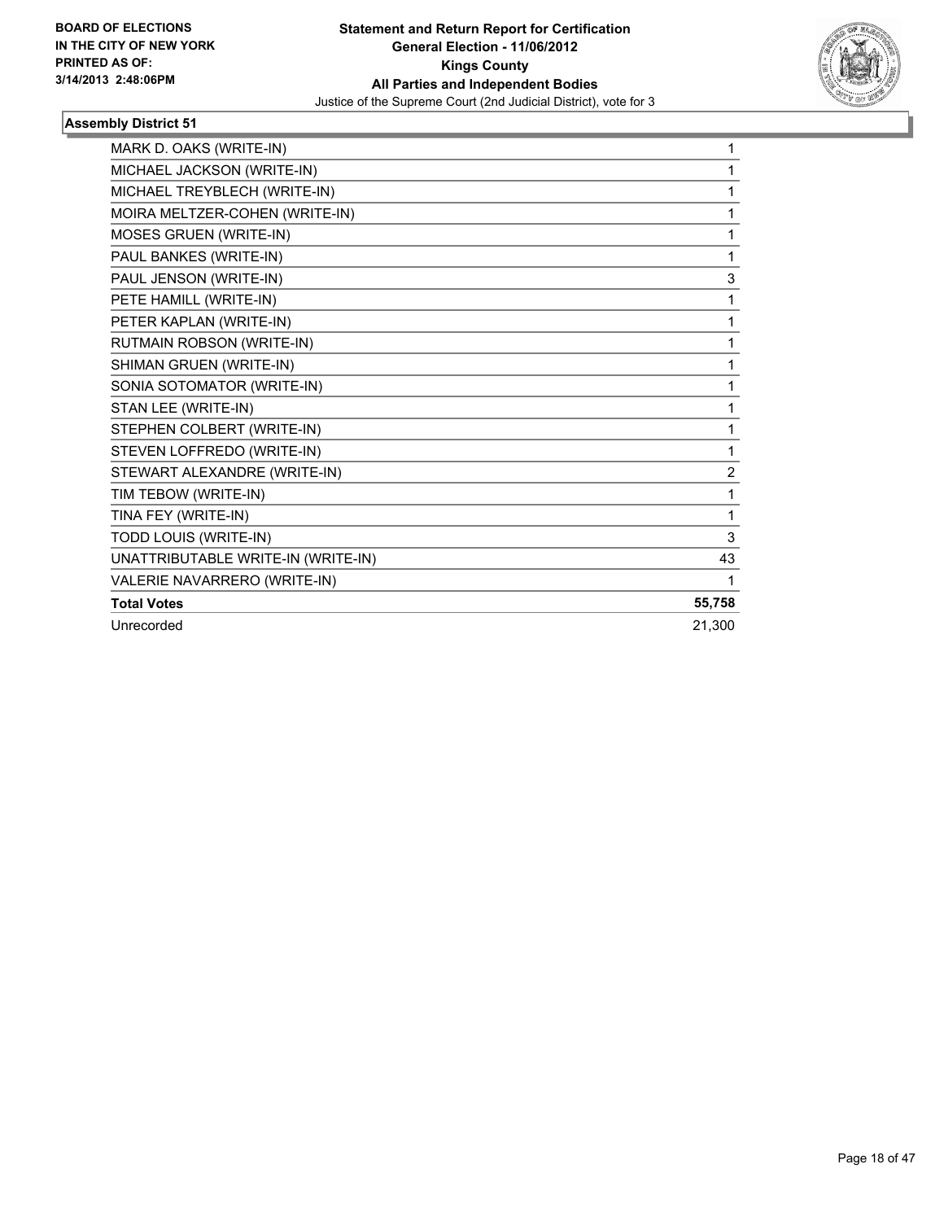**BOARD OF ELECTIONS IN THE CITY OF NEW YORK PRINTED AS OF: 3/14/2013 2:48:06PM**

**Statement and Return Report for Certification General Election - 11/06/2012 Kings County All Parties and Independent Bodies**

Justice of the Supreme Court (2nd Judicial District), vote for 3

### Assembly District 51

| | |
|---|---|
| MARK D. OAKS (WRITE-IN) | 1 |
| MICHAEL JACKSON (WRITE-IN) | 1 |
| MICHAEL TREYBLECH (WRITE-IN) | 1 |
| MOIRA MELTZER-COHEN (WRITE-IN) | 1 |
| MOSES GRUEN (WRITE-IN) | 1 |
| PAUL BANKES (WRITE-IN) | 1 |
| PAUL JENSON (WRITE-IN) | 3 |
| PETE HAMILL (WRITE-IN) | 1 |
| PETER KAPLAN (WRITE-IN) | 1 |
| RUTMAIN ROBSON (WRITE-IN) | 1 |
| SHIMAN GRUEN (WRITE-IN) | 1 |
| SONIA SOTOMATOR (WRITE-IN) | 1 |
| STAN LEE (WRITE-IN) | 1 |
| STEPHEN COLBERT (WRITE-IN) | 1 |
| STEVEN LOFFREDO (WRITE-IN) | 1 |
| STEWART ALEXANDRE (WRITE-IN) | 2 |
| TIM TEBOW (WRITE-IN) | 1 |
| TINA FEY (WRITE-IN) | 1 |
| TODD LOUIS (WRITE-IN) | 3 |
| UNATTRIBUTABLE WRITE-IN (WRITE-IN) | 43 |
| VALERIE NAVARRERO (WRITE-IN) | 1 |
| **Total Votes** | **55,758** |
| Unrecorded | 21,300 |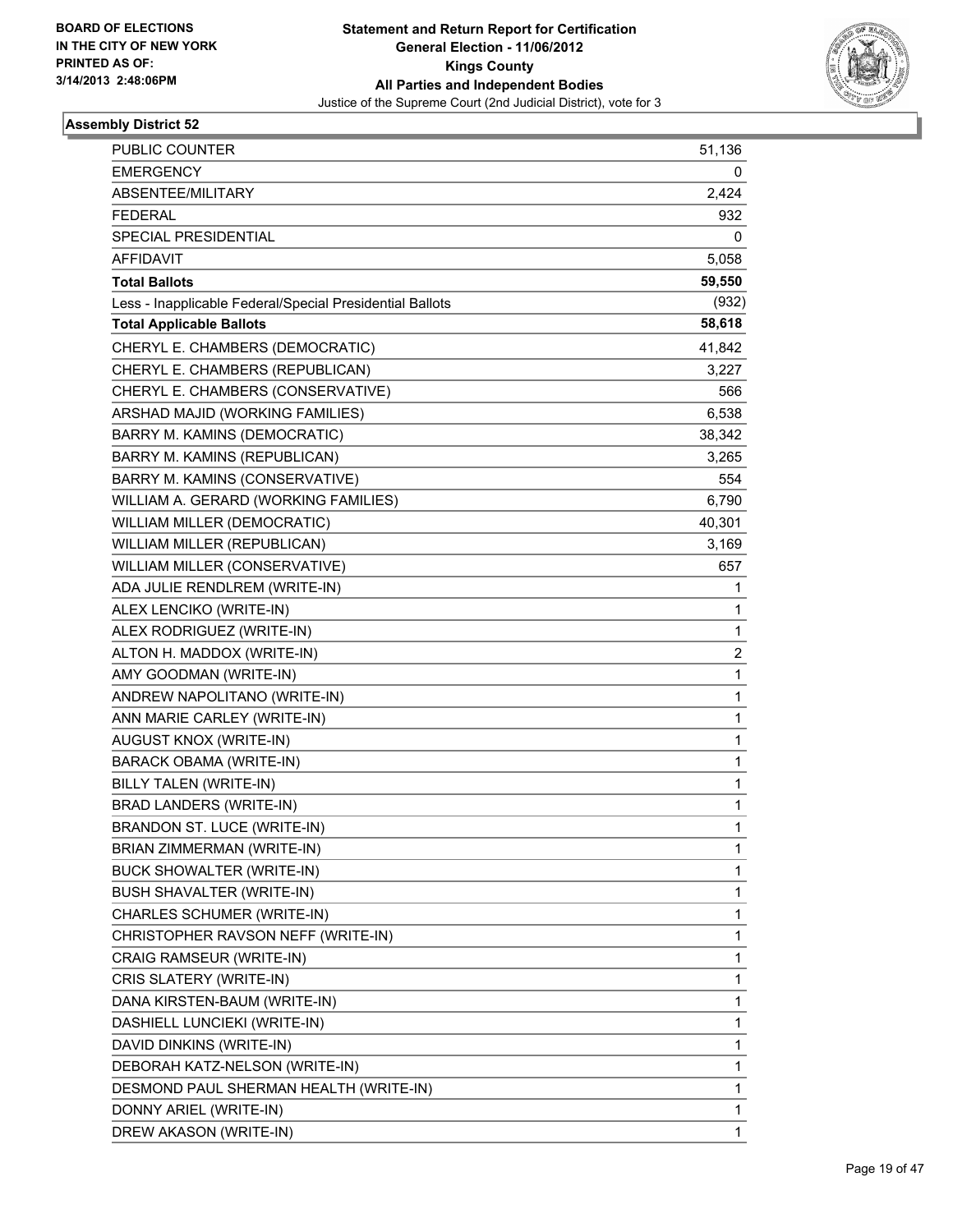**BOARD OF ELECTIONS IN THE CITY OF NEW YORK PRINTED AS OF: 3/14/2013 2:48:06PM**

**Statement and Return Report for Certification**
**General Election - 11/06/2012**
**Kings County**
**All Parties and Independent Bodies**
Justice of the Supreme Court (2nd Judicial District), vote for 3

### Assembly District 52

| | |
|---|---|
| PUBLIC COUNTER | 51,136 |
| EMERGENCY | 0 |
| ABSENTEE/MILITARY | 2,424 |
| FEDERAL | 932 |
| SPECIAL PRESIDENTIAL | 0 |
| AFFIDAVIT | 5,058 |
| **Total Ballots** | **59,550** |
| Less - Inapplicable Federal/Special Presidential Ballots | (932) |
| **Total Applicable Ballots** | **58,618** |
| CHERYL E. CHAMBERS (DEMOCRATIC) | 41,842 |
| CHERYL E. CHAMBERS (REPUBLICAN) | 3,227 |
| CHERYL E. CHAMBERS (CONSERVATIVE) | 566 |
| ARSHAD MAJID (WORKING FAMILIES) | 6,538 |
| BARRY M. KAMINS (DEMOCRATIC) | 38,342 |
| BARRY M. KAMINS (REPUBLICAN) | 3,265 |
| BARRY M. KAMINS (CONSERVATIVE) | 554 |
| WILLIAM A. GERARD (WORKING FAMILIES) | 6,790 |
| WILLIAM MILLER (DEMOCRATIC) | 40,301 |
| WILLIAM MILLER (REPUBLICAN) | 3,169 |
| WILLIAM MILLER (CONSERVATIVE) | 657 |
| ADA JULIE RENDLREM (WRITE-IN) | 1 |
| ALEX LENCIKO (WRITE-IN) | 1 |
| ALEX RODRIGUEZ (WRITE-IN) | 1 |
| ALTON H. MADDOX (WRITE-IN) | 2 |
| AMY GOODMAN (WRITE-IN) | 1 |
| ANDREW NAPOLITANO (WRITE-IN) | 1 |
| ANN MARIE CARLEY (WRITE-IN) | 1 |
| AUGUST KNOX (WRITE-IN) | 1 |
| BARACK OBAMA (WRITE-IN) | 1 |
| BILLY TALEN (WRITE-IN) | 1 |
| BRAD LANDERS (WRITE-IN) | 1 |
| BRANDON ST. LUCE (WRITE-IN) | 1 |
| BRIAN ZIMMERMAN (WRITE-IN) | 1 |
| BUCK SHOWALTER (WRITE-IN) | 1 |
| BUSH SHAVALTER (WRITE-IN) | 1 |
| CHARLES SCHUMER (WRITE-IN) | 1 |
| CHRISTOPHER RAVSON NEFF (WRITE-IN) | 1 |
| CRAIG RAMSEUR (WRITE-IN) | 1 |
| CRIS SLATERY (WRITE-IN) | 1 |
| DANA KIRSTEN-BAUM (WRITE-IN) | 1 |
| DASHIELL LUNCIEKI (WRITE-IN) | 1 |
| DAVID DINKINS (WRITE-IN) | 1 |
| DEBORAH KATZ-NELSON (WRITE-IN) | 1 |
| DESMOND PAUL SHERMAN HEALTH (WRITE-IN) | 1 |
| DONNY ARIEL (WRITE-IN) | 1 |
| DREW AKASON (WRITE-IN) | 1 |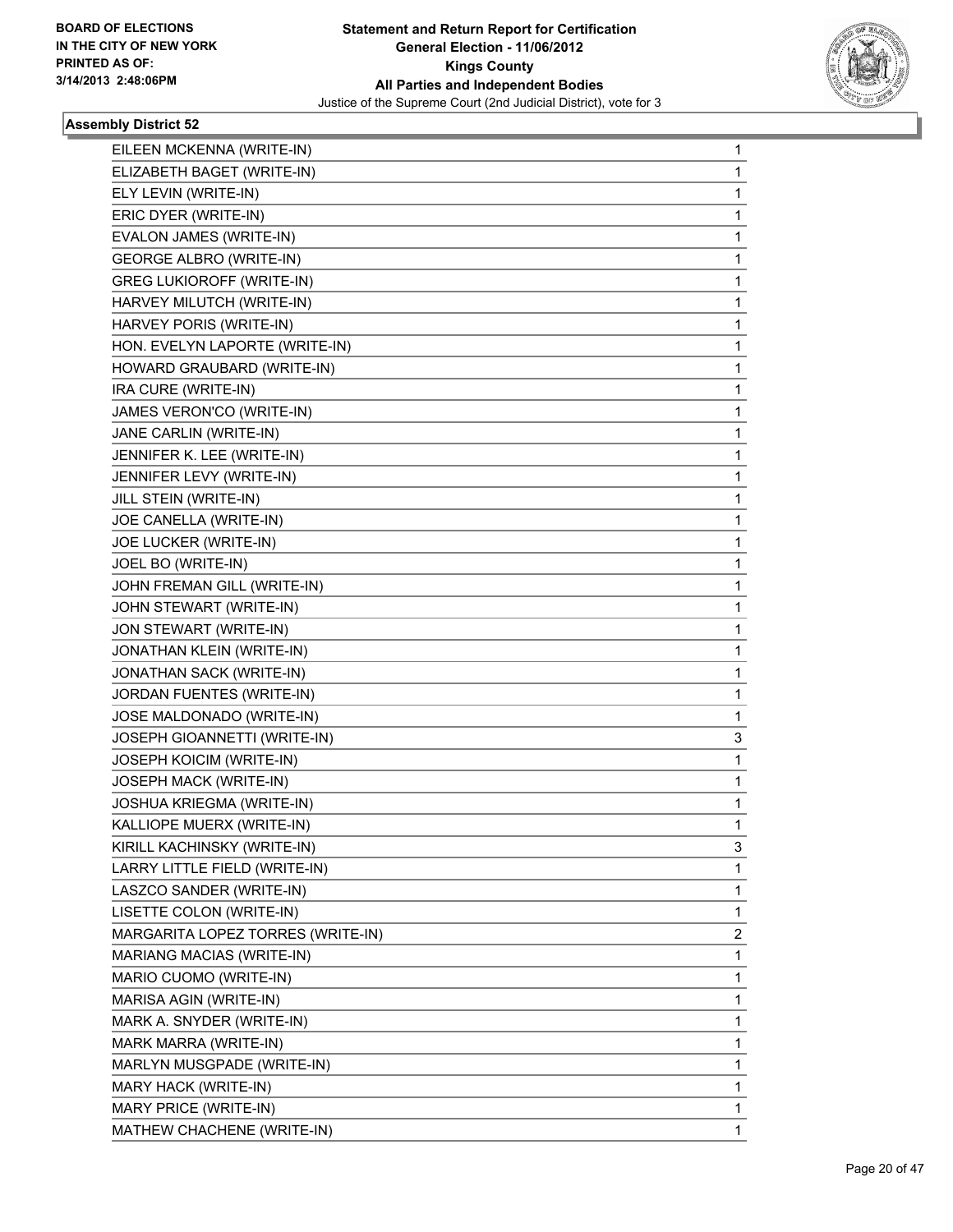**Assembly District 52**

| | |
|---|---|
| EILEEN MCKENNA (WRITE-IN) | 1 |
| ELIZABETH BAGET (WRITE-IN) | 1 |
| ELY LEVIN (WRITE-IN) | 1 |
| ERIC DYER (WRITE-IN) | 1 |
| EVALON JAMES (WRITE-IN) | 1 |
| GEORGE ALBRO (WRITE-IN) | 1 |
| GREG LUKIOROFF (WRITE-IN) | 1 |
| HARVEY MILUTCH (WRITE-IN) | 1 |
| HARVEY PORIS (WRITE-IN) | 1 |
| HON. EVELYN LAPORTE (WRITE-IN) | 1 |
| HOWARD GRAUBARD (WRITE-IN) | 1 |
| IRA CURE (WRITE-IN) | 1 |
| JAMES VERON'CO (WRITE-IN) | 1 |
| JANE CARLIN (WRITE-IN) | 1 |
| JENNIFER K. LEE (WRITE-IN) | 1 |
| JENNIFER LEVY (WRITE-IN) | 1 |
| JILL STEIN (WRITE-IN) | 1 |
| JOE CANELLA (WRITE-IN) | 1 |
| JOE LUCKER (WRITE-IN) | 1 |
| JOEL BO (WRITE-IN) | 1 |
| JOHN FREMAN GILL (WRITE-IN) | 1 |
| JOHN STEWART (WRITE-IN) | 1 |
| JON STEWART (WRITE-IN) | 1 |
| JONATHAN KLEIN (WRITE-IN) | 1 |
| JONATHAN SACK (WRITE-IN) | 1 |
| JORDAN FUENTES (WRITE-IN) | 1 |
| JOSE MALDONADO (WRITE-IN) | 1 |
| JOSEPH GIOANNETTI (WRITE-IN) | 3 |
| JOSEPH KOICIM (WRITE-IN) | 1 |
| JOSEPH MACK (WRITE-IN) | 1 |
| JOSHUA KRIEGMA (WRITE-IN) | 1 |
| KALLIOPE MUERX (WRITE-IN) | 1 |
| KIRILL KACHINSKY (WRITE-IN) | 3 |
| LARRY LITTLE FIELD (WRITE-IN) | 1 |
| LASZCO SANDER (WRITE-IN) | 1 |
| LISETTE COLON (WRITE-IN) | 1 |
| MARGARITA LOPEZ TORRES (WRITE-IN) | 2 |
| MARIANG MACIAS (WRITE-IN) | 1 |
| MARIO CUOMO (WRITE-IN) | 1 |
| MARISA AGIN (WRITE-IN) | 1 |
| MARK A. SNYDER (WRITE-IN) | 1 |
| MARK MARRA (WRITE-IN) | 1 |
| MARLYN MUSGPADE (WRITE-IN) | 1 |
| MARY HACK (WRITE-IN) | 1 |
| MARY PRICE (WRITE-IN) | 1 |
| MATHEW CHACHENE (WRITE-IN) | 1 |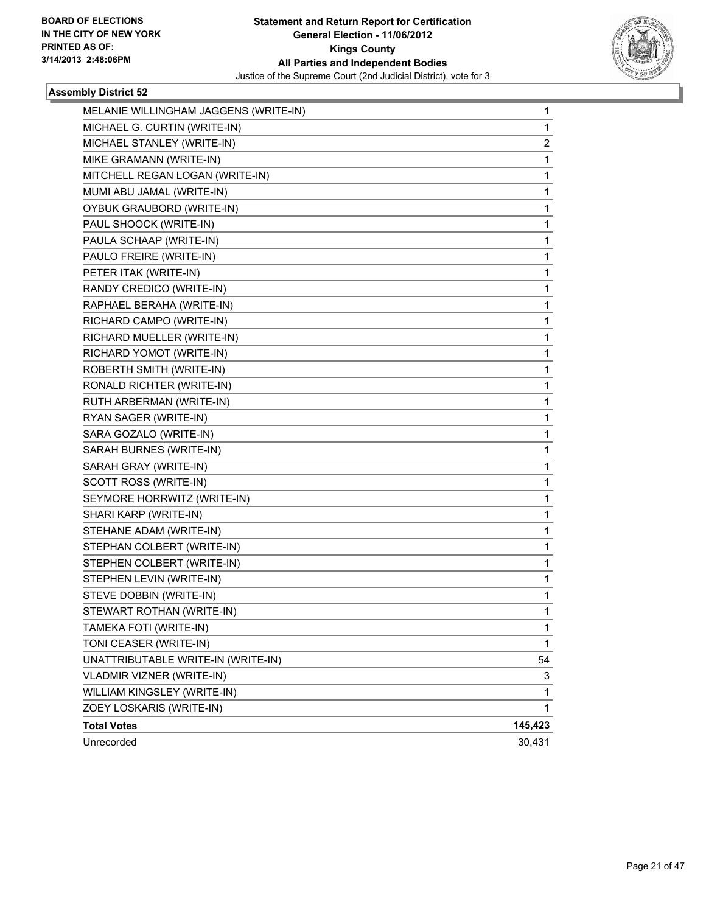BOARD OF ELECTIONS
IN THE CITY OF NEW YORK
PRINTED AS OF:
3/14/2013 2:48:06PM

**Statement and Return Report for Certification**
**General Election - 11/06/2012**
**Kings County**
**All Parties and Independent Bodies**
Justice of the Supreme Court (2nd Judicial District), vote for 3

### Assembly District 52

| | |
|---|---|
| MELANIE WILLINGHAM JAGGENS (WRITE-IN) | 1 |
| MICHAEL G. CURTIN (WRITE-IN) | 1 |
| MICHAEL STANLEY (WRITE-IN) | 2 |
| MIKE GRAMANN (WRITE-IN) | 1 |
| MITCHELL REGAN LOGAN (WRITE-IN) | 1 |
| MUMI ABU JAMAL (WRITE-IN) | 1 |
| OYBUK GRAUBORD (WRITE-IN) | 1 |
| PAUL SHOOCK (WRITE-IN) | 1 |
| PAULA SCHAAP (WRITE-IN) | 1 |
| PAULO FREIRE (WRITE-IN) | 1 |
| PETER ITAK (WRITE-IN) | 1 |
| RANDY CREDICO (WRITE-IN) | 1 |
| RAPHAEL BERAHA (WRITE-IN) | 1 |
| RICHARD CAMPO (WRITE-IN) | 1 |
| RICHARD MUELLER (WRITE-IN) | 1 |
| RICHARD YOMOT (WRITE-IN) | 1 |
| ROBERTH SMITH (WRITE-IN) | 1 |
| RONALD RICHTER (WRITE-IN) | 1 |
| RUTH ARBERMAN (WRITE-IN) | 1 |
| RYAN SAGER (WRITE-IN) | 1 |
| SARA GOZALO (WRITE-IN) | 1 |
| SARAH BURNES (WRITE-IN) | 1 |
| SARAH GRAY (WRITE-IN) | 1 |
| SCOTT ROSS (WRITE-IN) | 1 |
| SEYMORE HORRWITZ (WRITE-IN) | 1 |
| SHARI KARP (WRITE-IN) | 1 |
| STEHANE ADAM (WRITE-IN) | 1 |
| STEPHAN COLBERT (WRITE-IN) | 1 |
| STEPHEN COLBERT (WRITE-IN) | 1 |
| STEPHEN LEVIN (WRITE-IN) | 1 |
| STEVE DOBBIN (WRITE-IN) | 1 |
| STEWART ROTHAN (WRITE-IN) | 1 |
| TAMEKA FOTI (WRITE-IN) | 1 |
| TONI CEASER (WRITE-IN) | 1 |
| UNATTRIBUTABLE WRITE-IN (WRITE-IN) | 54 |
| VLADMIR VIZNER (WRITE-IN) | 3 |
| WILLIAM KINGSLEY (WRITE-IN) | 1 |
| ZOEY LOSKARIS (WRITE-IN) | 1 |
| **Total Votes** | **145,423** |
| Unrecorded | 30,431 |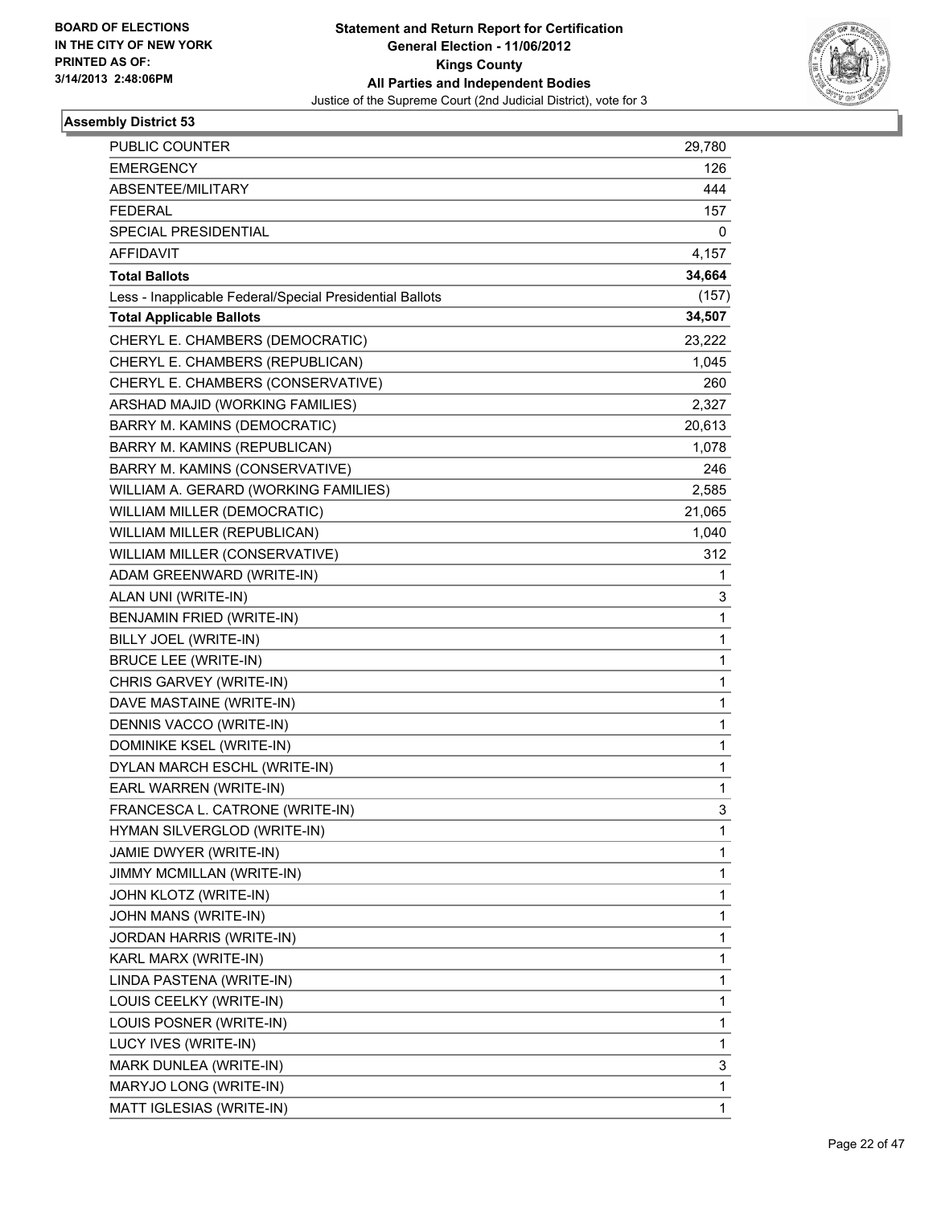BOARD OF ELECTIONS
IN THE CITY OF NEW YORK
PRINTED AS OF:
3/14/2013 2:48:06PM

**Statement and Return Report for Certification**
**General Election - 11/06/2012**
**Kings County**
**All Parties and Independent Bodies**
Justice of the Supreme Court (2nd Judicial District), vote for 3

### Assembly District 53

| | |
|---|---|
| PUBLIC COUNTER | 29,780 |
| EMERGENCY | 126 |
| ABSENTEE/MILITARY | 444 |
| FEDERAL | 157 |
| SPECIAL PRESIDENTIAL | 0 |
| AFFIDAVIT | 4,157 |
| **Total Ballots** | **34,664** |
| Less - Inapplicable Federal/Special Presidential Ballots | (157) |
| **Total Applicable Ballots** | **34,507** |
| CHERYL E. CHAMBERS (DEMOCRATIC) | 23,222 |
| CHERYL E. CHAMBERS (REPUBLICAN) | 1,045 |
| CHERYL E. CHAMBERS (CONSERVATIVE) | 260 |
| ARSHAD MAJID (WORKING FAMILIES) | 2,327 |
| BARRY M. KAMINS (DEMOCRATIC) | 20,613 |
| BARRY M. KAMINS (REPUBLICAN) | 1,078 |
| BARRY M. KAMINS (CONSERVATIVE) | 246 |
| WILLIAM A. GERARD (WORKING FAMILIES) | 2,585 |
| WILLIAM MILLER (DEMOCRATIC) | 21,065 |
| WILLIAM MILLER (REPUBLICAN) | 1,040 |
| WILLIAM MILLER (CONSERVATIVE) | 312 |
| ADAM GREENWARD (WRITE-IN) | 1 |
| ALAN UNI (WRITE-IN) | 3 |
| BENJAMIN FRIED (WRITE-IN) | 1 |
| BILLY JOEL (WRITE-IN) | 1 |
| BRUCE LEE (WRITE-IN) | 1 |
| CHRIS GARVEY (WRITE-IN) | 1 |
| DAVE MASTAINE (WRITE-IN) | 1 |
| DENNIS VACCO (WRITE-IN) | 1 |
| DOMINIKE KSEL (WRITE-IN) | 1 |
| DYLAN MARCH ESCHL (WRITE-IN) | 1 |
| EARL WARREN (WRITE-IN) | 1 |
| FRANCESCA L. CATRONE (WRITE-IN) | 3 |
| HYMAN SILVERGLOD (WRITE-IN) | 1 |
| JAMIE DWYER (WRITE-IN) | 1 |
| JIMMY MCMILLAN (WRITE-IN) | 1 |
| JOHN KLOTZ (WRITE-IN) | 1 |
| JOHN MANS (WRITE-IN) | 1 |
| JORDAN HARRIS (WRITE-IN) | 1 |
| KARL MARX (WRITE-IN) | 1 |
| LINDA PASTENA (WRITE-IN) | 1 |
| LOUIS CEELKY (WRITE-IN) | 1 |
| LOUIS POSNER (WRITE-IN) | 1 |
| LUCY IVES (WRITE-IN) | 1 |
| MARK DUNLEA (WRITE-IN) | 3 |
| MARYJO LONG (WRITE-IN) | 1 |
| MATT IGLESIAS (WRITE-IN) | 1 |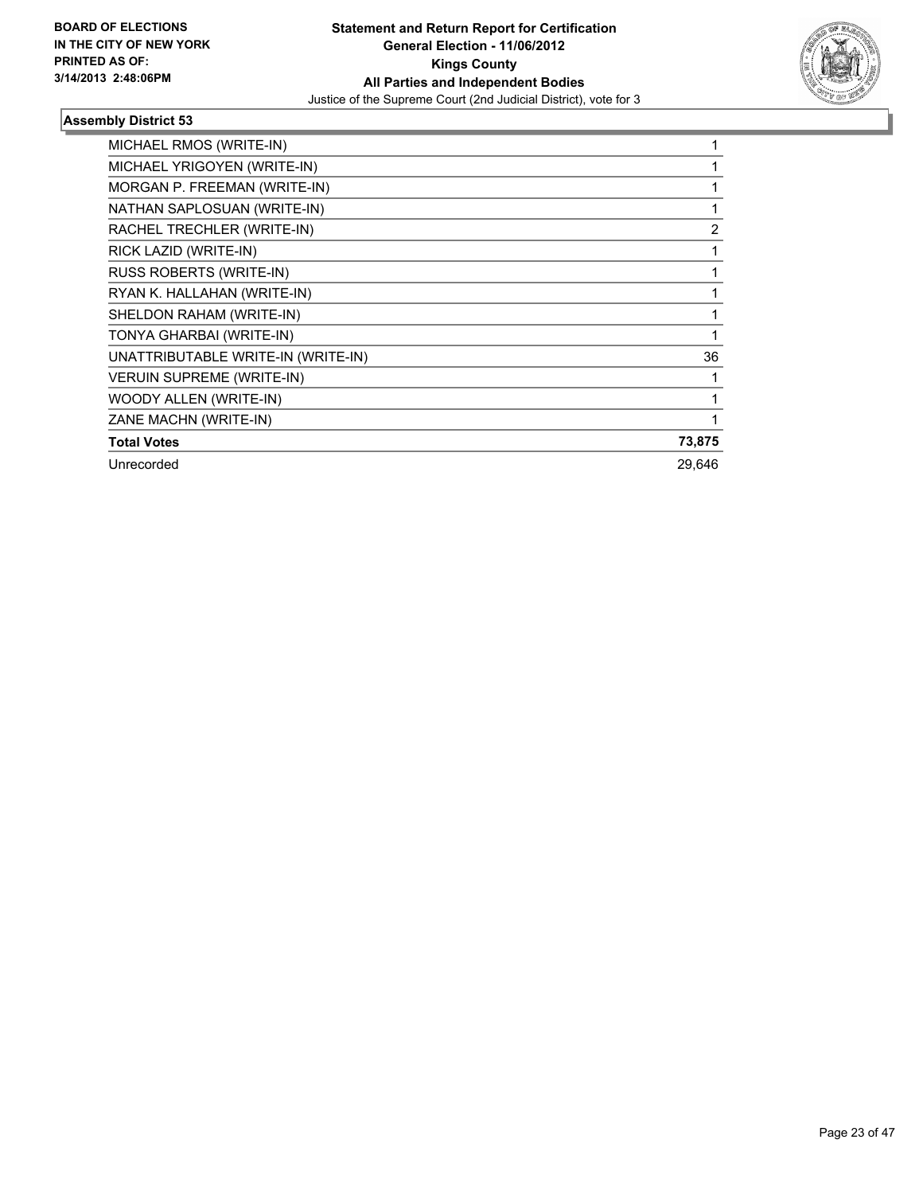**BOARD OF ELECTIONS IN THE CITY OF NEW YORK PRINTED AS OF: 3/14/2013 2:48:06PM**

**Statement and Return Report for Certification General Election - 11/06/2012 Kings County All Parties and Independent Bodies**

Justice of the Supreme Court (2nd Judicial District), vote for 3

### Assembly District 53

| | |
|---|---|
| MICHAEL RMOS (WRITE-IN) | 1 |
| MICHAEL YRIGOYEN (WRITE-IN) | 1 |
| MORGAN P. FREEMAN (WRITE-IN) | 1 |
| NATHAN SAPLOSUAN (WRITE-IN) | 1 |
| RACHEL TRECHLER (WRITE-IN) | 2 |
| RICK LAZID (WRITE-IN) | 1 |
| RUSS ROBERTS (WRITE-IN) | 1 |
| RYAN K. HALLAHAN (WRITE-IN) | 1 |
| SHELDON RAHAM (WRITE-IN) | 1 |
| TONYA GHARBAI (WRITE-IN) | 1 |
| UNATTRIBUTABLE WRITE-IN (WRITE-IN) | 36 |
| VERUIN SUPREME (WRITE-IN) | 1 |
| WOODY ALLEN (WRITE-IN) | 1 |
| ZANE MACHN (WRITE-IN) | 1 |
| **Total Votes** | **73,875** |
| Unrecorded | 29,646 |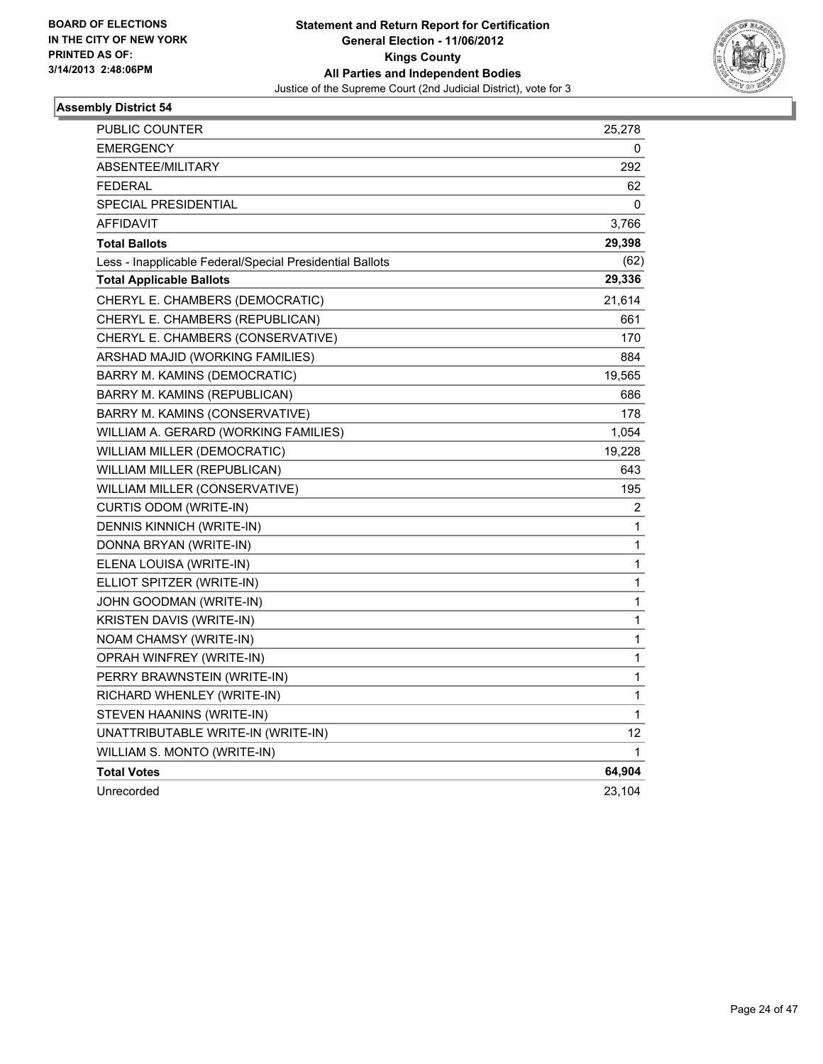**BOARD OF ELECTIONS IN THE CITY OF NEW YORK PRINTED AS OF: 3/14/2013 2:48:06PM**

**Statement and Return Report for Certification**
**General Election - 11/06/2012**
**Kings County**
**All Parties and Independent Bodies**
Justice of the Supreme Court (2nd Judicial District), vote for 3

### Assembly District 54

| | |
|---|---|
| PUBLIC COUNTER | 25,278 |
| EMERGENCY | 0 |
| ABSENTEE/MILITARY | 292 |
| FEDERAL | 62 |
| SPECIAL PRESIDENTIAL | 0 |
| AFFIDAVIT | 3,766 |
| **Total Ballots** | **29,398** |
| Less - Inapplicable Federal/Special Presidential Ballots | (62) |
| **Total Applicable Ballots** | **29,336** |
| CHERYL E. CHAMBERS (DEMOCRATIC) | 21,614 |
| CHERYL E. CHAMBERS (REPUBLICAN) | 661 |
| CHERYL E. CHAMBERS (CONSERVATIVE) | 170 |
| ARSHAD MAJID (WORKING FAMILIES) | 884 |
| BARRY M. KAMINS (DEMOCRATIC) | 19,565 |
| BARRY M. KAMINS (REPUBLICAN) | 686 |
| BARRY M. KAMINS (CONSERVATIVE) | 178 |
| WILLIAM A. GERARD (WORKING FAMILIES) | 1,054 |
| WILLIAM MILLER (DEMOCRATIC) | 19,228 |
| WILLIAM MILLER (REPUBLICAN) | 643 |
| WILLIAM MILLER (CONSERVATIVE) | 195 |
| CURTIS ODOM (WRITE-IN) | 2 |
| DENNIS KINNICH (WRITE-IN) | 1 |
| DONNA BRYAN (WRITE-IN) | 1 |
| ELENA LOUISA (WRITE-IN) | 1 |
| ELLIOT SPITZER (WRITE-IN) | 1 |
| JOHN GOODMAN (WRITE-IN) | 1 |
| KRISTEN DAVIS (WRITE-IN) | 1 |
| NOAM CHAMSY (WRITE-IN) | 1 |
| OPRAH WINFREY (WRITE-IN) | 1 |
| PERRY BRAWNSTEIN (WRITE-IN) | 1 |
| RICHARD WHENLEY (WRITE-IN) | 1 |
| STEVEN HAANINS (WRITE-IN) | 1 |
| UNATTRIBUTABLE WRITE-IN (WRITE-IN) | 12 |
| WILLIAM S. MONTO (WRITE-IN) | 1 |
| **Total Votes** | **64,904** |
| Unrecorded | 23,104 |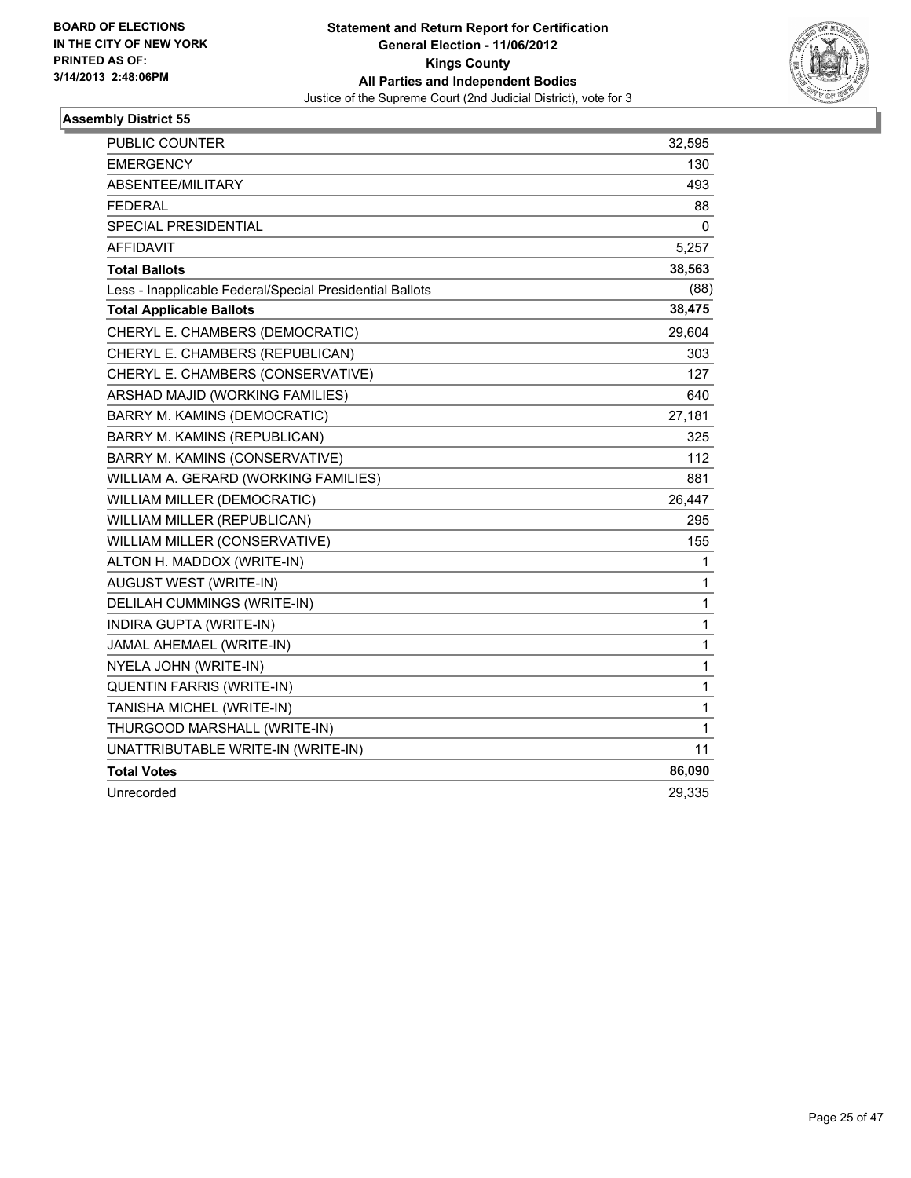BOARD OF ELECTIONS
IN THE CITY OF NEW YORK
PRINTED AS OF:
3/14/2013 2:48:06PM

**Statement and Return Report for Certification**
**General Election - 11/06/2012**
**Kings County**
**All Parties and Independent Bodies**
Justice of the Supreme Court (2nd Judicial District), vote for 3

### Assembly District 55

| | |
|---|---|
| PUBLIC COUNTER | 32,595 |
| EMERGENCY | 130 |
| ABSENTEE/MILITARY | 493 |
| FEDERAL | 88 |
| SPECIAL PRESIDENTIAL | 0 |
| AFFIDAVIT | 5,257 |
| **Total Ballots** | **38,563** |
| Less - Inapplicable Federal/Special Presidential Ballots | (88) |
| **Total Applicable Ballots** | **38,475** |
| CHERYL E. CHAMBERS (DEMOCRATIC) | 29,604 |
| CHERYL E. CHAMBERS (REPUBLICAN) | 303 |
| CHERYL E. CHAMBERS (CONSERVATIVE) | 127 |
| ARSHAD MAJID (WORKING FAMILIES) | 640 |
| BARRY M. KAMINS (DEMOCRATIC) | 27,181 |
| BARRY M. KAMINS (REPUBLICAN) | 325 |
| BARRY M. KAMINS (CONSERVATIVE) | 112 |
| WILLIAM A. GERARD (WORKING FAMILIES) | 881 |
| WILLIAM MILLER (DEMOCRATIC) | 26,447 |
| WILLIAM MILLER (REPUBLICAN) | 295 |
| WILLIAM MILLER (CONSERVATIVE) | 155 |
| ALTON H. MADDOX (WRITE-IN) | 1 |
| AUGUST WEST (WRITE-IN) | 1 |
| DELILAH CUMMINGS (WRITE-IN) | 1 |
| INDIRA GUPTA (WRITE-IN) | 1 |
| JAMAL AHEMAEL (WRITE-IN) | 1 |
| NYELA JOHN (WRITE-IN) | 1 |
| QUENTIN FARRIS (WRITE-IN) | 1 |
| TANISHA MICHEL (WRITE-IN) | 1 |
| THURGOOD MARSHALL (WRITE-IN) | 1 |
| UNATTRIBUTABLE WRITE-IN (WRITE-IN) | 11 |
| **Total Votes** | **86,090** |
| Unrecorded | 29,335 |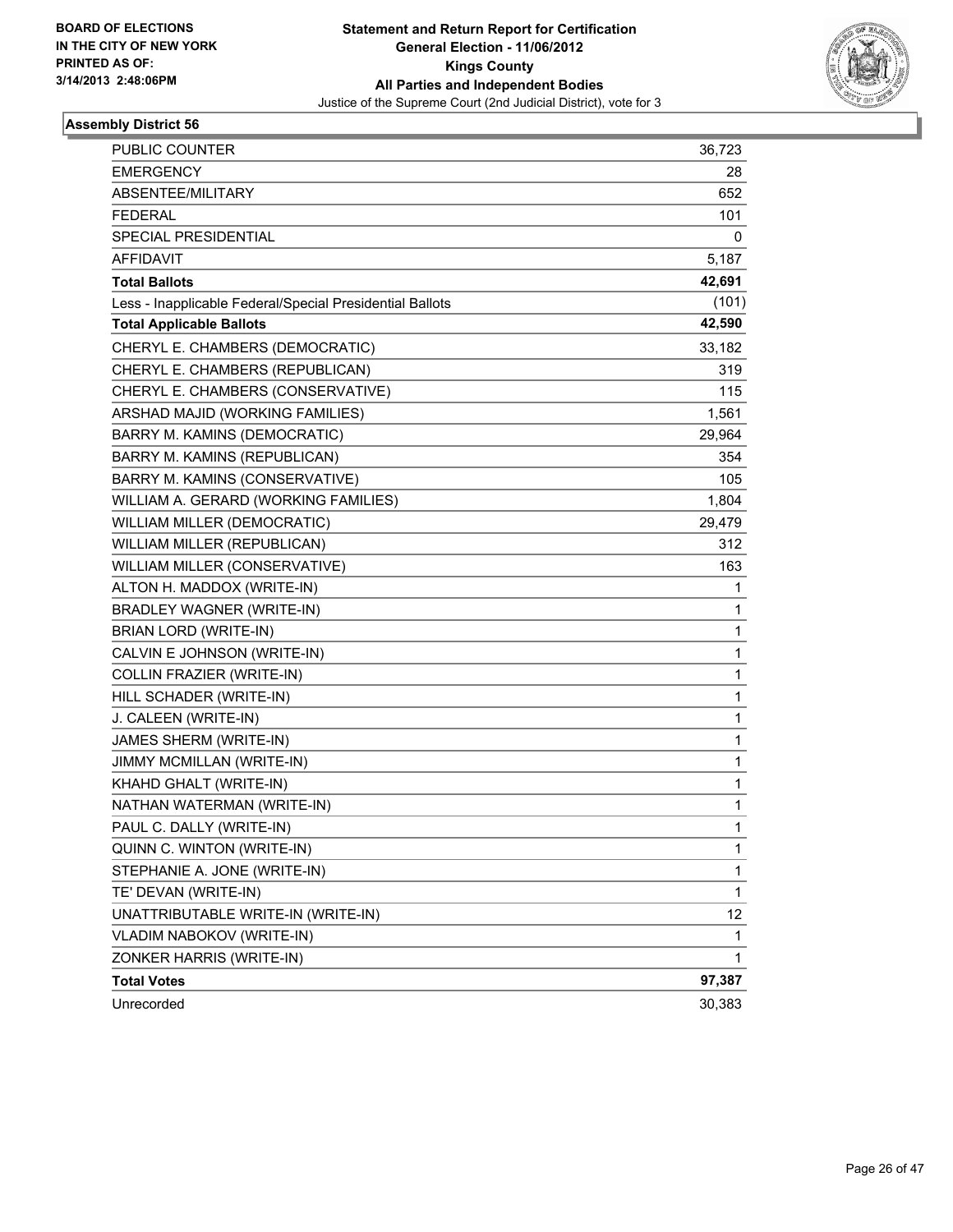BOARD OF ELECTIONS
IN THE CITY OF NEW YORK
PRINTED AS OF:
3/14/2013 2:48:06PM

**Statement and Return Report for Certification**
**General Election - 11/06/2012**
**Kings County**
**All Parties and Independent Bodies**
Justice of the Supreme Court (2nd Judicial District), vote for 3

### Assembly District 56

| | |
|---|---|
| PUBLIC COUNTER | 36,723 |
| EMERGENCY | 28 |
| ABSENTEE/MILITARY | 652 |
| FEDERAL | 101 |
| SPECIAL PRESIDENTIAL | 0 |
| AFFIDAVIT | 5,187 |
| **Total Ballots** | **42,691** |
| Less - Inapplicable Federal/Special Presidential Ballots | (101) |
| **Total Applicable Ballots** | **42,590** |
| CHERYL E. CHAMBERS (DEMOCRATIC) | 33,182 |
| CHERYL E. CHAMBERS (REPUBLICAN) | 319 |
| CHERYL E. CHAMBERS (CONSERVATIVE) | 115 |
| ARSHAD MAJID (WORKING FAMILIES) | 1,561 |
| BARRY M. KAMINS (DEMOCRATIC) | 29,964 |
| BARRY M. KAMINS (REPUBLICAN) | 354 |
| BARRY M. KAMINS (CONSERVATIVE) | 105 |
| WILLIAM A. GERARD (WORKING FAMILIES) | 1,804 |
| WILLIAM MILLER (DEMOCRATIC) | 29,479 |
| WILLIAM MILLER (REPUBLICAN) | 312 |
| WILLIAM MILLER (CONSERVATIVE) | 163 |
| ALTON H. MADDOX (WRITE-IN) | 1 |
| BRADLEY WAGNER (WRITE-IN) | 1 |
| BRIAN LORD (WRITE-IN) | 1 |
| CALVIN E JOHNSON (WRITE-IN) | 1 |
| COLLIN FRAZIER (WRITE-IN) | 1 |
| HILL SCHADER (WRITE-IN) | 1 |
| J. CALEEN (WRITE-IN) | 1 |
| JAMES SHERM (WRITE-IN) | 1 |
| JIMMY MCMILLAN (WRITE-IN) | 1 |
| KHAHD GHALT (WRITE-IN) | 1 |
| NATHAN WATERMAN (WRITE-IN) | 1 |
| PAUL C. DALLY (WRITE-IN) | 1 |
| QUINN C. WINTON (WRITE-IN) | 1 |
| STEPHANIE A. JONE (WRITE-IN) | 1 |
| TE' DEVAN (WRITE-IN) | 1 |
| UNATTRIBUTABLE WRITE-IN (WRITE-IN) | 12 |
| VLADIM NABOKOV (WRITE-IN) | 1 |
| ZONKER HARRIS (WRITE-IN) | 1 |
| **Total Votes** | **97,387** |
| Unrecorded | 30,383 |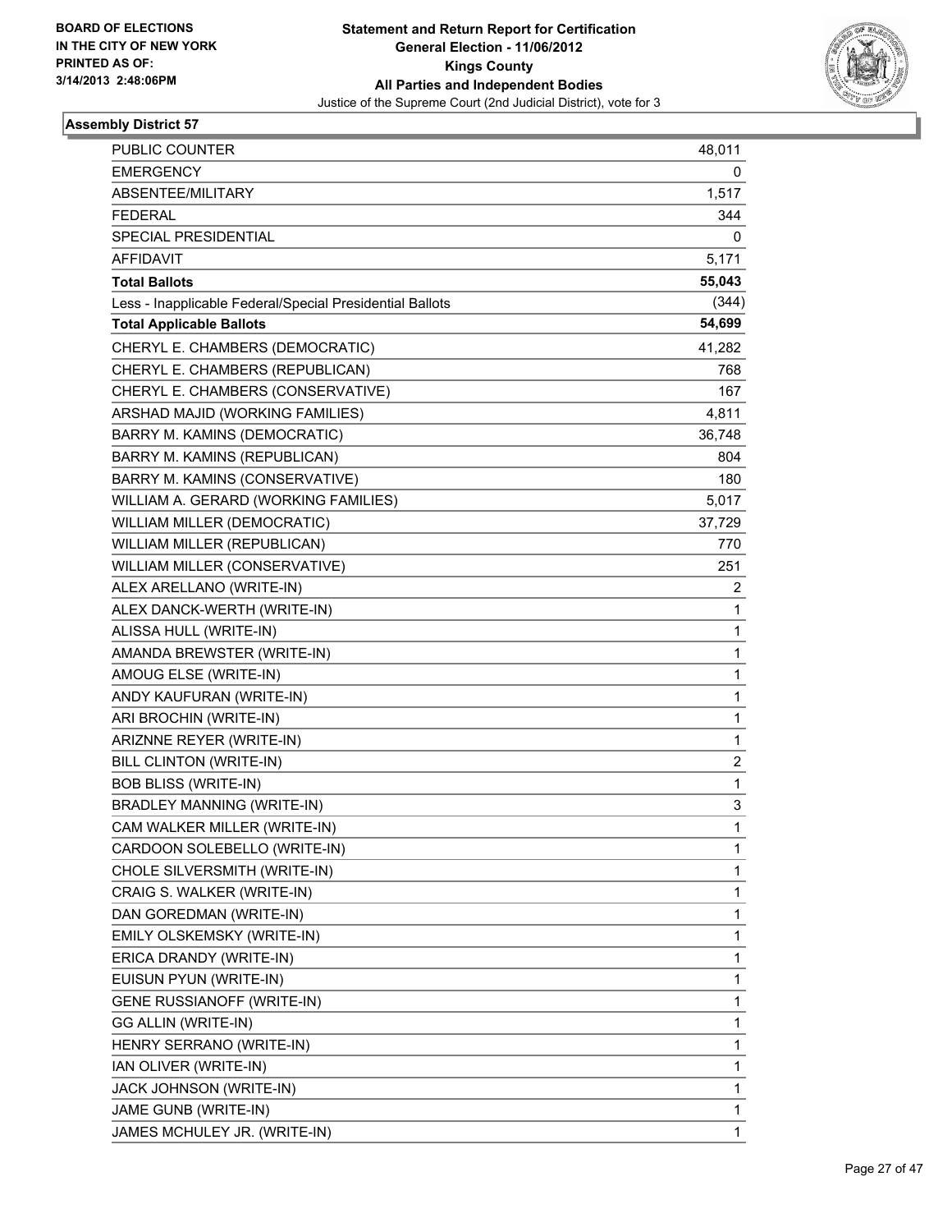BOARD OF ELECTIONS
IN THE CITY OF NEW YORK
PRINTED AS OF:
3/14/2013 2:48:06PM

**Statement and Return Report for Certification**
**General Election - 11/06/2012**
**Kings County**
**All Parties and Independent Bodies**
Justice of the Supreme Court (2nd Judicial District), vote for 3

### Assembly District 57

| | |
|---|---|
| PUBLIC COUNTER | 48,011 |
| EMERGENCY | 0 |
| ABSENTEE/MILITARY | 1,517 |
| FEDERAL | 344 |
| SPECIAL PRESIDENTIAL | 0 |
| AFFIDAVIT | 5,171 |
| **Total Ballots** | **55,043** |
| Less - Inapplicable Federal/Special Presidential Ballots | (344) |
| **Total Applicable Ballots** | **54,699** |
| CHERYL E. CHAMBERS (DEMOCRATIC) | 41,282 |
| CHERYL E. CHAMBERS (REPUBLICAN) | 768 |
| CHERYL E. CHAMBERS (CONSERVATIVE) | 167 |
| ARSHAD MAJID (WORKING FAMILIES) | 4,811 |
| BARRY M. KAMINS (DEMOCRATIC) | 36,748 |
| BARRY M. KAMINS (REPUBLICAN) | 804 |
| BARRY M. KAMINS (CONSERVATIVE) | 180 |
| WILLIAM A. GERARD (WORKING FAMILIES) | 5,017 |
| WILLIAM MILLER (DEMOCRATIC) | 37,729 |
| WILLIAM MILLER (REPUBLICAN) | 770 |
| WILLIAM MILLER (CONSERVATIVE) | 251 |
| ALEX ARELLANO (WRITE-IN) | 2 |
| ALEX DANCK-WERTH (WRITE-IN) | 1 |
| ALISSA HULL (WRITE-IN) | 1 |
| AMANDA BREWSTER (WRITE-IN) | 1 |
| AMOUG ELSE (WRITE-IN) | 1 |
| ANDY KAUFURAN (WRITE-IN) | 1 |
| ARI BROCHIN (WRITE-IN) | 1 |
| ARIZNNE REYER (WRITE-IN) | 1 |
| BILL CLINTON (WRITE-IN) | 2 |
| BOB BLISS (WRITE-IN) | 1 |
| BRADLEY MANNING (WRITE-IN) | 3 |
| CAM WALKER MILLER (WRITE-IN) | 1 |
| CARDOON SOLEBELLO (WRITE-IN) | 1 |
| CHOLE SILVERSMITH (WRITE-IN) | 1 |
| CRAIG S. WALKER (WRITE-IN) | 1 |
| DAN GOREDMAN (WRITE-IN) | 1 |
| EMILY OLSKEMSKY (WRITE-IN) | 1 |
| ERICA DRANDY (WRITE-IN) | 1 |
| EUISUN PYUN (WRITE-IN) | 1 |
| GENE RUSSIANOFF (WRITE-IN) | 1 |
| GG ALLIN (WRITE-IN) | 1 |
| HENRY SERRANO (WRITE-IN) | 1 |
| IAN OLIVER (WRITE-IN) | 1 |
| JACK JOHNSON (WRITE-IN) | 1 |
| JAME GUNB (WRITE-IN) | 1 |
| JAMES MCHULEY JR. (WRITE-IN) | 1 |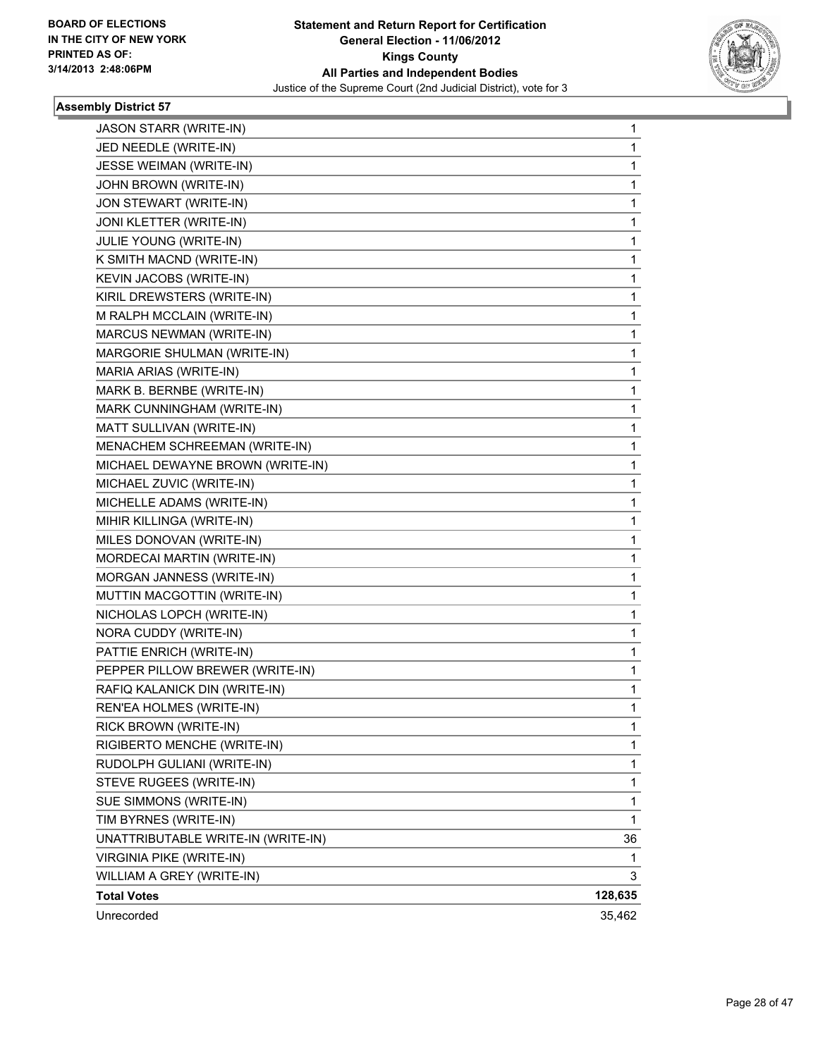**Statement and Return Report for Certification**
**General Election - 11/06/2012**
**Kings County**
**All Parties and Independent Bodies**
Justice of the Supreme Court (2nd Judicial District), vote for 3

BOARD OF ELECTIONS IN THE CITY OF NEW YORK PRINTED AS OF: 3/14/2013 2:48:06PM

### Assembly District 57

| | |
|---|---|
| JASON STARR (WRITE-IN) | 1 |
| JED NEEDLE (WRITE-IN) | 1 |
| JESSE WEIMAN (WRITE-IN) | 1 |
| JOHN BROWN (WRITE-IN) | 1 |
| JON STEWART (WRITE-IN) | 1 |
| JONI KLETTER (WRITE-IN) | 1 |
| JULIE YOUNG (WRITE-IN) | 1 |
| K SMITH MACND (WRITE-IN) | 1 |
| KEVIN JACOBS (WRITE-IN) | 1 |
| KIRIL DREWSTERS (WRITE-IN) | 1 |
| M RALPH MCCLAIN (WRITE-IN) | 1 |
| MARCUS NEWMAN (WRITE-IN) | 1 |
| MARGORIE SHULMAN (WRITE-IN) | 1 |
| MARIA ARIAS (WRITE-IN) | 1 |
| MARK B. BERNBE (WRITE-IN) | 1 |
| MARK CUNNINGHAM (WRITE-IN) | 1 |
| MATT SULLIVAN (WRITE-IN) | 1 |
| MENACHEM SCHREEMAN (WRITE-IN) | 1 |
| MICHAEL DEWAYNE BROWN (WRITE-IN) | 1 |
| MICHAEL ZUVIC (WRITE-IN) | 1 |
| MICHELLE ADAMS (WRITE-IN) | 1 |
| MIHIR KILLINGA (WRITE-IN) | 1 |
| MILES DONOVAN (WRITE-IN) | 1 |
| MORDECAI MARTIN (WRITE-IN) | 1 |
| MORGAN JANNESS (WRITE-IN) | 1 |
| MUTTIN MACGOTTIN (WRITE-IN) | 1 |
| NICHOLAS LOPCH (WRITE-IN) | 1 |
| NORA CUDDY (WRITE-IN) | 1 |
| PATTIE ENRICH (WRITE-IN) | 1 |
| PEPPER PILLOW BREWER (WRITE-IN) | 1 |
| RAFIQ KALANICK DIN (WRITE-IN) | 1 |
| REN'EA HOLMES (WRITE-IN) | 1 |
| RICK BROWN (WRITE-IN) | 1 |
| RIGIBERTO MENCHE (WRITE-IN) | 1 |
| RUDOLPH GULIANI (WRITE-IN) | 1 |
| STEVE RUGEES (WRITE-IN) | 1 |
| SUE SIMMONS (WRITE-IN) | 1 |
| TIM BYRNES (WRITE-IN) | 1 |
| UNATTRIBUTABLE WRITE-IN (WRITE-IN) | 36 |
| VIRGINIA PIKE (WRITE-IN) | 1 |
| WILLIAM A GREY (WRITE-IN) | 3 |
| **Total Votes** | **128,635** |
| Unrecorded | 35,462 |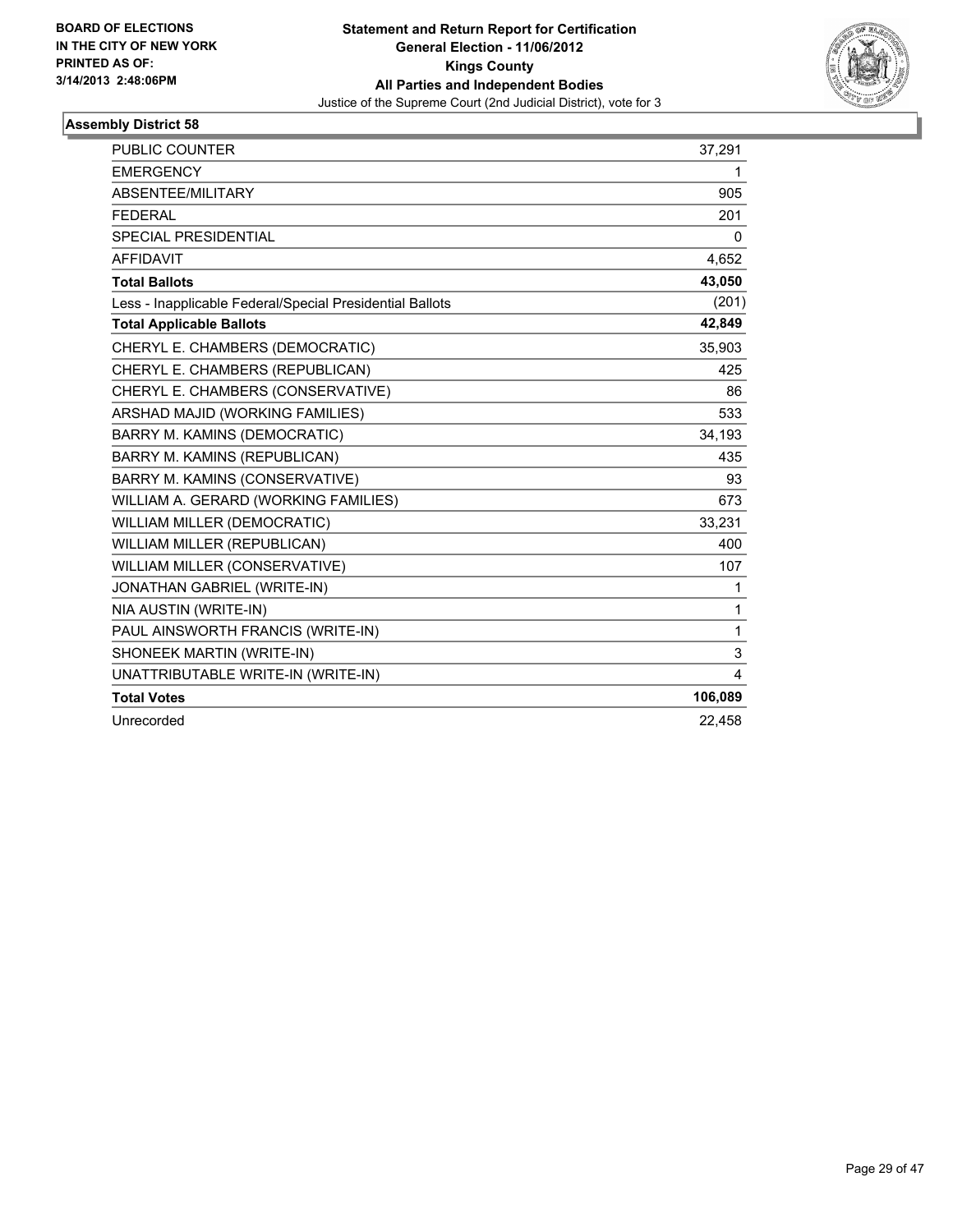BOARD OF ELECTIONS
IN THE CITY OF NEW YORK
PRINTED AS OF:
3/14/2013 2:48:06PM

**Statement and Return Report for Certification**
**General Election - 11/06/2012**
**Kings County**
**All Parties and Independent Bodies**
Justice of the Supreme Court (2nd Judicial District), vote for 3

### Assembly District 58

| | |
|---|---|
| PUBLIC COUNTER | 37,291 |
| EMERGENCY | 1 |
| ABSENTEE/MILITARY | 905 |
| FEDERAL | 201 |
| SPECIAL PRESIDENTIAL | 0 |
| AFFIDAVIT | 4,652 |
| **Total Ballots** | **43,050** |
| Less - Inapplicable Federal/Special Presidential Ballots | (201) |
| **Total Applicable Ballots** | **42,849** |
| CHERYL E. CHAMBERS (DEMOCRATIC) | 35,903 |
| CHERYL E. CHAMBERS (REPUBLICAN) | 425 |
| CHERYL E. CHAMBERS (CONSERVATIVE) | 86 |
| ARSHAD MAJID (WORKING FAMILIES) | 533 |
| BARRY M. KAMINS (DEMOCRATIC) | 34,193 |
| BARRY M. KAMINS (REPUBLICAN) | 435 |
| BARRY M. KAMINS (CONSERVATIVE) | 93 |
| WILLIAM A. GERARD (WORKING FAMILIES) | 673 |
| WILLIAM MILLER (DEMOCRATIC) | 33,231 |
| WILLIAM MILLER (REPUBLICAN) | 400 |
| WILLIAM MILLER (CONSERVATIVE) | 107 |
| JONATHAN GABRIEL (WRITE-IN) | 1 |
| NIA AUSTIN (WRITE-IN) | 1 |
| PAUL AINSWORTH FRANCIS (WRITE-IN) | 1 |
| SHONEEK MARTIN (WRITE-IN) | 3 |
| UNATTRIBUTABLE WRITE-IN (WRITE-IN) | 4 |
| **Total Votes** | **106,089** |
| Unrecorded | 22,458 |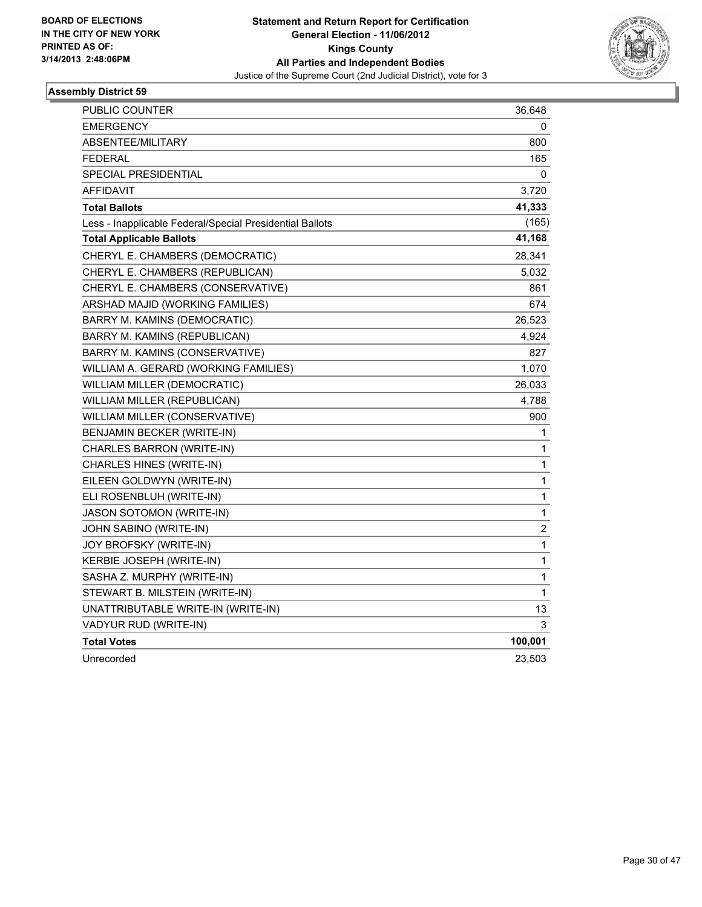BOARD OF ELECTIONS
IN THE CITY OF NEW YORK
PRINTED AS OF:
3/14/2013 2:48:06PM

**Statement and Return Report for Certification**
**General Election - 11/06/2012**
**Kings County**
**All Parties and Independent Bodies**
Justice of the Supreme Court (2nd Judicial District), vote for 3

### Assembly District 59

| | |
|---|---|
| PUBLIC COUNTER | 36,648 |
| EMERGENCY | 0 |
| ABSENTEE/MILITARY | 800 |
| FEDERAL | 165 |
| SPECIAL PRESIDENTIAL | 0 |
| AFFIDAVIT | 3,720 |
| **Total Ballots** | **41,333** |
| Less - Inapplicable Federal/Special Presidential Ballots | (165) |
| **Total Applicable Ballots** | **41,168** |
| CHERYL E. CHAMBERS (DEMOCRATIC) | 28,341 |
| CHERYL E. CHAMBERS (REPUBLICAN) | 5,032 |
| CHERYL E. CHAMBERS (CONSERVATIVE) | 861 |
| ARSHAD MAJID (WORKING FAMILIES) | 674 |
| BARRY M. KAMINS (DEMOCRATIC) | 26,523 |
| BARRY M. KAMINS (REPUBLICAN) | 4,924 |
| BARRY M. KAMINS (CONSERVATIVE) | 827 |
| WILLIAM A. GERARD (WORKING FAMILIES) | 1,070 |
| WILLIAM MILLER (DEMOCRATIC) | 26,033 |
| WILLIAM MILLER (REPUBLICAN) | 4,788 |
| WILLIAM MILLER (CONSERVATIVE) | 900 |
| BENJAMIN BECKER (WRITE-IN) | 1 |
| CHARLES BARRON (WRITE-IN) | 1 |
| CHARLES HINES (WRITE-IN) | 1 |
| EILEEN GOLDWYN (WRITE-IN) | 1 |
| ELI ROSENBLUH (WRITE-IN) | 1 |
| JASON SOTOMON (WRITE-IN) | 1 |
| JOHN SABINO (WRITE-IN) | 2 |
| JOY BROFSKY (WRITE-IN) | 1 |
| KERBIE JOSEPH (WRITE-IN) | 1 |
| SASHA Z. MURPHY (WRITE-IN) | 1 |
| STEWART B. MILSTEIN (WRITE-IN) | 1 |
| UNATTRIBUTABLE WRITE-IN (WRITE-IN) | 13 |
| VADYUR RUD (WRITE-IN) | 3 |
| **Total Votes** | **100,001** |
| Unrecorded | 23,503 |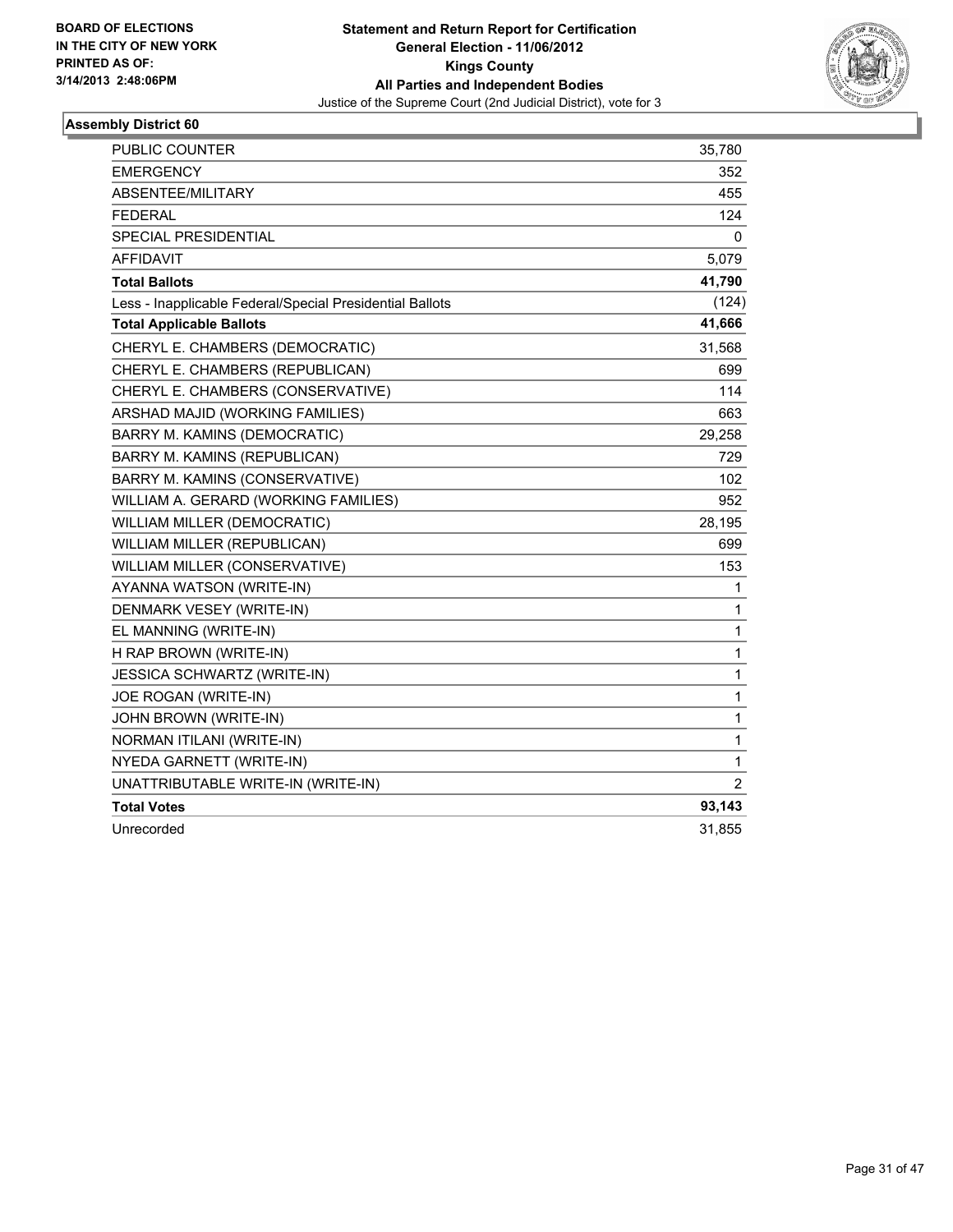BOARD OF ELECTIONS
IN THE CITY OF NEW YORK
PRINTED AS OF:
3/14/2013 2:48:06PM

**Statement and Return Report for Certification**
**General Election - 11/06/2012**
**Kings County**
**All Parties and Independent Bodies**
Justice of the Supreme Court (2nd Judicial District), vote for 3

### Assembly District 60

| | |
|---|---|
| PUBLIC COUNTER | 35,780 |
| EMERGENCY | 352 |
| ABSENTEE/MILITARY | 455 |
| FEDERAL | 124 |
| SPECIAL PRESIDENTIAL | 0 |
| AFFIDAVIT | 5,079 |
| **Total Ballots** | **41,790** |
| Less - Inapplicable Federal/Special Presidential Ballots | (124) |
| **Total Applicable Ballots** | **41,666** |
| CHERYL E. CHAMBERS (DEMOCRATIC) | 31,568 |
| CHERYL E. CHAMBERS (REPUBLICAN) | 699 |
| CHERYL E. CHAMBERS (CONSERVATIVE) | 114 |
| ARSHAD MAJID (WORKING FAMILIES) | 663 |
| BARRY M. KAMINS (DEMOCRATIC) | 29,258 |
| BARRY M. KAMINS (REPUBLICAN) | 729 |
| BARRY M. KAMINS (CONSERVATIVE) | 102 |
| WILLIAM A. GERARD (WORKING FAMILIES) | 952 |
| WILLIAM MILLER (DEMOCRATIC) | 28,195 |
| WILLIAM MILLER (REPUBLICAN) | 699 |
| WILLIAM MILLER (CONSERVATIVE) | 153 |
| AYANNA WATSON (WRITE-IN) | 1 |
| DENMARK VESEY (WRITE-IN) | 1 |
| EL MANNING (WRITE-IN) | 1 |
| H RAP BROWN (WRITE-IN) | 1 |
| JESSICA SCHWARTZ (WRITE-IN) | 1 |
| JOE ROGAN (WRITE-IN) | 1 |
| JOHN BROWN (WRITE-IN) | 1 |
| NORMAN ITILANI (WRITE-IN) | 1 |
| NYEDA GARNETT (WRITE-IN) | 1 |
| UNATTRIBUTABLE WRITE-IN (WRITE-IN) | 2 |
| **Total Votes** | **93,143** |
| Unrecorded | 31,855 |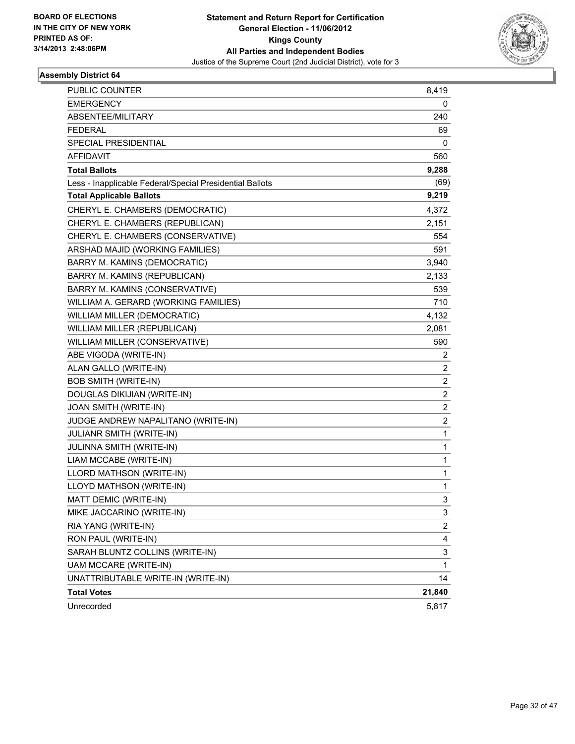**BOARD OF ELECTIONS IN THE CITY OF NEW YORK PRINTED AS OF: 3/14/2013 2:48:06PM**

**Statement and Return Report for Certification General Election - 11/06/2012 Kings County All Parties and Independent Bodies**

Justice of the Supreme Court (2nd Judicial District), vote for 3

### Assembly District 64

| | |
|---|---|
| PUBLIC COUNTER | 8,419 |
| EMERGENCY | 0 |
| ABSENTEE/MILITARY | 240 |
| FEDERAL | 69 |
| SPECIAL PRESIDENTIAL | 0 |
| AFFIDAVIT | 560 |
| **Total Ballots** | **9,288** |
| Less - Inapplicable Federal/Special Presidential Ballots | (69) |
| **Total Applicable Ballots** | **9,219** |
| CHERYL E. CHAMBERS (DEMOCRATIC) | 4,372 |
| CHERYL E. CHAMBERS (REPUBLICAN) | 2,151 |
| CHERYL E. CHAMBERS (CONSERVATIVE) | 554 |
| ARSHAD MAJID (WORKING FAMILIES) | 591 |
| BARRY M. KAMINS (DEMOCRATIC) | 3,940 |
| BARRY M. KAMINS (REPUBLICAN) | 2,133 |
| BARRY M. KAMINS (CONSERVATIVE) | 539 |
| WILLIAM A. GERARD (WORKING FAMILIES) | 710 |
| WILLIAM MILLER (DEMOCRATIC) | 4,132 |
| WILLIAM MILLER (REPUBLICAN) | 2,081 |
| WILLIAM MILLER (CONSERVATIVE) | 590 |
| ABE VIGODA (WRITE-IN) | 2 |
| ALAN GALLO (WRITE-IN) | 2 |
| BOB SMITH (WRITE-IN) | 2 |
| DOUGLAS DIKIJIAN (WRITE-IN) | 2 |
| JOAN SMITH (WRITE-IN) | 2 |
| JUDGE ANDREW NAPALITANO (WRITE-IN) | 2 |
| JULIANR SMITH (WRITE-IN) | 1 |
| JULINNA SMITH (WRITE-IN) | 1 |
| LIAM MCCABE (WRITE-IN) | 1 |
| LLORD MATHSON (WRITE-IN) | 1 |
| LLOYD MATHSON (WRITE-IN) | 1 |
| MATT DEMIC (WRITE-IN) | 3 |
| MIKE JACCARINO (WRITE-IN) | 3 |
| RIA YANG (WRITE-IN) | 2 |
| RON PAUL (WRITE-IN) | 4 |
| SARAH BLUNTZ COLLINS (WRITE-IN) | 3 |
| UAM MCCARE (WRITE-IN) | 1 |
| UNATTRIBUTABLE WRITE-IN (WRITE-IN) | 14 |
| **Total Votes** | **21,840** |
| Unrecorded | 5,817 |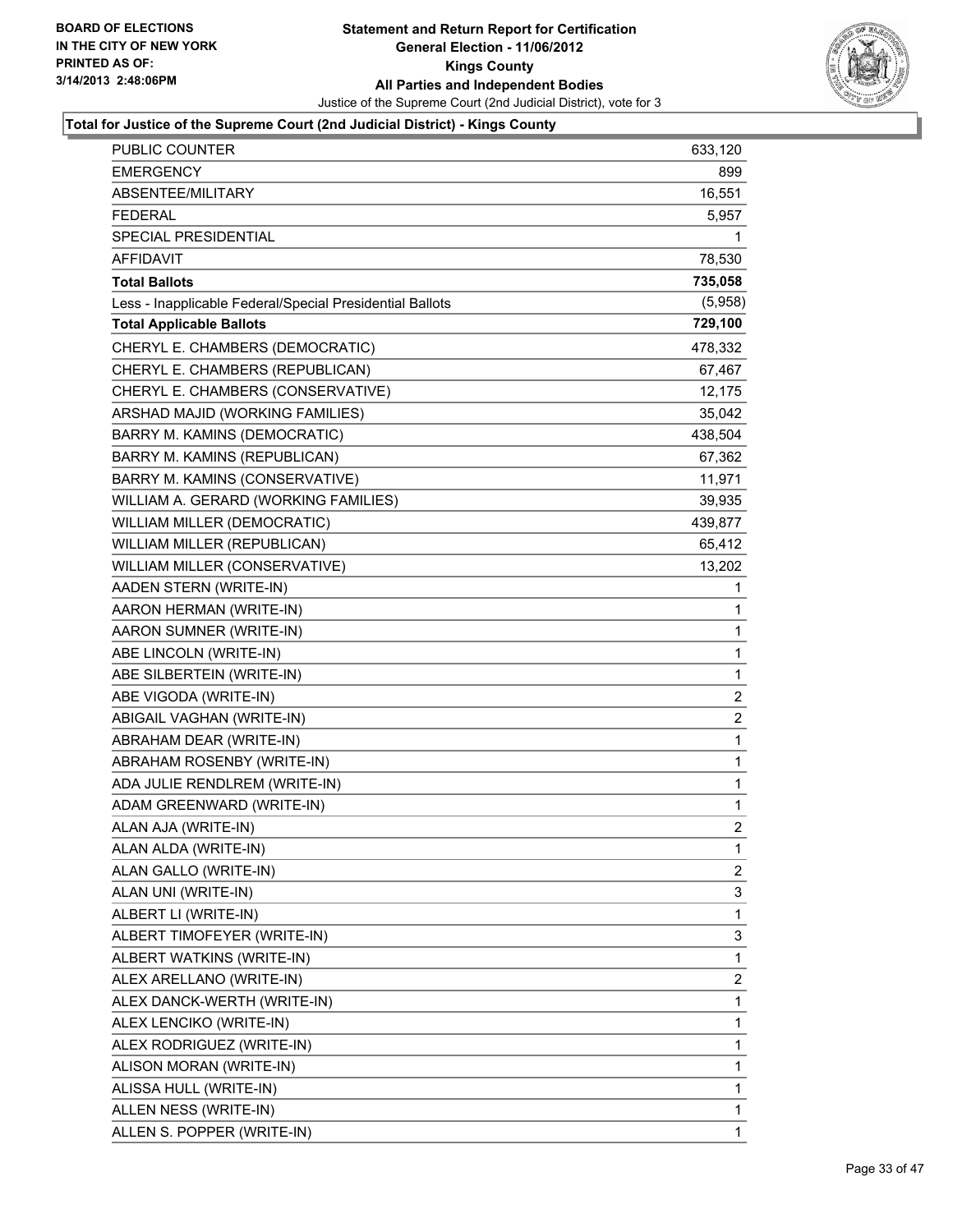**BOARD OF ELECTIONS IN THE CITY OF NEW YORK PRINTED AS OF: 3/14/2013 2:48:06PM**

# Statement and Return Report for Certification
## General Election - 11/06/2012
## Kings County
## All Parties and Independent Bodies
Justice of the Supreme Court (2nd Judicial District), vote for 3

### Total for Justice of the Supreme Court (2nd Judicial District) - Kings County

| | |
|---|---|
| PUBLIC COUNTER | 633,120 |
| EMERGENCY | 899 |
| ABSENTEE/MILITARY | 16,551 |
| FEDERAL | 5,957 |
| SPECIAL PRESIDENTIAL | 1 |
| AFFIDAVIT | 78,530 |
| **Total Ballots** | **735,058** |
| Less - Inapplicable Federal/Special Presidential Ballots | (5,958) |
| **Total Applicable Ballots** | **729,100** |
| CHERYL E. CHAMBERS (DEMOCRATIC) | 478,332 |
| CHERYL E. CHAMBERS (REPUBLICAN) | 67,467 |
| CHERYL E. CHAMBERS (CONSERVATIVE) | 12,175 |
| ARSHAD MAJID (WORKING FAMILIES) | 35,042 |
| BARRY M. KAMINS (DEMOCRATIC) | 438,504 |
| BARRY M. KAMINS (REPUBLICAN) | 67,362 |
| BARRY M. KAMINS (CONSERVATIVE) | 11,971 |
| WILLIAM A. GERARD (WORKING FAMILIES) | 39,935 |
| WILLIAM MILLER (DEMOCRATIC) | 439,877 |
| WILLIAM MILLER (REPUBLICAN) | 65,412 |
| WILLIAM MILLER (CONSERVATIVE) | 13,202 |
| AADEN STERN (WRITE-IN) | 1 |
| AARON HERMAN (WRITE-IN) | 1 |
| AARON SUMNER (WRITE-IN) | 1 |
| ABE LINCOLN (WRITE-IN) | 1 |
| ABE SILBERTEIN (WRITE-IN) | 1 |
| ABE VIGODA (WRITE-IN) | 2 |
| ABIGAIL VAGHAN (WRITE-IN) | 2 |
| ABRAHAM DEAR (WRITE-IN) | 1 |
| ABRAHAM ROSENBY (WRITE-IN) | 1 |
| ADA JULIE RENDLREM (WRITE-IN) | 1 |
| ADAM GREENWARD (WRITE-IN) | 1 |
| ALAN AJA (WRITE-IN) | 2 |
| ALAN ALDA (WRITE-IN) | 1 |
| ALAN GALLO (WRITE-IN) | 2 |
| ALAN UNI (WRITE-IN) | 3 |
| ALBERT LI (WRITE-IN) | 1 |
| ALBERT TIMOFEYER (WRITE-IN) | 3 |
| ALBERT WATKINS (WRITE-IN) | 1 |
| ALEX ARELLANO (WRITE-IN) | 2 |
| ALEX DANCK-WERTH (WRITE-IN) | 1 |
| ALEX LENCIKO (WRITE-IN) | 1 |
| ALEX RODRIGUEZ (WRITE-IN) | 1 |
| ALISON MORAN (WRITE-IN) | 1 |
| ALISSA HULL (WRITE-IN) | 1 |
| ALLEN NESS (WRITE-IN) | 1 |
| ALLEN S. POPPER (WRITE-IN) | 1 |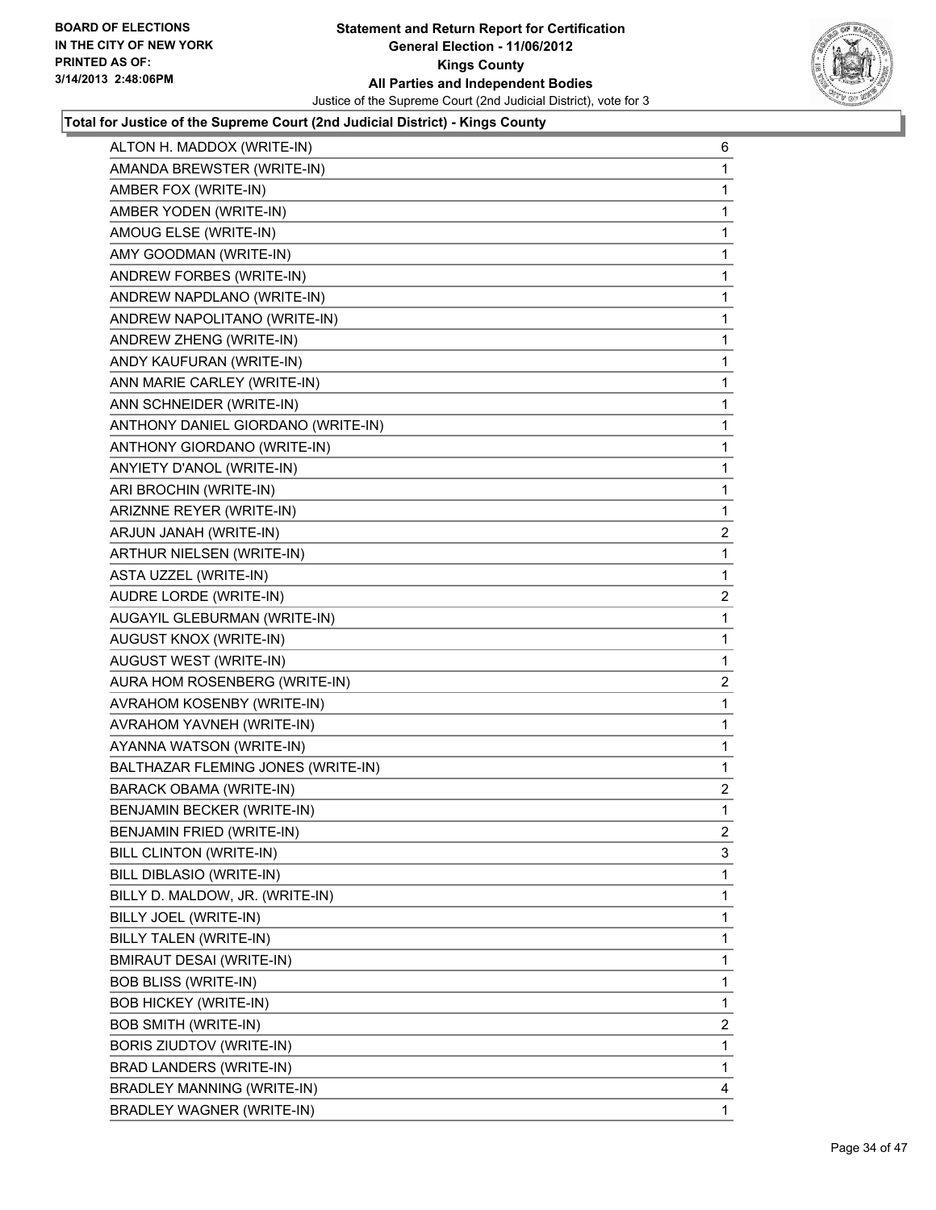**Total for Justice of the Supreme Court (2nd Judicial District) - Kings County**

| Candidate | Votes |
|---|---|
| ALTON H. MADDOX (WRITE-IN) | 6 |
| AMANDA BREWSTER (WRITE-IN) | 1 |
| AMBER FOX (WRITE-IN) | 1 |
| AMBER YODEN (WRITE-IN) | 1 |
| AMOUG ELSE (WRITE-IN) | 1 |
| AMY GOODMAN (WRITE-IN) | 1 |
| ANDREW FORBES (WRITE-IN) | 1 |
| ANDREW NAPDLANO (WRITE-IN) | 1 |
| ANDREW NAPOLITANO (WRITE-IN) | 1 |
| ANDREW ZHENG (WRITE-IN) | 1 |
| ANDY KAUFURAN (WRITE-IN) | 1 |
| ANN MARIE CARLEY (WRITE-IN) | 1 |
| ANN SCHNEIDER (WRITE-IN) | 1 |
| ANTHONY DANIEL GIORDANO (WRITE-IN) | 1 |
| ANTHONY GIORDANO (WRITE-IN) | 1 |
| ANYIETY D'ANOL (WRITE-IN) | 1 |
| ARI BROCHIN (WRITE-IN) | 1 |
| ARIZNNE REYER (WRITE-IN) | 1 |
| ARJUN JANAH (WRITE-IN) | 2 |
| ARTHUR NIELSEN (WRITE-IN) | 1 |
| ASTA UZZEL (WRITE-IN) | 1 |
| AUDRE LORDE (WRITE-IN) | 2 |
| AUGAYIL GLEBURMAN (WRITE-IN) | 1 |
| AUGUST KNOX (WRITE-IN) | 1 |
| AUGUST WEST (WRITE-IN) | 1 |
| AURA HOM ROSENBERG (WRITE-IN) | 2 |
| AVRAHOM KOSENBY (WRITE-IN) | 1 |
| AVRAHOM YAVNEH (WRITE-IN) | 1 |
| AYANNA WATSON (WRITE-IN) | 1 |
| BALTHAZAR FLEMING JONES (WRITE-IN) | 1 |
| BARACK OBAMA (WRITE-IN) | 2 |
| BENJAMIN BECKER (WRITE-IN) | 1 |
| BENJAMIN FRIED (WRITE-IN) | 2 |
| BILL CLINTON (WRITE-IN) | 3 |
| BILL DIBLASIO (WRITE-IN) | 1 |
| BILLY D. MALDOW, JR. (WRITE-IN) | 1 |
| BILLY JOEL (WRITE-IN) | 1 |
| BILLY TALEN (WRITE-IN) | 1 |
| BMIRAUT DESAI (WRITE-IN) | 1 |
| BOB BLISS (WRITE-IN) | 1 |
| BOB HICKEY (WRITE-IN) | 1 |
| BOB SMITH (WRITE-IN) | 2 |
| BORIS ZIUDTOV (WRITE-IN) | 1 |
| BRAD LANDERS (WRITE-IN) | 1 |
| BRADLEY MANNING (WRITE-IN) | 4 |
| BRADLEY WAGNER (WRITE-IN) | 1 |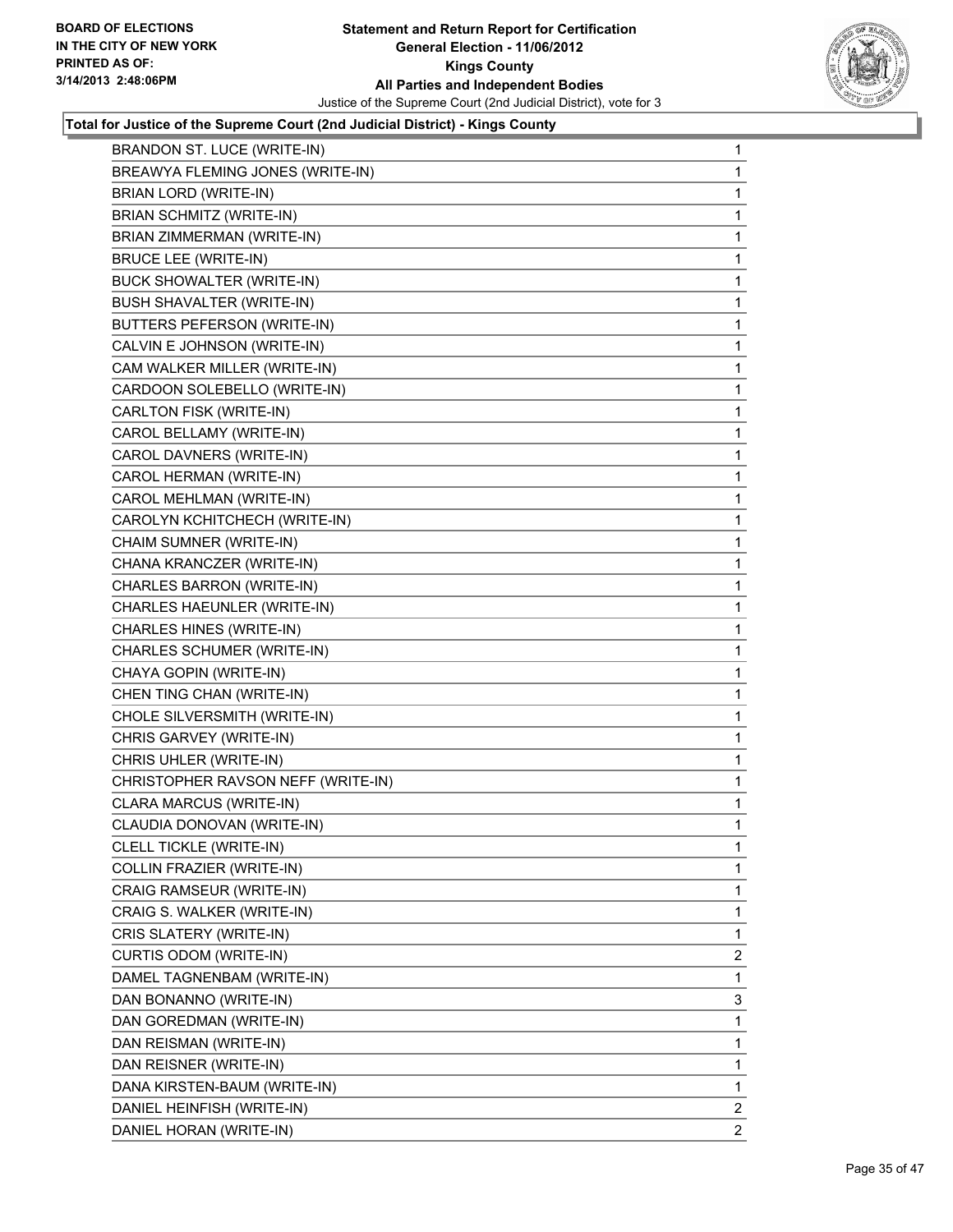**Total for Justice of the Supreme Court (2nd Judicial District) - Kings County**

| Candidate | Votes |
|---|---|
| BRANDON ST. LUCE (WRITE-IN) | 1 |
| BREAWYA FLEMING JONES (WRITE-IN) | 1 |
| BRIAN LORD (WRITE-IN) | 1 |
| BRIAN SCHMITZ (WRITE-IN) | 1 |
| BRIAN ZIMMERMAN (WRITE-IN) | 1 |
| BRUCE LEE (WRITE-IN) | 1 |
| BUCK SHOWALTER (WRITE-IN) | 1 |
| BUSH SHAVALTER (WRITE-IN) | 1 |
| BUTTERS PEFERSON (WRITE-IN) | 1 |
| CALVIN E JOHNSON (WRITE-IN) | 1 |
| CAM WALKER MILLER (WRITE-IN) | 1 |
| CARDOON SOLEBELLO (WRITE-IN) | 1 |
| CARLTON FISK (WRITE-IN) | 1 |
| CAROL BELLAMY (WRITE-IN) | 1 |
| CAROL DAVNERS (WRITE-IN) | 1 |
| CAROL HERMAN (WRITE-IN) | 1 |
| CAROL MEHLMAN (WRITE-IN) | 1 |
| CAROLYN KCHITCHECH (WRITE-IN) | 1 |
| CHAIM SUMNER (WRITE-IN) | 1 |
| CHANA KRANCZER (WRITE-IN) | 1 |
| CHARLES BARRON (WRITE-IN) | 1 |
| CHARLES HAEUNLER (WRITE-IN) | 1 |
| CHARLES HINES (WRITE-IN) | 1 |
| CHARLES SCHUMER (WRITE-IN) | 1 |
| CHAYA GOPIN (WRITE-IN) | 1 |
| CHEN TING CHAN (WRITE-IN) | 1 |
| CHOLE SILVERSMITH (WRITE-IN) | 1 |
| CHRIS GARVEY (WRITE-IN) | 1 |
| CHRIS UHLER (WRITE-IN) | 1 |
| CHRISTOPHER RAVSON NEFF (WRITE-IN) | 1 |
| CLARA MARCUS (WRITE-IN) | 1 |
| CLAUDIA DONOVAN (WRITE-IN) | 1 |
| CLELL TICKLE (WRITE-IN) | 1 |
| COLLIN FRAZIER (WRITE-IN) | 1 |
| CRAIG RAMSEUR (WRITE-IN) | 1 |
| CRAIG S. WALKER (WRITE-IN) | 1 |
| CRIS SLATERY (WRITE-IN) | 1 |
| CURTIS ODOM (WRITE-IN) | 2 |
| DAMEL TAGNENBAM (WRITE-IN) | 1 |
| DAN BONANNO (WRITE-IN) | 3 |
| DAN GOREDMAN (WRITE-IN) | 1 |
| DAN REISMAN (WRITE-IN) | 1 |
| DAN REISNER (WRITE-IN) | 1 |
| DANA KIRSTEN-BAUM (WRITE-IN) | 1 |
| DANIEL HEINFISH (WRITE-IN) | 2 |
| DANIEL HORAN (WRITE-IN) | 2 |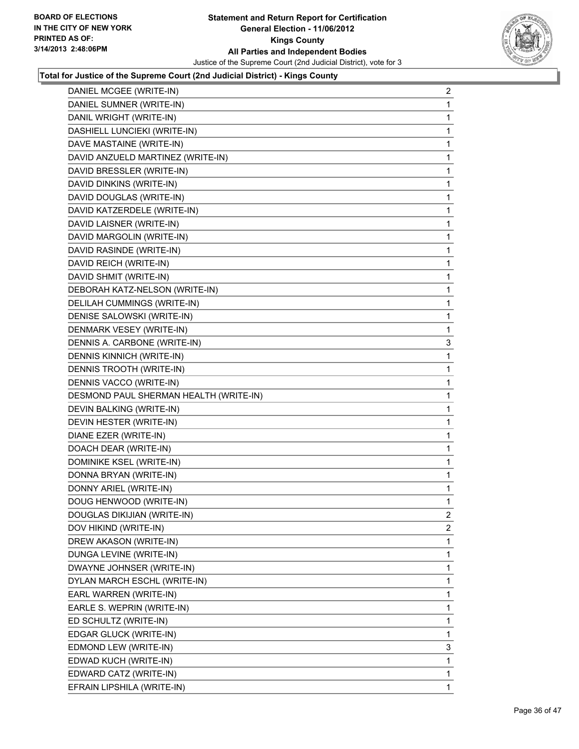BOARD OF ELECTIONS
IN THE CITY OF NEW YORK
PRINTED AS OF:
3/14/2013 2:48:06PM

**Statement and Return Report for Certification**
**General Election - 11/06/2012**
**Kings County**
**All Parties and Independent Bodies**
Justice of the Supreme Court (2nd Judicial District), vote for 3

### Total for Justice of the Supreme Court (2nd Judicial District) - Kings County

| | |
|---|---|
| DANIEL MCGEE (WRITE-IN) | 2 |
| DANIEL SUMNER (WRITE-IN) | 1 |
| DANIL WRIGHT (WRITE-IN) | 1 |
| DASHIELL LUNCIEKI (WRITE-IN) | 1 |
| DAVE MASTAINE (WRITE-IN) | 1 |
| DAVID ANZUELD MARTINEZ (WRITE-IN) | 1 |
| DAVID BRESSLER (WRITE-IN) | 1 |
| DAVID DINKINS (WRITE-IN) | 1 |
| DAVID DOUGLAS (WRITE-IN) | 1 |
| DAVID KATZERDELE (WRITE-IN) | 1 |
| DAVID LAISNER (WRITE-IN) | 1 |
| DAVID MARGOLIN (WRITE-IN) | 1 |
| DAVID RASINDE (WRITE-IN) | 1 |
| DAVID REICH (WRITE-IN) | 1 |
| DAVID SHMIT (WRITE-IN) | 1 |
| DEBORAH KATZ-NELSON (WRITE-IN) | 1 |
| DELILAH CUMMINGS (WRITE-IN) | 1 |
| DENISE SALOWSKI (WRITE-IN) | 1 |
| DENMARK VESEY (WRITE-IN) | 1 |
| DENNIS A. CARBONE (WRITE-IN) | 3 |
| DENNIS KINNICH (WRITE-IN) | 1 |
| DENNIS TROOTH (WRITE-IN) | 1 |
| DENNIS VACCO (WRITE-IN) | 1 |
| DESMOND PAUL SHERMAN HEALTH (WRITE-IN) | 1 |
| DEVIN BALKING (WRITE-IN) | 1 |
| DEVIN HESTER (WRITE-IN) | 1 |
| DIANE EZER (WRITE-IN) | 1 |
| DOACH DEAR (WRITE-IN) | 1 |
| DOMINIKE KSEL (WRITE-IN) | 1 |
| DONNA BRYAN (WRITE-IN) | 1 |
| DONNY ARIEL (WRITE-IN) | 1 |
| DOUG HENWOOD (WRITE-IN) | 1 |
| DOUGLAS DIKIJIAN (WRITE-IN) | 2 |
| DOV HIKIND (WRITE-IN) | 2 |
| DREW AKASON (WRITE-IN) | 1 |
| DUNGA LEVINE (WRITE-IN) | 1 |
| DWAYNE JOHNSER (WRITE-IN) | 1 |
| DYLAN MARCH ESCHL (WRITE-IN) | 1 |
| EARL WARREN (WRITE-IN) | 1 |
| EARLE S. WEPRIN (WRITE-IN) | 1 |
| ED SCHULTZ (WRITE-IN) | 1 |
| EDGAR GLUCK (WRITE-IN) | 1 |
| EDMOND LEW (WRITE-IN) | 3 |
| EDWAD KUCH (WRITE-IN) | 1 |
| EDWARD CATZ (WRITE-IN) | 1 |
| EFRAIN LIPSHILA (WRITE-IN) | 1 |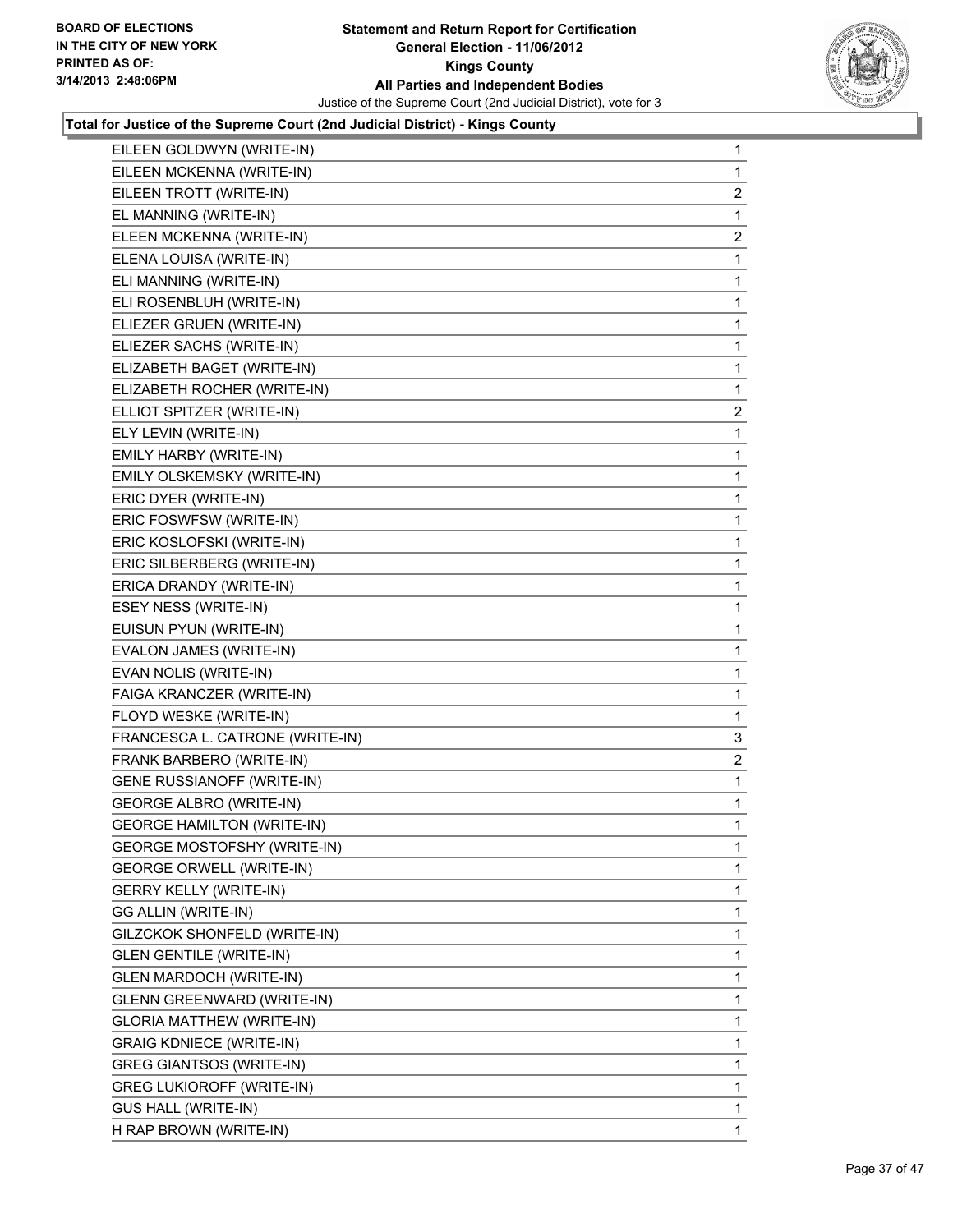**Total for Justice of the Supreme Court (2nd Judicial District) - Kings County**

| | |
|---|---|
| EILEEN GOLDWYN (WRITE-IN) | 1 |
| EILEEN MCKENNA (WRITE-IN) | 1 |
| EILEEN TROTT (WRITE-IN) | 2 |
| EL MANNING (WRITE-IN) | 1 |
| ELEEN MCKENNA (WRITE-IN) | 2 |
| ELENA LOUISA (WRITE-IN) | 1 |
| ELI MANNING (WRITE-IN) | 1 |
| ELI ROSENBLUH (WRITE-IN) | 1 |
| ELIEZER GRUEN (WRITE-IN) | 1 |
| ELIEZER SACHS (WRITE-IN) | 1 |
| ELIZABETH BAGET (WRITE-IN) | 1 |
| ELIZABETH ROCHER (WRITE-IN) | 1 |
| ELLIOT SPITZER (WRITE-IN) | 2 |
| ELY LEVIN (WRITE-IN) | 1 |
| EMILY HARBY (WRITE-IN) | 1 |
| EMILY OLSKEMSKY (WRITE-IN) | 1 |
| ERIC DYER (WRITE-IN) | 1 |
| ERIC FOSWFSW (WRITE-IN) | 1 |
| ERIC KOSLOFSKI (WRITE-IN) | 1 |
| ERIC SILBERBERG (WRITE-IN) | 1 |
| ERICA DRANDY (WRITE-IN) | 1 |
| ESEY NESS (WRITE-IN) | 1 |
| EUISUN PYUN (WRITE-IN) | 1 |
| EVALON JAMES (WRITE-IN) | 1 |
| EVAN NOLIS (WRITE-IN) | 1 |
| FAIGA KRANCZER (WRITE-IN) | 1 |
| FLOYD WESKE (WRITE-IN) | 1 |
| FRANCESCA L. CATRONE (WRITE-IN) | 3 |
| FRANK BARBERO (WRITE-IN) | 2 |
| GENE RUSSIANOFF (WRITE-IN) | 1 |
| GEORGE ALBRO (WRITE-IN) | 1 |
| GEORGE HAMILTON (WRITE-IN) | 1 |
| GEORGE MOSTOFSHY (WRITE-IN) | 1 |
| GEORGE ORWELL (WRITE-IN) | 1 |
| GERRY KELLY (WRITE-IN) | 1 |
| GG ALLIN (WRITE-IN) | 1 |
| GILZCKOK SHONFELD (WRITE-IN) | 1 |
| GLEN GENTILE (WRITE-IN) | 1 |
| GLEN MARDOCH (WRITE-IN) | 1 |
| GLENN GREENWARD (WRITE-IN) | 1 |
| GLORIA MATTHEW (WRITE-IN) | 1 |
| GRAIG KDNIECE (WRITE-IN) | 1 |
| GREG GIANTSOS (WRITE-IN) | 1 |
| GREG LUKIOROFF (WRITE-IN) | 1 |
| GUS HALL (WRITE-IN) | 1 |
| H RAP BROWN (WRITE-IN) | 1 |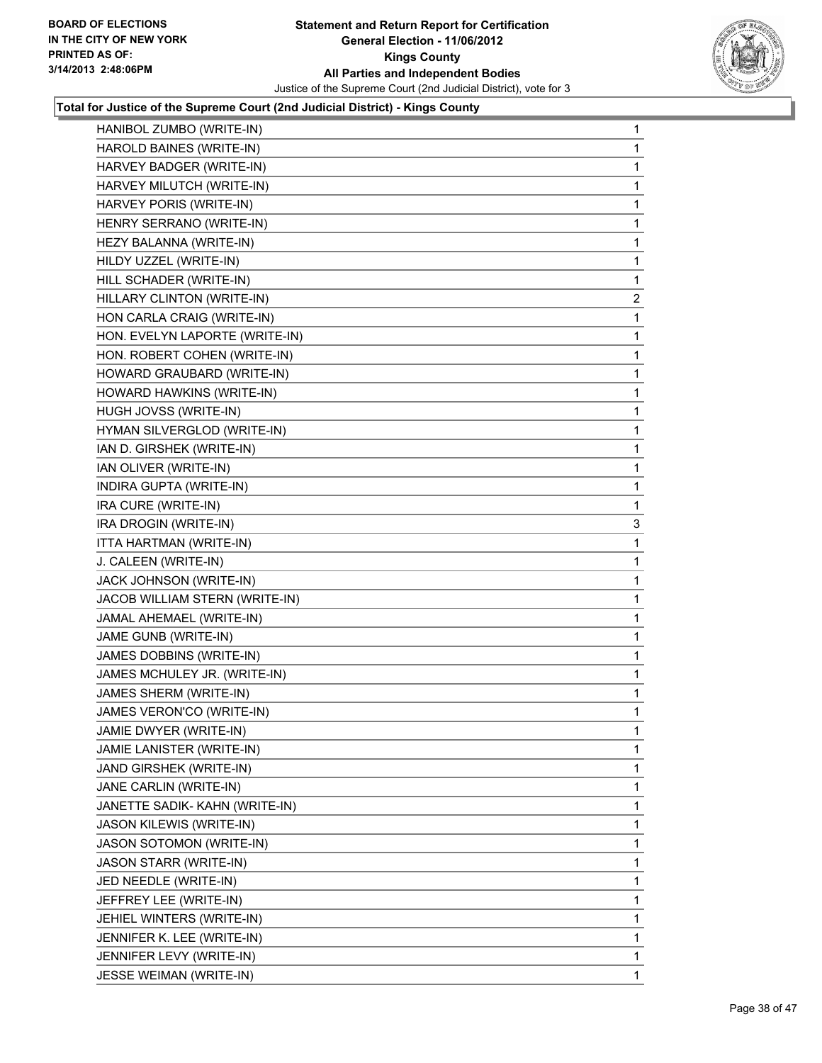**Total for Justice of the Supreme Court (2nd Judicial District) - Kings County**

| | |
|---|---|
| HANIBOL ZUMBO (WRITE-IN) | 1 |
| HAROLD BAINES (WRITE-IN) | 1 |
| HARVEY BADGER (WRITE-IN) | 1 |
| HARVEY MILUTCH (WRITE-IN) | 1 |
| HARVEY PORIS (WRITE-IN) | 1 |
| HENRY SERRANO (WRITE-IN) | 1 |
| HEZY BALANNA (WRITE-IN) | 1 |
| HILDY UZZEL (WRITE-IN) | 1 |
| HILL SCHADER (WRITE-IN) | 1 |
| HILLARY CLINTON (WRITE-IN) | 2 |
| HON CARLA CRAIG (WRITE-IN) | 1 |
| HON. EVELYN LAPORTE (WRITE-IN) | 1 |
| HON. ROBERT COHEN (WRITE-IN) | 1 |
| HOWARD GRAUBARD (WRITE-IN) | 1 |
| HOWARD HAWKINS (WRITE-IN) | 1 |
| HUGH JOVSS (WRITE-IN) | 1 |
| HYMAN SILVERGLOD (WRITE-IN) | 1 |
| IAN D. GIRSHEK (WRITE-IN) | 1 |
| IAN OLIVER (WRITE-IN) | 1 |
| INDIRA GUPTA (WRITE-IN) | 1 |
| IRA CURE (WRITE-IN) | 1 |
| IRA DROGIN (WRITE-IN) | 3 |
| ITTA HARTMAN (WRITE-IN) | 1 |
| J. CALEEN (WRITE-IN) | 1 |
| JACK JOHNSON (WRITE-IN) | 1 |
| JACOB WILLIAM STERN (WRITE-IN) | 1 |
| JAMAL AHEMAEL (WRITE-IN) | 1 |
| JAME GUNB (WRITE-IN) | 1 |
| JAMES DOBBINS (WRITE-IN) | 1 |
| JAMES MCHULEY JR. (WRITE-IN) | 1 |
| JAMES SHERM (WRITE-IN) | 1 |
| JAMES VERON'CO (WRITE-IN) | 1 |
| JAMIE DWYER (WRITE-IN) | 1 |
| JAMIE LANISTER (WRITE-IN) | 1 |
| JAND GIRSHEK (WRITE-IN) | 1 |
| JANE CARLIN (WRITE-IN) | 1 |
| JANETTE SADIK- KAHN (WRITE-IN) | 1 |
| JASON KILEWIS (WRITE-IN) | 1 |
| JASON SOTOMON (WRITE-IN) | 1 |
| JASON STARR (WRITE-IN) | 1 |
| JED NEEDLE (WRITE-IN) | 1 |
| JEFFREY LEE (WRITE-IN) | 1 |
| JEHIEL WINTERS (WRITE-IN) | 1 |
| JENNIFER K. LEE (WRITE-IN) | 1 |
| JENNIFER LEVY (WRITE-IN) | 1 |
| JESSE WEIMAN (WRITE-IN) | 1 |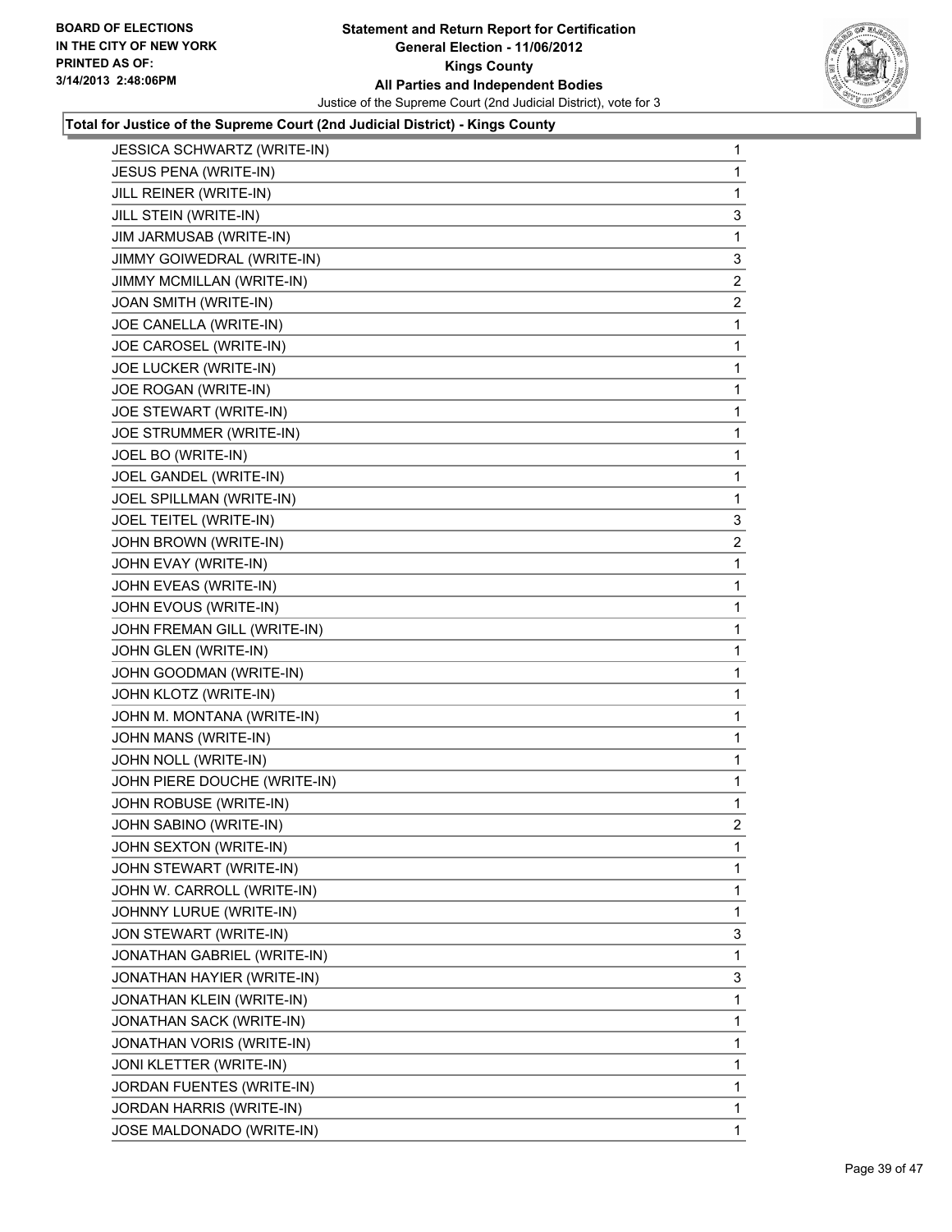**Statement and Return Report for Certification**
**General Election - 11/06/2012**
**Kings County**
**All Parties and Independent Bodies**
Justice of the Supreme Court (2nd Judicial District), vote for 3

BOARD OF ELECTIONS IN THE CITY OF NEW YORK PRINTED AS OF: 3/14/2013 2:48:06PM

**Total for Justice of the Supreme Court (2nd Judicial District) - Kings County**

| | |
|---|---|
| JESSICA SCHWARTZ (WRITE-IN) | 1 |
| JESUS PENA (WRITE-IN) | 1 |
| JILL REINER (WRITE-IN) | 1 |
| JILL STEIN (WRITE-IN) | 3 |
| JIM JARMUSAB (WRITE-IN) | 1 |
| JIMMY GOIWEDRAL (WRITE-IN) | 3 |
| JIMMY MCMILLAN (WRITE-IN) | 2 |
| JOAN SMITH (WRITE-IN) | 2 |
| JOE CANELLA (WRITE-IN) | 1 |
| JOE CAROSEL (WRITE-IN) | 1 |
| JOE LUCKER (WRITE-IN) | 1 |
| JOE ROGAN (WRITE-IN) | 1 |
| JOE STEWART (WRITE-IN) | 1 |
| JOE STRUMMER (WRITE-IN) | 1 |
| JOEL BO (WRITE-IN) | 1 |
| JOEL GANDEL (WRITE-IN) | 1 |
| JOEL SPILLMAN (WRITE-IN) | 1 |
| JOEL TEITEL (WRITE-IN) | 3 |
| JOHN BROWN (WRITE-IN) | 2 |
| JOHN EVAY (WRITE-IN) | 1 |
| JOHN EVEAS (WRITE-IN) | 1 |
| JOHN EVOUS (WRITE-IN) | 1 |
| JOHN FREMAN GILL (WRITE-IN) | 1 |
| JOHN GLEN (WRITE-IN) | 1 |
| JOHN GOODMAN (WRITE-IN) | 1 |
| JOHN KLOTZ (WRITE-IN) | 1 |
| JOHN M. MONTANA (WRITE-IN) | 1 |
| JOHN MANS (WRITE-IN) | 1 |
| JOHN NOLL (WRITE-IN) | 1 |
| JOHN PIERE DOUCHE (WRITE-IN) | 1 |
| JOHN ROBUSE (WRITE-IN) | 1 |
| JOHN SABINO (WRITE-IN) | 2 |
| JOHN SEXTON (WRITE-IN) | 1 |
| JOHN STEWART (WRITE-IN) | 1 |
| JOHN W. CARROLL (WRITE-IN) | 1 |
| JOHNNY LURUE (WRITE-IN) | 1 |
| JON STEWART (WRITE-IN) | 3 |
| JONATHAN GABRIEL (WRITE-IN) | 1 |
| JONATHAN HAYIER (WRITE-IN) | 3 |
| JONATHAN KLEIN (WRITE-IN) | 1 |
| JONATHAN SACK (WRITE-IN) | 1 |
| JONATHAN VORIS (WRITE-IN) | 1 |
| JONI KLETTER (WRITE-IN) | 1 |
| JORDAN FUENTES (WRITE-IN) | 1 |
| JORDAN HARRIS (WRITE-IN) | 1 |
| JOSE MALDONADO (WRITE-IN) | 1 |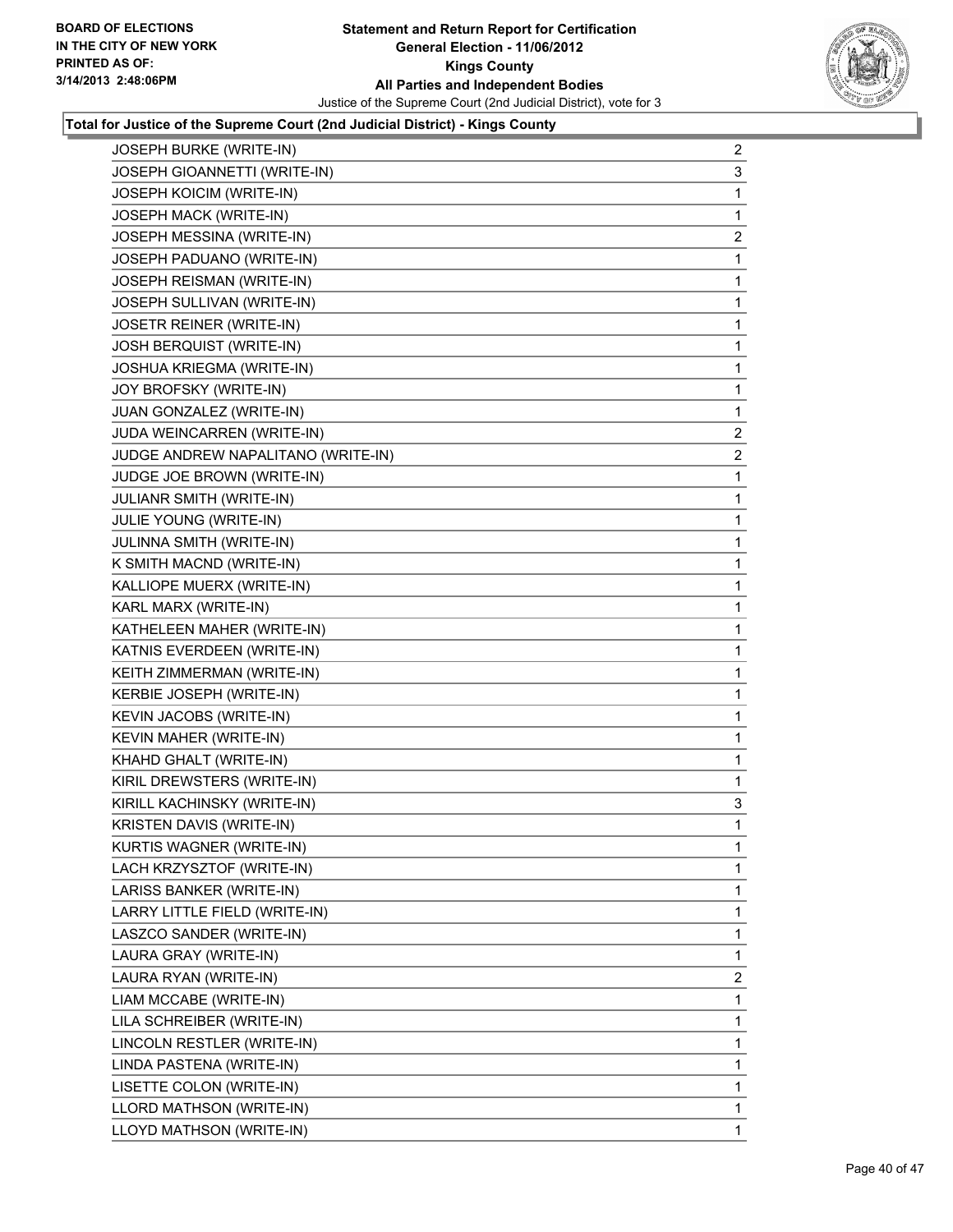**BOARD OF ELECTIONS IN THE CITY OF NEW YORK**
**PRINTED AS OF: 3/14/2013 2:48:06PM**

**Statement and Return Report for Certification**
**General Election - 11/06/2012**
**Kings County**
**All Parties and Independent Bodies**
Justice of the Supreme Court (2nd Judicial District), vote for 3

**Total for Justice of the Supreme Court (2nd Judicial District) - Kings County**

| Candidate | Votes |
|---|---|
| JOSEPH BURKE (WRITE-IN) | 2 |
| JOSEPH GIOANNETTI (WRITE-IN) | 3 |
| JOSEPH KOICIM (WRITE-IN) | 1 |
| JOSEPH MACK (WRITE-IN) | 1 |
| JOSEPH MESSINA (WRITE-IN) | 2 |
| JOSEPH PADUANO (WRITE-IN) | 1 |
| JOSEPH REISMAN (WRITE-IN) | 1 |
| JOSEPH SULLIVAN (WRITE-IN) | 1 |
| JOSETR REINER (WRITE-IN) | 1 |
| JOSH BERQUIST (WRITE-IN) | 1 |
| JOSHUA KRIEGMA (WRITE-IN) | 1 |
| JOY BROFSKY (WRITE-IN) | 1 |
| JUAN GONZALEZ (WRITE-IN) | 1 |
| JUDA WEINCARREN (WRITE-IN) | 2 |
| JUDGE ANDREW NAPALITANO (WRITE-IN) | 2 |
| JUDGE JOE BROWN (WRITE-IN) | 1 |
| JULIANR SMITH (WRITE-IN) | 1 |
| JULIE YOUNG (WRITE-IN) | 1 |
| JULINNA SMITH (WRITE-IN) | 1 |
| K SMITH MACND (WRITE-IN) | 1 |
| KALLIOPE MUERX (WRITE-IN) | 1 |
| KARL MARX (WRITE-IN) | 1 |
| KATHELEEN MAHER (WRITE-IN) | 1 |
| KATNIS EVERDEEN (WRITE-IN) | 1 |
| KEITH ZIMMERMAN (WRITE-IN) | 1 |
| KERBIE JOSEPH (WRITE-IN) | 1 |
| KEVIN JACOBS (WRITE-IN) | 1 |
| KEVIN MAHER (WRITE-IN) | 1 |
| KHAHD GHALT (WRITE-IN) | 1 |
| KIRIL DREWSTERS (WRITE-IN) | 1 |
| KIRILL KACHINSKY (WRITE-IN) | 3 |
| KRISTEN DAVIS (WRITE-IN) | 1 |
| KURTIS WAGNER (WRITE-IN) | 1 |
| LACH KRZYSZTOF (WRITE-IN) | 1 |
| LARISS BANKER (WRITE-IN) | 1 |
| LARRY LITTLE FIELD (WRITE-IN) | 1 |
| LASZCO SANDER (WRITE-IN) | 1 |
| LAURA GRAY (WRITE-IN) | 1 |
| LAURA RYAN (WRITE-IN) | 2 |
| LIAM MCCABE (WRITE-IN) | 1 |
| LILA SCHREIBER (WRITE-IN) | 1 |
| LINCOLN RESTLER (WRITE-IN) | 1 |
| LINDA PASTENA (WRITE-IN) | 1 |
| LISETTE COLON (WRITE-IN) | 1 |
| LLORD MATHSON (WRITE-IN) | 1 |
| LLOYD MATHSON (WRITE-IN) | 1 |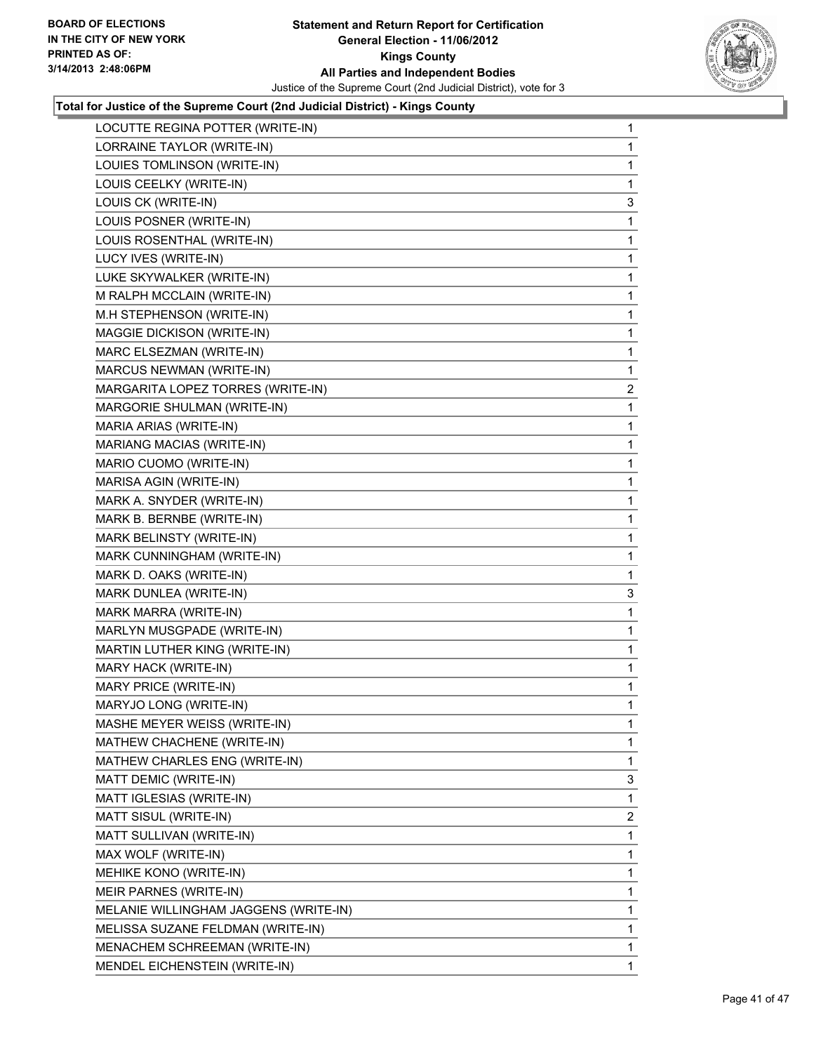BOARD OF ELECTIONS
IN THE CITY OF NEW YORK
PRINTED AS OF:
3/14/2013 2:48:06PM

**Statement and Return Report for Certification**
**General Election - 11/06/2012**
**Kings County**
**All Parties and Independent Bodies**
Justice of the Supreme Court (2nd Judicial District), vote for 3

**Total for Justice of the Supreme Court (2nd Judicial District) - Kings County**

| | |
|---|---|
| LOCUTTE REGINA POTTER (WRITE-IN) | 1 |
| LORRAINE TAYLOR (WRITE-IN) | 1 |
| LOUIES TOMLINSON (WRITE-IN) | 1 |
| LOUIS CEELKY (WRITE-IN) | 1 |
| LOUIS CK (WRITE-IN) | 3 |
| LOUIS POSNER (WRITE-IN) | 1 |
| LOUIS ROSENTHAL (WRITE-IN) | 1 |
| LUCY IVES (WRITE-IN) | 1 |
| LUKE SKYWALKER (WRITE-IN) | 1 |
| M RALPH MCCLAIN (WRITE-IN) | 1 |
| M.H STEPHENSON (WRITE-IN) | 1 |
| MAGGIE DICKISON (WRITE-IN) | 1 |
| MARC ELSEZMAN (WRITE-IN) | 1 |
| MARCUS NEWMAN (WRITE-IN) | 1 |
| MARGARITA LOPEZ TORRES (WRITE-IN) | 2 |
| MARGORIE SHULMAN (WRITE-IN) | 1 |
| MARIA ARIAS (WRITE-IN) | 1 |
| MARIANG MACIAS (WRITE-IN) | 1 |
| MARIO CUOMO (WRITE-IN) | 1 |
| MARISA AGIN (WRITE-IN) | 1 |
| MARK A. SNYDER (WRITE-IN) | 1 |
| MARK B. BERNBE (WRITE-IN) | 1 |
| MARK BELINSTY (WRITE-IN) | 1 |
| MARK CUNNINGHAM (WRITE-IN) | 1 |
| MARK D. OAKS (WRITE-IN) | 1 |
| MARK DUNLEA (WRITE-IN) | 3 |
| MARK MARRA (WRITE-IN) | 1 |
| MARLYN MUSGPADE (WRITE-IN) | 1 |
| MARTIN LUTHER KING (WRITE-IN) | 1 |
| MARY HACK (WRITE-IN) | 1 |
| MARY PRICE (WRITE-IN) | 1 |
| MARYJO LONG (WRITE-IN) | 1 |
| MASHE MEYER WEISS (WRITE-IN) | 1 |
| MATHEW CHACHENE (WRITE-IN) | 1 |
| MATHEW CHARLES ENG (WRITE-IN) | 1 |
| MATT DEMIC (WRITE-IN) | 3 |
| MATT IGLESIAS (WRITE-IN) | 1 |
| MATT SISUL (WRITE-IN) | 2 |
| MATT SULLIVAN (WRITE-IN) | 1 |
| MAX WOLF (WRITE-IN) | 1 |
| MEHIKE KONO (WRITE-IN) | 1 |
| MEIR PARNES (WRITE-IN) | 1 |
| MELANIE WILLINGHAM JAGGENS (WRITE-IN) | 1 |
| MELISSA SUZANE FELDMAN (WRITE-IN) | 1 |
| MENACHEM SCHREEMAN (WRITE-IN) | 1 |
| MENDEL EICHENSTEIN (WRITE-IN) | 1 |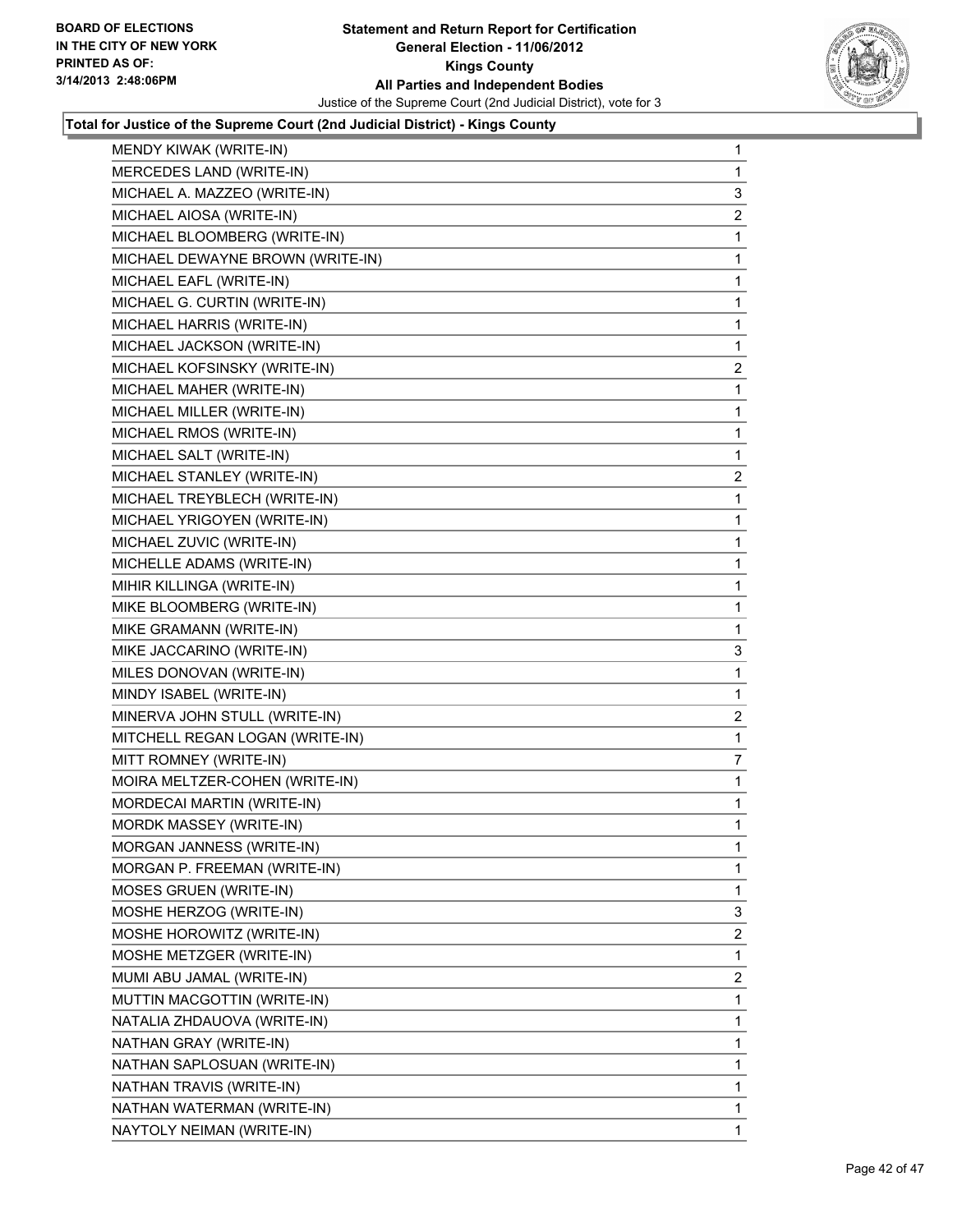**Total for Justice of the Supreme Court (2nd Judicial District) - Kings County**

| | |
|---|---|
| MENDY KIWAK (WRITE-IN) | 1 |
| MERCEDES LAND (WRITE-IN) | 1 |
| MICHAEL A. MAZZEO (WRITE-IN) | 3 |
| MICHAEL AIOSA (WRITE-IN) | 2 |
| MICHAEL BLOOMBERG (WRITE-IN) | 1 |
| MICHAEL DEWAYNE BROWN (WRITE-IN) | 1 |
| MICHAEL EAFL (WRITE-IN) | 1 |
| MICHAEL G. CURTIN (WRITE-IN) | 1 |
| MICHAEL HARRIS (WRITE-IN) | 1 |
| MICHAEL JACKSON (WRITE-IN) | 1 |
| MICHAEL KOFSINSKY (WRITE-IN) | 2 |
| MICHAEL MAHER (WRITE-IN) | 1 |
| MICHAEL MILLER (WRITE-IN) | 1 |
| MICHAEL RMOS (WRITE-IN) | 1 |
| MICHAEL SALT (WRITE-IN) | 1 |
| MICHAEL STANLEY (WRITE-IN) | 2 |
| MICHAEL TREYBLECH (WRITE-IN) | 1 |
| MICHAEL YRIGOYEN (WRITE-IN) | 1 |
| MICHAEL ZUVIC (WRITE-IN) | 1 |
| MICHELLE ADAMS (WRITE-IN) | 1 |
| MIHIR KILLINGA (WRITE-IN) | 1 |
| MIKE BLOOMBERG (WRITE-IN) | 1 |
| MIKE GRAMANN (WRITE-IN) | 1 |
| MIKE JACCARINO (WRITE-IN) | 3 |
| MILES DONOVAN (WRITE-IN) | 1 |
| MINDY ISABEL (WRITE-IN) | 1 |
| MINERVA JOHN STULL (WRITE-IN) | 2 |
| MITCHELL REGAN LOGAN (WRITE-IN) | 1 |
| MITT ROMNEY (WRITE-IN) | 7 |
| MOIRA MELTZER-COHEN (WRITE-IN) | 1 |
| MORDECAI MARTIN (WRITE-IN) | 1 |
| MORDK MASSEY (WRITE-IN) | 1 |
| MORGAN JANNESS (WRITE-IN) | 1 |
| MORGAN P. FREEMAN (WRITE-IN) | 1 |
| MOSES GRUEN (WRITE-IN) | 1 |
| MOSHE HERZOG (WRITE-IN) | 3 |
| MOSHE HOROWITZ (WRITE-IN) | 2 |
| MOSHE METZGER (WRITE-IN) | 1 |
| MUMI ABU JAMAL (WRITE-IN) | 2 |
| MUTTIN MACGOTTIN (WRITE-IN) | 1 |
| NATALIA ZHDAUOVA (WRITE-IN) | 1 |
| NATHAN GRAY (WRITE-IN) | 1 |
| NATHAN SAPLOSUAN (WRITE-IN) | 1 |
| NATHAN TRAVIS (WRITE-IN) | 1 |
| NATHAN WATERMAN (WRITE-IN) | 1 |
| NAYTOLY NEIMAN (WRITE-IN) | 1 |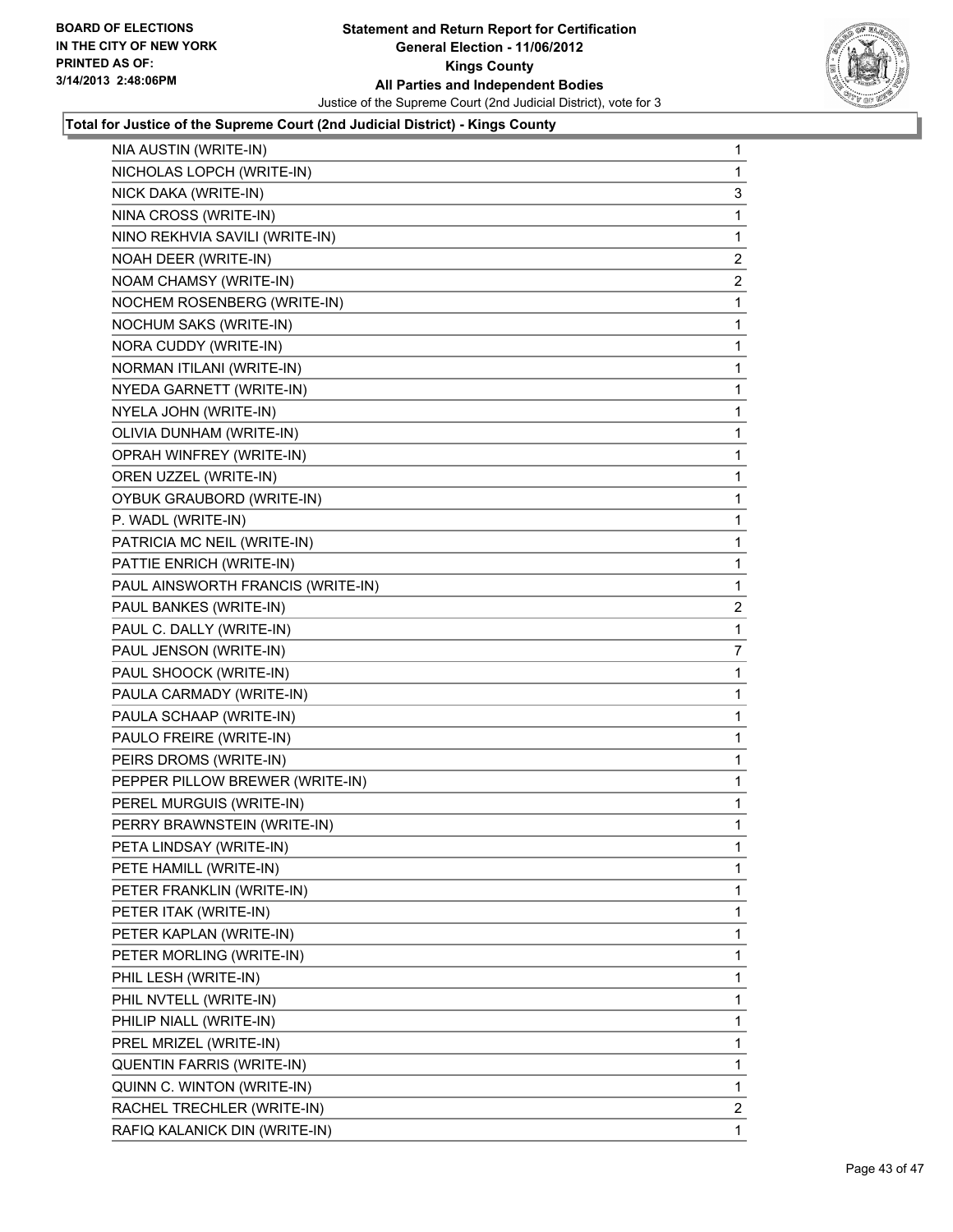**Total for Justice of the Supreme Court (2nd Judicial District) - Kings County**

| Candidate | Votes |
|---|---|
| NIA AUSTIN (WRITE-IN) | 1 |
| NICHOLAS LOPCH (WRITE-IN) | 1 |
| NICK DAKA (WRITE-IN) | 3 |
| NINA CROSS (WRITE-IN) | 1 |
| NINO REKHVIA SAVILI (WRITE-IN) | 1 |
| NOAH DEER (WRITE-IN) | 2 |
| NOAM CHAMSY (WRITE-IN) | 2 |
| NOCHEM ROSENBERG (WRITE-IN) | 1 |
| NOCHUM SAKS (WRITE-IN) | 1 |
| NORA CUDDY (WRITE-IN) | 1 |
| NORMAN ITILANI (WRITE-IN) | 1 |
| NYEDA GARNETT (WRITE-IN) | 1 |
| NYELA JOHN (WRITE-IN) | 1 |
| OLIVIA DUNHAM (WRITE-IN) | 1 |
| OPRAH WINFREY (WRITE-IN) | 1 |
| OREN UZZEL (WRITE-IN) | 1 |
| OYBUK GRAUBORD (WRITE-IN) | 1 |
| P. WADL (WRITE-IN) | 1 |
| PATRICIA MC NEIL (WRITE-IN) | 1 |
| PATTIE ENRICH (WRITE-IN) | 1 |
| PAUL AINSWORTH FRANCIS (WRITE-IN) | 1 |
| PAUL BANKES (WRITE-IN) | 2 |
| PAUL C. DALLY (WRITE-IN) | 1 |
| PAUL JENSON (WRITE-IN) | 7 |
| PAUL SHOOCK (WRITE-IN) | 1 |
| PAULA CARMADY (WRITE-IN) | 1 |
| PAULA SCHAAP (WRITE-IN) | 1 |
| PAULO FREIRE (WRITE-IN) | 1 |
| PEIRS DROMS (WRITE-IN) | 1 |
| PEPPER PILLOW BREWER (WRITE-IN) | 1 |
| PEREL MURGUIS (WRITE-IN) | 1 |
| PERRY BRAWNSTEIN (WRITE-IN) | 1 |
| PETA LINDSAY (WRITE-IN) | 1 |
| PETE HAMILL (WRITE-IN) | 1 |
| PETER FRANKLIN (WRITE-IN) | 1 |
| PETER ITAK (WRITE-IN) | 1 |
| PETER KAPLAN (WRITE-IN) | 1 |
| PETER MORLING (WRITE-IN) | 1 |
| PHIL LESH (WRITE-IN) | 1 |
| PHIL NVTELL (WRITE-IN) | 1 |
| PHILIP NIALL (WRITE-IN) | 1 |
| PREL MRIZEL (WRITE-IN) | 1 |
| QUENTIN FARRIS (WRITE-IN) | 1 |
| QUINN C. WINTON (WRITE-IN) | 1 |
| RACHEL TRECHLER (WRITE-IN) | 2 |
| RAFIQ KALANICK DIN (WRITE-IN) | 1 |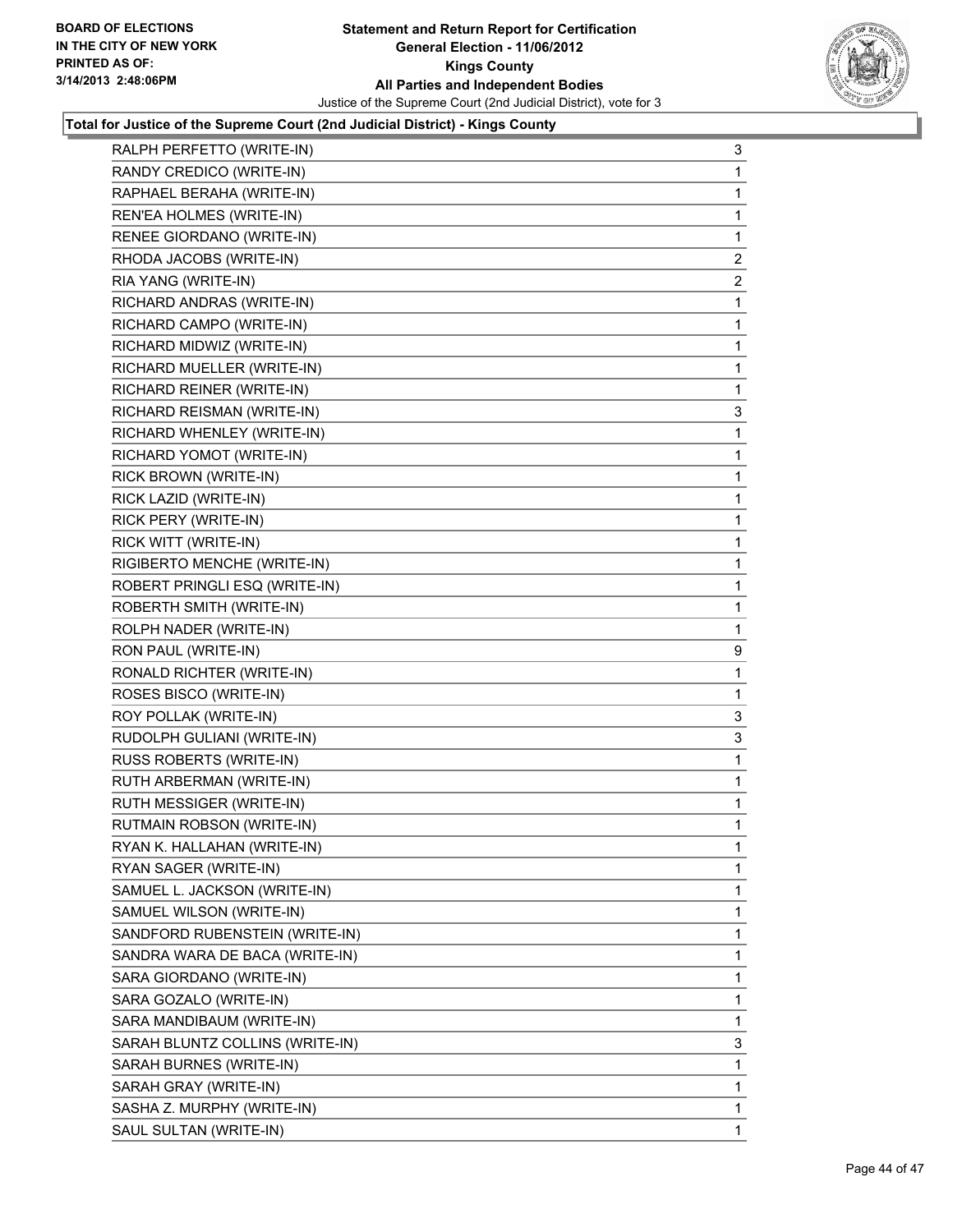**Total for Justice of the Supreme Court (2nd Judicial District) - Kings County**

| Candidate | Votes |
| --- | --- |
| RALPH PERFETTO (WRITE-IN) | 3 |
| RANDY CREDICO (WRITE-IN) | 1 |
| RAPHAEL BERAHA (WRITE-IN) | 1 |
| REN'EA HOLMES (WRITE-IN) | 1 |
| RENEE GIORDANO (WRITE-IN) | 1 |
| RHODA JACOBS (WRITE-IN) | 2 |
| RIA YANG (WRITE-IN) | 2 |
| RICHARD ANDRAS (WRITE-IN) | 1 |
| RICHARD CAMPO (WRITE-IN) | 1 |
| RICHARD MIDWIZ (WRITE-IN) | 1 |
| RICHARD MUELLER (WRITE-IN) | 1 |
| RICHARD REINER (WRITE-IN) | 1 |
| RICHARD REISMAN (WRITE-IN) | 3 |
| RICHARD WHENLEY (WRITE-IN) | 1 |
| RICHARD YOMOT (WRITE-IN) | 1 |
| RICK BROWN (WRITE-IN) | 1 |
| RICK LAZID (WRITE-IN) | 1 |
| RICK PERY (WRITE-IN) | 1 |
| RICK WITT (WRITE-IN) | 1 |
| RIGIBERTO MENCHE (WRITE-IN) | 1 |
| ROBERT PRINGLI ESQ (WRITE-IN) | 1 |
| ROBERTH SMITH (WRITE-IN) | 1 |
| ROLPH NADER (WRITE-IN) | 1 |
| RON PAUL (WRITE-IN) | 9 |
| RONALD RICHTER (WRITE-IN) | 1 |
| ROSES BISCO (WRITE-IN) | 1 |
| ROY POLLAK (WRITE-IN) | 3 |
| RUDOLPH GULIANI (WRITE-IN) | 3 |
| RUSS ROBERTS (WRITE-IN) | 1 |
| RUTH ARBERMAN (WRITE-IN) | 1 |
| RUTH MESSIGER (WRITE-IN) | 1 |
| RUTMAIN ROBSON (WRITE-IN) | 1 |
| RYAN K. HALLAHAN (WRITE-IN) | 1 |
| RYAN SAGER (WRITE-IN) | 1 |
| SAMUEL L. JACKSON (WRITE-IN) | 1 |
| SAMUEL WILSON (WRITE-IN) | 1 |
| SANDFORD RUBENSTEIN (WRITE-IN) | 1 |
| SANDRA WARA DE BACA (WRITE-IN) | 1 |
| SARA GIORDANO (WRITE-IN) | 1 |
| SARA GOZALO (WRITE-IN) | 1 |
| SARA MANDIBAUM (WRITE-IN) | 1 |
| SARAH BLUNTZ COLLINS (WRITE-IN) | 3 |
| SARAH BURNES (WRITE-IN) | 1 |
| SARAH GRAY (WRITE-IN) | 1 |
| SASHA Z. MURPHY (WRITE-IN) | 1 |
| SAUL SULTAN (WRITE-IN) | 1 |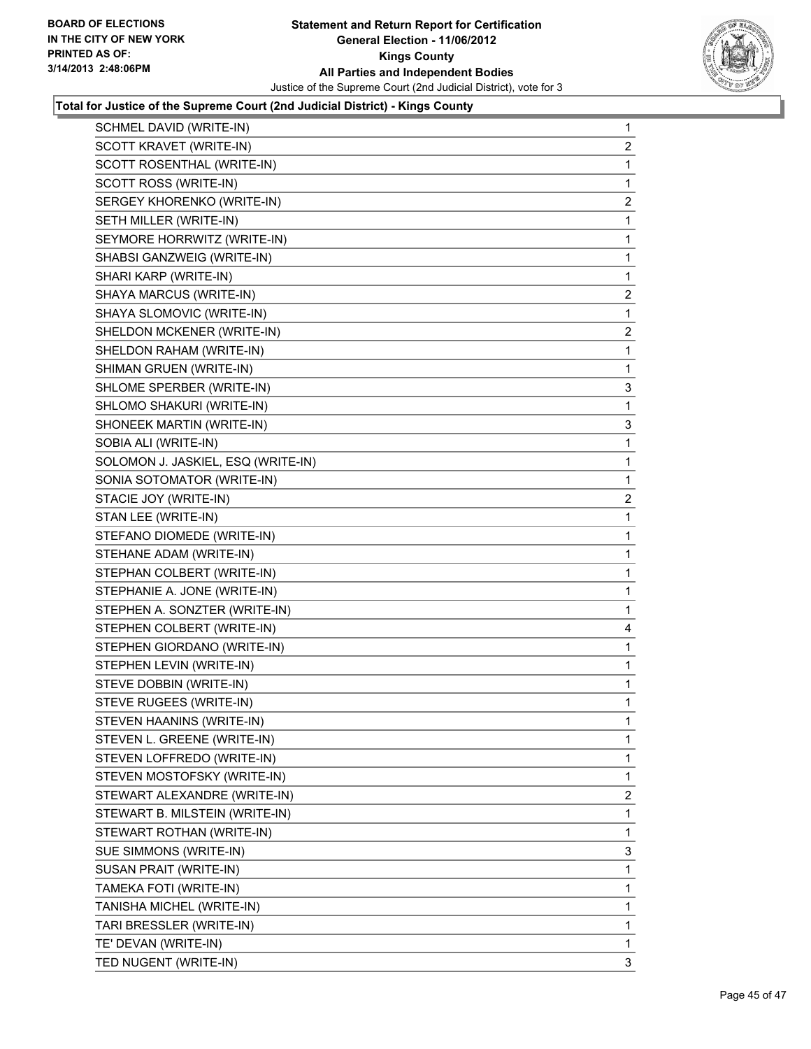**Statement and Return Report for Certification**
**General Election - 11/06/2012**
**Kings County**
**All Parties and Independent Bodies**
Justice of the Supreme Court (2nd Judicial District), vote for 3

BOARD OF ELECTIONS IN THE CITY OF NEW YORK PRINTED AS OF: 3/14/2013 2:48:06PM

**Total for Justice of the Supreme Court (2nd Judicial District) - Kings County**

| | |
|---|---|
| SCHMEL DAVID (WRITE-IN) | 1 |
| SCOTT KRAVET (WRITE-IN) | 2 |
| SCOTT ROSENTHAL (WRITE-IN) | 1 |
| SCOTT ROSS (WRITE-IN) | 1 |
| SERGEY KHORENKO (WRITE-IN) | 2 |
| SETH MILLER (WRITE-IN) | 1 |
| SEYMORE HORRWITZ (WRITE-IN) | 1 |
| SHABSI GANZWEIG (WRITE-IN) | 1 |
| SHARI KARP (WRITE-IN) | 1 |
| SHAYA MARCUS (WRITE-IN) | 2 |
| SHAYA SLOMOVIC (WRITE-IN) | 1 |
| SHELDON MCKENER (WRITE-IN) | 2 |
| SHELDON RAHAM (WRITE-IN) | 1 |
| SHIMAN GRUEN (WRITE-IN) | 1 |
| SHLOME SPERBER (WRITE-IN) | 3 |
| SHLOMO SHAKURI (WRITE-IN) | 1 |
| SHONEEK MARTIN (WRITE-IN) | 3 |
| SOBIA ALI (WRITE-IN) | 1 |
| SOLOMON J. JASKIEL, ESQ (WRITE-IN) | 1 |
| SONIA SOTOMATOR (WRITE-IN) | 1 |
| STACIE JOY (WRITE-IN) | 2 |
| STAN LEE (WRITE-IN) | 1 |
| STEFANO DIOMEDE (WRITE-IN) | 1 |
| STEHANE ADAM (WRITE-IN) | 1 |
| STEPHAN COLBERT (WRITE-IN) | 1 |
| STEPHANIE A. JONE (WRITE-IN) | 1 |
| STEPHEN A. SONZTER (WRITE-IN) | 1 |
| STEPHEN COLBERT (WRITE-IN) | 4 |
| STEPHEN GIORDANO (WRITE-IN) | 1 |
| STEPHEN LEVIN (WRITE-IN) | 1 |
| STEVE DOBBIN (WRITE-IN) | 1 |
| STEVE RUGEES (WRITE-IN) | 1 |
| STEVEN HAANINS (WRITE-IN) | 1 |
| STEVEN L. GREENE (WRITE-IN) | 1 |
| STEVEN LOFFREDO (WRITE-IN) | 1 |
| STEVEN MOSTOFSKY (WRITE-IN) | 1 |
| STEWART ALEXANDRE (WRITE-IN) | 2 |
| STEWART B. MILSTEIN (WRITE-IN) | 1 |
| STEWART ROTHAN (WRITE-IN) | 1 |
| SUE SIMMONS (WRITE-IN) | 3 |
| SUSAN PRAIT (WRITE-IN) | 1 |
| TAMEKA FOTI (WRITE-IN) | 1 |
| TANISHA MICHEL (WRITE-IN) | 1 |
| TARI BRESSLER (WRITE-IN) | 1 |
| TE' DEVAN (WRITE-IN) | 1 |
| TED NUGENT (WRITE-IN) | 3 |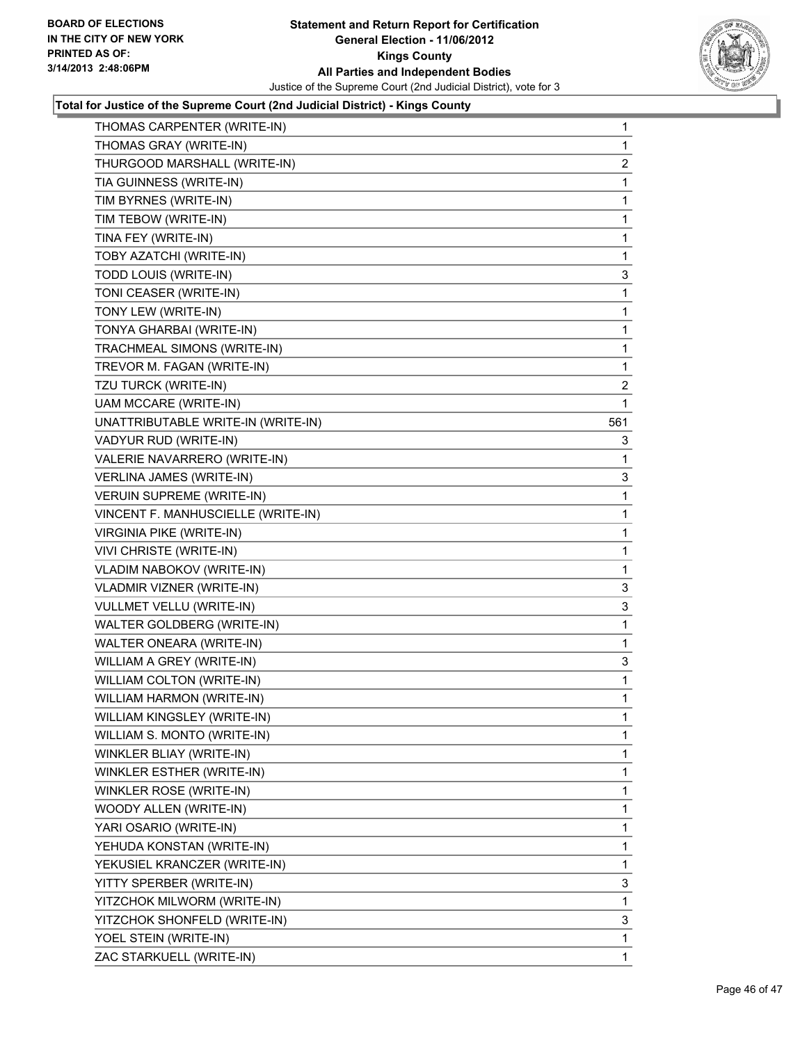BOARD OF ELECTIONS
IN THE CITY OF NEW YORK
PRINTED AS OF:
3/14/2013 2:48:06PM

**Statement and Return Report for Certification**
**General Election - 11/06/2012**
**Kings County**
**All Parties and Independent Bodies**
Justice of the Supreme Court (2nd Judicial District), vote for 3

**Total for Justice of the Supreme Court (2nd Judicial District) - Kings County**

| | |
|---|---|
| THOMAS CARPENTER (WRITE-IN) | 1 |
| THOMAS GRAY (WRITE-IN) | 1 |
| THURGOOD MARSHALL (WRITE-IN) | 2 |
| TIA GUINNESS (WRITE-IN) | 1 |
| TIM BYRNES (WRITE-IN) | 1 |
| TIM TEBOW (WRITE-IN) | 1 |
| TINA FEY (WRITE-IN) | 1 |
| TOBY AZATCHI (WRITE-IN) | 1 |
| TODD LOUIS (WRITE-IN) | 3 |
| TONI CEASER (WRITE-IN) | 1 |
| TONY LEW (WRITE-IN) | 1 |
| TONYA GHARBAI (WRITE-IN) | 1 |
| TRACHMEAL SIMONS (WRITE-IN) | 1 |
| TREVOR M. FAGAN (WRITE-IN) | 1 |
| TZU TURCK (WRITE-IN) | 2 |
| UAM MCCARE (WRITE-IN) | 1 |
| UNATTRIBUTABLE WRITE-IN (WRITE-IN) | 561 |
| VADYUR RUD (WRITE-IN) | 3 |
| VALERIE NAVARRERO (WRITE-IN) | 1 |
| VERLINA JAMES (WRITE-IN) | 3 |
| VERUIN SUPREME (WRITE-IN) | 1 |
| VINCENT F. MANHUSCIELLE (WRITE-IN) | 1 |
| VIRGINIA PIKE (WRITE-IN) | 1 |
| VIVI CHRISTE (WRITE-IN) | 1 |
| VLADIM NABOKOV (WRITE-IN) | 1 |
| VLADMIR VIZNER (WRITE-IN) | 3 |
| VULLMET VELLU (WRITE-IN) | 3 |
| WALTER GOLDBERG (WRITE-IN) | 1 |
| WALTER ONEARA (WRITE-IN) | 1 |
| WILLIAM A GREY (WRITE-IN) | 3 |
| WILLIAM COLTON (WRITE-IN) | 1 |
| WILLIAM HARMON (WRITE-IN) | 1 |
| WILLIAM KINGSLEY (WRITE-IN) | 1 |
| WILLIAM S. MONTO (WRITE-IN) | 1 |
| WINKLER BLIAY (WRITE-IN) | 1 |
| WINKLER ESTHER (WRITE-IN) | 1 |
| WINKLER ROSE (WRITE-IN) | 1 |
| WOODY ALLEN (WRITE-IN) | 1 |
| YARI OSARIO (WRITE-IN) | 1 |
| YEHUDA KONSTAN (WRITE-IN) | 1 |
| YEKUSIEL KRANCZER (WRITE-IN) | 1 |
| YITTY SPERBER (WRITE-IN) | 3 |
| YITZCHOK MILWORM (WRITE-IN) | 1 |
| YITZCHOK SHONFELD (WRITE-IN) | 3 |
| YOEL STEIN (WRITE-IN) | 1 |
| ZAC STARKUELL (WRITE-IN) | 1 |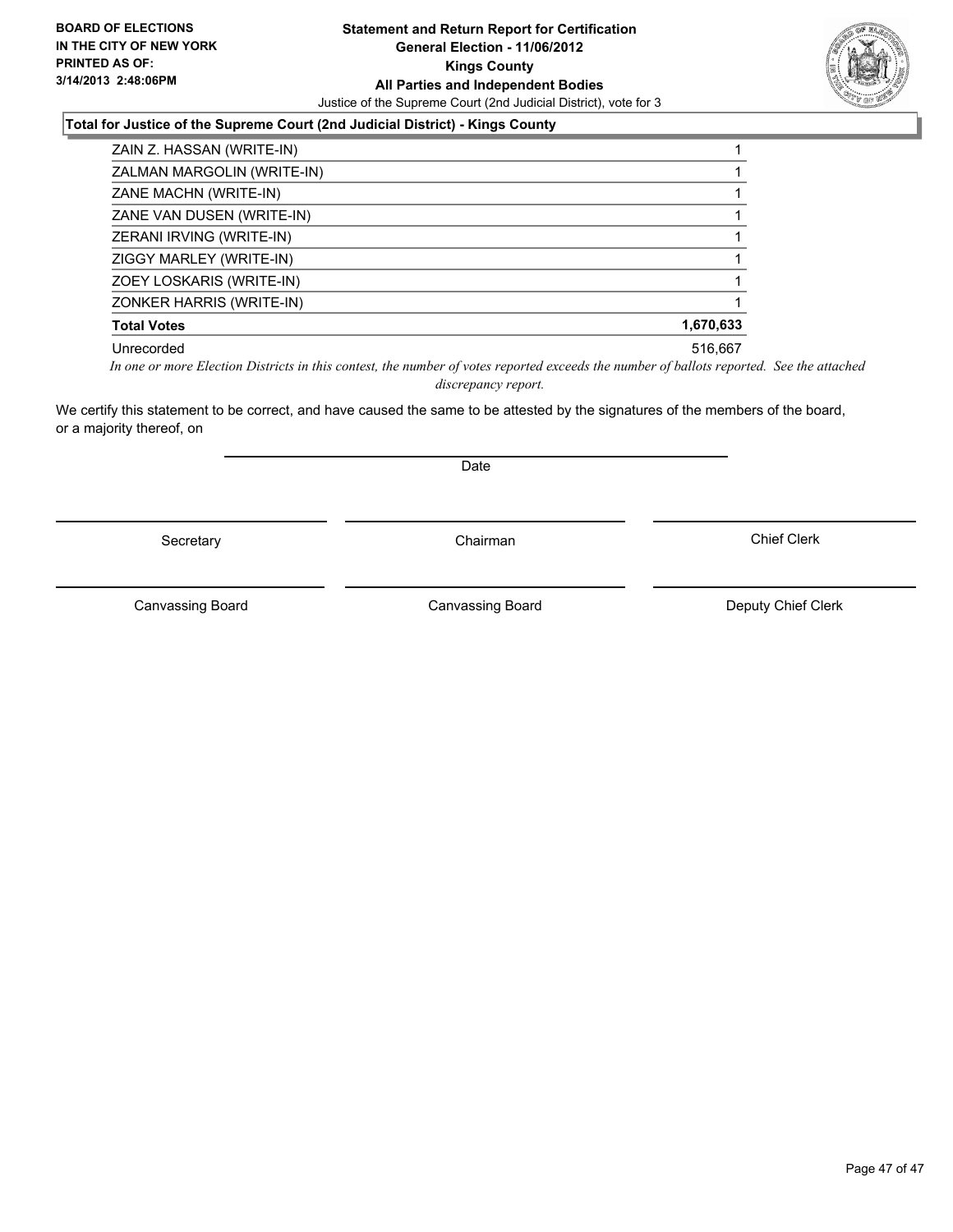**BOARD OF ELECTIONS IN THE CITY OF NEW YORK PRINTED AS OF: 3/14/2013 2:48:06PM**

**Statement and Return Report for Certification**
**General Election - 11/06/2012**
**Kings County**
**All Parties and Independent Bodies**
Justice of the Supreme Court (2nd Judicial District), vote for 3

**Total for Justice of the Supreme Court (2nd Judicial District) - Kings County**

| | |
|---|---|
| ZAIN Z. HASSAN (WRITE-IN) | 1 |
| ZALMAN MARGOLIN (WRITE-IN) | 1 |
| ZANE MACHN (WRITE-IN) | 1 |
| ZANE VAN DUSEN (WRITE-IN) | 1 |
| ZERANI IRVING (WRITE-IN) | 1 |
| ZIGGY MARLEY (WRITE-IN) | 1 |
| ZOEY LOSKARIS (WRITE-IN) | 1 |
| ZONKER HARRIS (WRITE-IN) | 1 |
| **Total Votes** | **1,670,633** |
| Unrecorded | 516,667 |

*In one or more Election Districts in this contest, the number of votes reported exceeds the number of ballots reported. See the attached discrepancy report.*

We certify this statement to be correct, and have caused the same to be attested by the signatures of the members of the board, or a majority thereof, on

Date

Secretary | Chairman | Chief Clerk

Canvassing Board | Canvassing Board | Deputy Chief Clerk